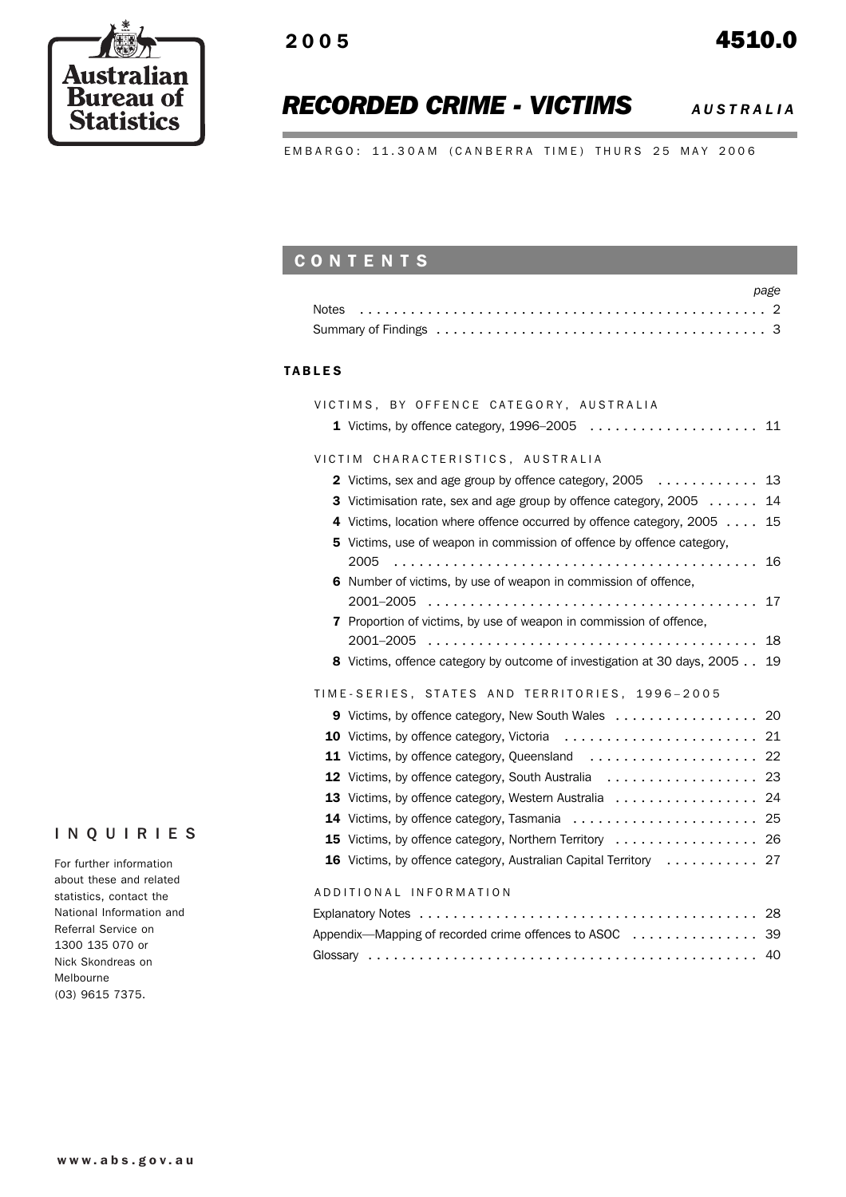Australian Bureau of Statistics

2005

4510.0

# *RECORDED CRIME - VICTIMS* *AUSTRALIA*

EMBARGO: 11.30AM (CANBERRA TIME) THURS 25 MAY 2006

## CONTENTS

| | page |
|---|---|
| Notes | 2 |
| Summary of Findings | 3 |

### TABLES

VICTIMS, BY OFFENCE CATEGORY, AUSTRALIA

| | | |
|---|---|---|
| **1** | Victims, by offence category, 1996–2005 | 11 |

VICTIM CHARACTERISTICS, AUSTRALIA

| | | |
|---|---|---|
| **2** | Victims, sex and age group by offence category, 2005 | 13 |
| **3** | Victimisation rate, sex and age group by offence category, 2005 | 14 |
| **4** | Victims, location where offence occurred by offence category, 2005 | 15 |
| **5** | Victims, use of weapon in commission of offence by offence category, 2005 | 16 |
| **6** | Number of victims, by use of weapon in commission of offence, 2001–2005 | 17 |
| **7** | Proportion of victims, by use of weapon in commission of offence, 2001–2005 | 18 |
| **8** | Victims, offence category by outcome of investigation at 30 days, 2005 | 19 |

TIME-SERIES, STATES AND TERRITORIES, 1996–2005

| | | |
|---|---|---|
| **9** | Victims, by offence category, New South Wales | 20 |
| **10** | Victims, by offence category, Victoria | 21 |
| **11** | Victims, by offence category, Queensland | 22 |
| **12** | Victims, by offence category, South Australia | 23 |
| **13** | Victims, by offence category, Western Australia | 24 |
| **14** | Victims, by offence category, Tasmania | 25 |
| **15** | Victims, by offence category, Northern Territory | 26 |
| **16** | Victims, by offence category, Australian Capital Territory | 27 |

ADDITIONAL INFORMATION

| | |
|---|---|
| Explanatory Notes | 28 |
| Appendix—Mapping of recorded crime offences to ASOC | 39 |
| Glossary | 40 |

## INQUIRIES

For further information about these and related statistics, contact the National Information and Referral Service on 1300 135 070 or Nick Skondreas on Melbourne (03) 9615 7375.

www.abs.gov.au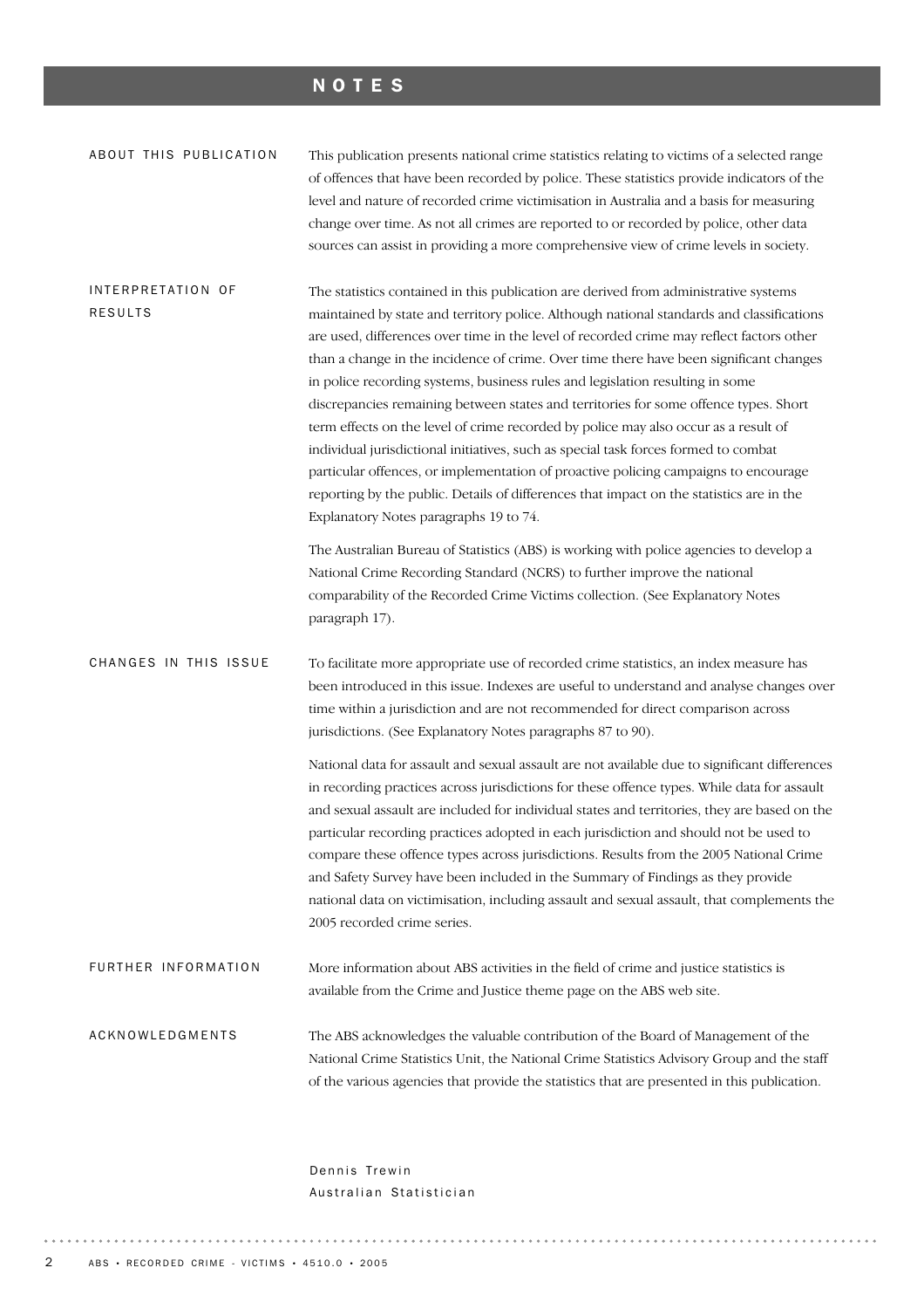# NOTES

## ABOUT THIS PUBLICATION

This publication presents national crime statistics relating to victims of a selected range of offences that have been recorded by police. These statistics provide indicators of the level and nature of recorded crime victimisation in Australia and a basis for measuring change over time. As not all crimes are reported to or recorded by police, other data sources can assist in providing a more comprehensive view of crime levels in society.

## INTERPRETATION OF RESULTS

The statistics contained in this publication are derived from administrative systems maintained by state and territory police. Although national standards and classifications are used, differences over time in the level of recorded crime may reflect factors other than a change in the incidence of crime. Over time there have been significant changes in police recording systems, business rules and legislation resulting in some discrepancies remaining between states and territories for some offence types. Short term effects on the level of crime recorded by police may also occur as a result of individual jurisdictional initiatives, such as special task forces formed to combat particular offences, or implementation of proactive policing campaigns to encourage reporting by the public. Details of differences that impact on the statistics are in the Explanatory Notes paragraphs 19 to 74.

The Australian Bureau of Statistics (ABS) is working with police agencies to develop a National Crime Recording Standard (NCRS) to further improve the national comparability of the Recorded Crime Victims collection. (See Explanatory Notes paragraph 17).

## CHANGES IN THIS ISSUE

To facilitate more appropriate use of recorded crime statistics, an index measure has been introduced in this issue. Indexes are useful to understand and analyse changes over time within a jurisdiction and are not recommended for direct comparison across jurisdictions. (See Explanatory Notes paragraphs 87 to 90).

National data for assault and sexual assault are not available due to significant differences in recording practices across jurisdictions for these offence types. While data for assault and sexual assault are included for individual states and territories, they are based on the particular recording practices adopted in each jurisdiction and should not be used to compare these offence types across jurisdictions. Results from the 2005 National Crime and Safety Survey have been included in the Summary of Findings as they provide national data on victimisation, including assault and sexual assault, that complements the 2005 recorded crime series.

## FURTHER INFORMATION

More information about ABS activities in the field of crime and justice statistics is available from the Crime and Justice theme page on the ABS web site.

## ACKNOWLEDGMENTS

The ABS acknowledges the valuable contribution of the Board of Management of the National Crime Statistics Unit, the National Crime Statistics Advisory Group and the staff of the various agencies that provide the statistics that are presented in this publication.

Dennis Trewin
Australian Statistician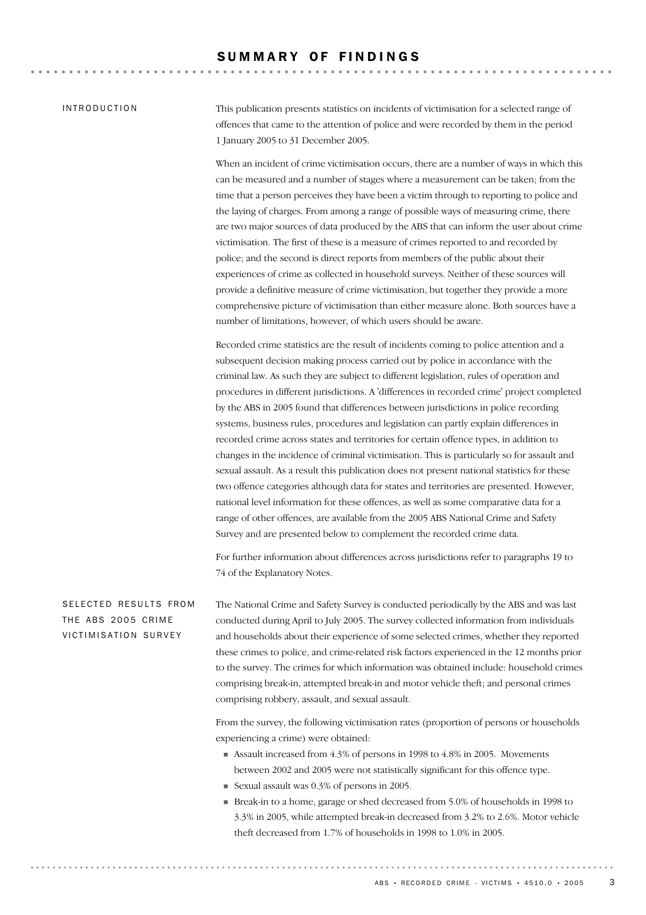# SUMMARY OF FINDINGS

## INTRODUCTION

This publication presents statistics on incidents of victimisation for a selected range of offences that came to the attention of police and were recorded by them in the period 1 January 2005 to 31 December 2005.

When an incident of crime victimisation occurs, there are a number of ways in which this can be measured and a number of stages where a measurement can be taken; from the time that a person perceives they have been a victim through to reporting to police and the laying of charges. From among a range of possible ways of measuring crime, there are two major sources of data produced by the ABS that can inform the user about crime victimisation. The first of these is a measure of crimes reported to and recorded by police; and the second is direct reports from members of the public about their experiences of crime as collected in household surveys. Neither of these sources will provide a definitive measure of crime victimisation, but together they provide a more comprehensive picture of victimisation than either measure alone. Both sources have a number of limitations, however, of which users should be aware.

Recorded crime statistics are the result of incidents coming to police attention and a subsequent decision making process carried out by police in accordance with the criminal law. As such they are subject to different legislation, rules of operation and procedures in different jurisdictions. A 'differences in recorded crime' project completed by the ABS in 2005 found that differences between jurisdictions in police recording systems, business rules, procedures and legislation can partly explain differences in recorded crime across states and territories for certain offence types, in addition to changes in the incidence of criminal victimisation. This is particularly so for assault and sexual assault. As a result this publication does not present national statistics for these two offence categories although data for states and territories are presented. However, national level information for these offences, as well as some comparative data for a range of other offences, are available from the 2005 ABS National Crime and Safety Survey and are presented below to complement the recorded crime data.

For further information about differences across jurisdictions refer to paragraphs 19 to 74 of the Explanatory Notes.

## SELECTED RESULTS FROM THE ABS 2005 CRIME VICTIMISATION SURVEY

The National Crime and Safety Survey is conducted periodically by the ABS and was last conducted during April to July 2005. The survey collected information from individuals and households about their experience of some selected crimes, whether they reported these crimes to police, and crime-related risk factors experienced in the 12 months prior to the survey. The crimes for which information was obtained include: household crimes comprising break-in, attempted break-in and motor vehicle theft; and personal crimes comprising robbery, assault, and sexual assault.

From the survey, the following victimisation rates (proportion of persons or households experiencing a crime) were obtained:

- Assault increased from 4.3% of persons in 1998 to 4.8% in 2005. Movements between 2002 and 2005 were not statistically significant for this offence type.
- Sexual assault was 0.3% of persons in 2005.
- Break-in to a home, garage or shed decreased from 5.0% of households in 1998 to 3.3% in 2005, while attempted break-in decreased from 3.2% to 2.6%. Motor vehicle theft decreased from 1.7% of households in 1998 to 1.0% in 2005.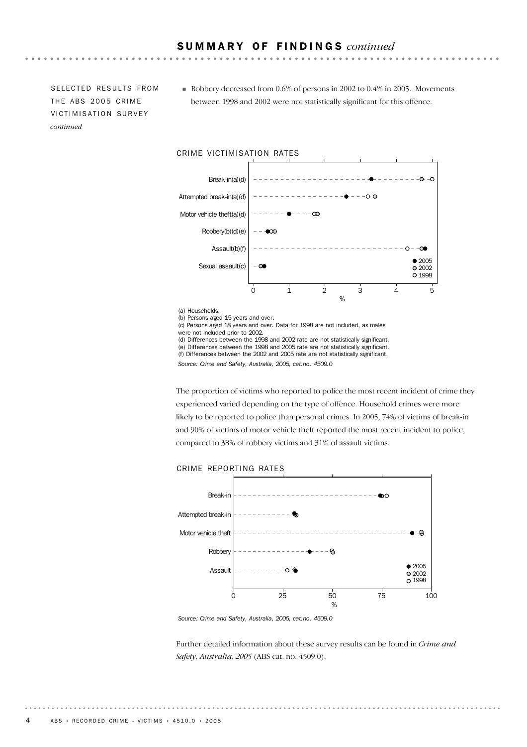# SUMMARY OF FINDINGS *continued*

SELECTED RESULTS FROM THE ABS 2005 CRIME VICTIMISATION SURVEY *continued*

- Robbery decreased from 0.6% of persons in 2002 to 0.4% in 2005. Movements between 1998 and 2002 were not statistically significant for this offence.

CRIME VICTIMISATION RATES

(a) Households.
(b) Persons aged 15 years and over.
(c) Persons aged 18 years and over. Data for 1998 are not included, as males were not included prior to 2002.
(d) Differences between the 1998 and 2002 rate are not statistically significant.
(e) Differences between the 1998 and 2005 rate are not statistically significant.
(f) Differences between the 2002 and 2005 rate are not statistically significant.

*Source: Crime and Safety, Australia, 2005, cat.no. 4509.0*

The proportion of victims who reported to police the most recent incident of crime they experienced varied depending on the type of offence. Household crimes were more likely to be reported to police than personal crimes. In 2005, 74% of victims of break-in and 90% of victims of motor vehicle theft reported the most recent incident to police, compared to 38% of robbery victims and 31% of assault victims.

CRIME REPORTING RATES

*Source: Crime and Safety, Australia, 2005, cat.no. 4509.0*

Further detailed information about these survey results can be found in *Crime and Safety, Australia, 2005* (ABS cat. no. 4509.0).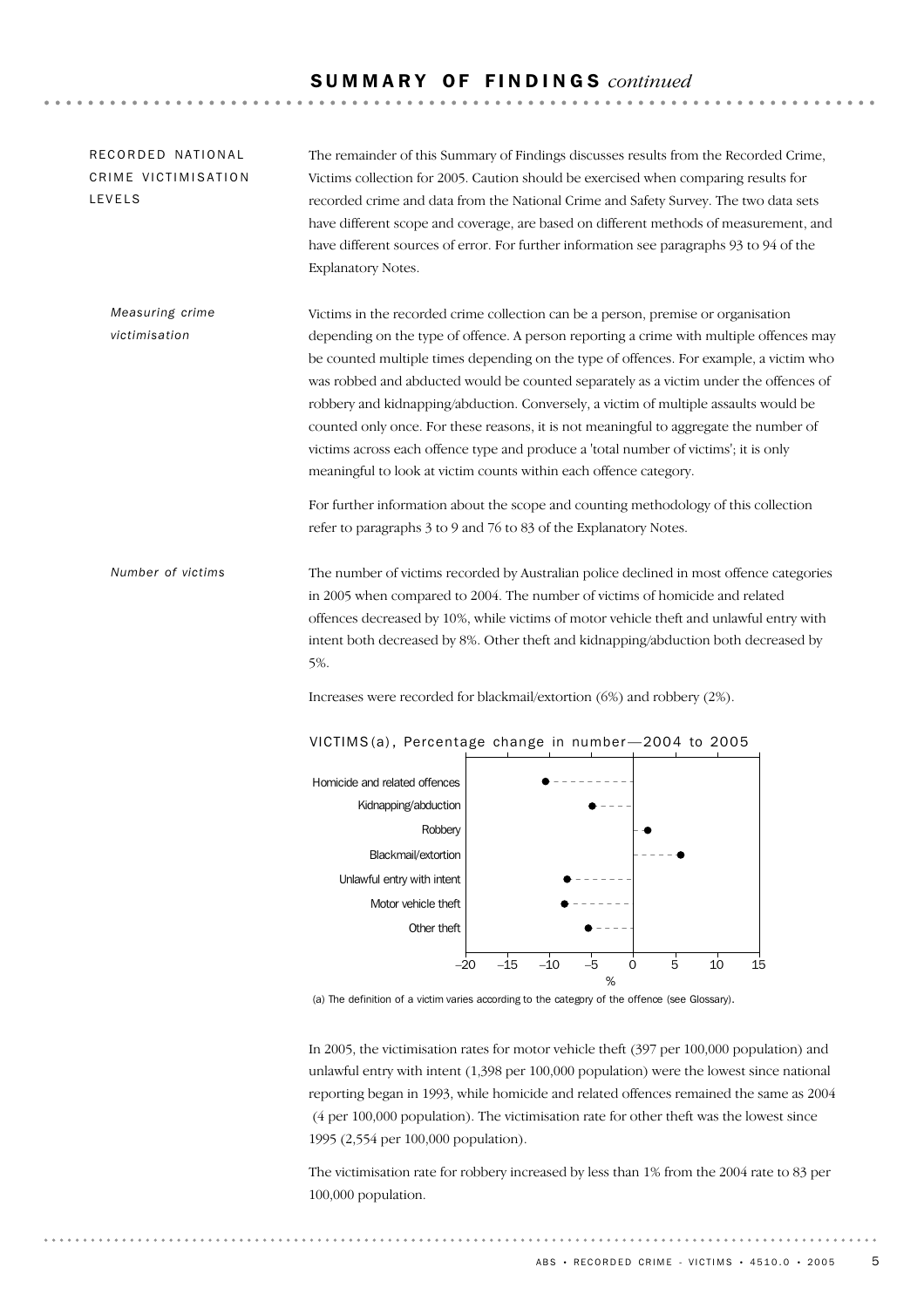# SUMMARY OF FINDINGS *continued*

## RECORDED NATIONAL CRIME VICTIMISATION LEVELS

The remainder of this Summary of Findings discusses results from the Recorded Crime, Victims collection for 2005. Caution should be exercised when comparing results for recorded crime and data from the National Crime and Safety Survey. The two data sets have different scope and coverage, are based on different methods of measurement, and have different sources of error. For further information see paragraphs 93 to 94 of the Explanatory Notes.

### *Measuring crime victimisation*

Victims in the recorded crime collection can be a person, premise or organisation depending on the type of offence. A person reporting a crime with multiple offences may be counted multiple times depending on the type of offences. For example, a victim who was robbed and abducted would be counted separately as a victim under the offences of robbery and kidnapping/abduction. Conversely, a victim of multiple assaults would be counted only once. For these reasons, it is not meaningful to aggregate the number of victims across each offence type and produce a 'total number of victims'; it is only meaningful to look at victim counts within each offence category.

For further information about the scope and counting methodology of this collection refer to paragraphs 3 to 9 and 76 to 83 of the Explanatory Notes.

### *Number of victims*

The number of victims recorded by Australian police declined in most offence categories in 2005 when compared to 2004. The number of victims of homicide and related offences decreased by 10%, while victims of motor vehicle theft and unlawful entry with intent both decreased by 8%. Other theft and kidnapping/abduction both decreased by 5%.

Increases were recorded for blackmail/extortion (6%) and robbery (2%).

VICTIMS(a), Percentage change in number—2004 to 2005

| Offence | % change (approx.) |
|---|---|
| Homicide and related offences | -10 |
| Kidnapping/abduction | -5 |
| Robbery | 2 |
| Blackmail/extortion | 6 |
| Unlawful entry with intent | -8 |
| Motor vehicle theft | -8 |
| Other theft | -5 |

(a) The definition of a victim varies according to the category of the offence (see Glossary).

In 2005, the victimisation rates for motor vehicle theft (397 per 100,000 population) and unlawful entry with intent (1,398 per 100,000 population) were the lowest since national reporting began in 1993, while homicide and related offences remained the same as 2004 (4 per 100,000 population). The victimisation rate for other theft was the lowest since 1995 (2,554 per 100,000 population).

The victimisation rate for robbery increased by less than 1% from the 2004 rate to 83 per 100,000 population.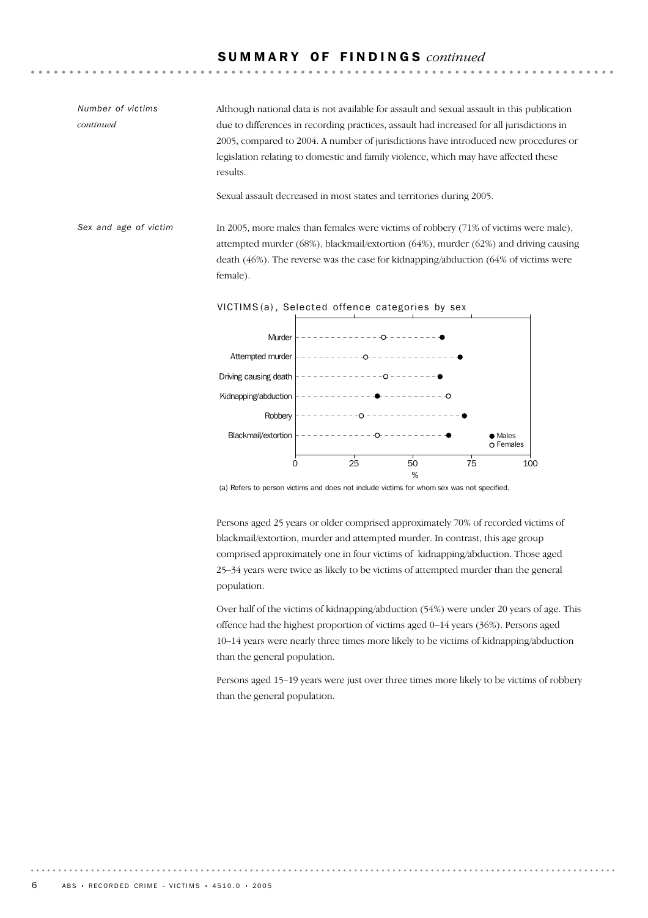## SUMMARY OF FINDINGS *continued*

*Number of victims continued*

Although national data is not available for assault and sexual assault in this publication due to differences in recording practices, assault had increased for all jurisdictions in 2005, compared to 2004. A number of jurisdictions have introduced new procedures or legislation relating to domestic and family violence, which may have affected these results.

Sexual assault decreased in most states and territories during 2005.

*Sex and age of victim*

In 2005, more males than females were victims of robbery (71% of victims were male), attempted murder (68%), blackmail/extortion (64%), murder (62%) and driving causing death (46%). The reverse was the case for kidnapping/abduction (64% of victims were female).

VICTIMS(a), Selected offence categories by sex

(a) Refers to person victims and does not include victims for whom sex was not specified.

Persons aged 25 years or older comprised approximately 70% of recorded victims of blackmail/extortion, murder and attempted murder. In contrast, this age group comprised approximately one in four victims of kidnapping/abduction. Those aged 25–34 years were twice as likely to be victims of attempted murder than the general population.

Over half of the victims of kidnapping/abduction (54%) were under 20 years of age. This offence had the highest proportion of victims aged 0–14 years (36%). Persons aged 10–14 years were nearly three times more likely to be victims of kidnapping/abduction than the general population.

Persons aged 15–19 years were just over three times more likely to be victims of robbery than the general population.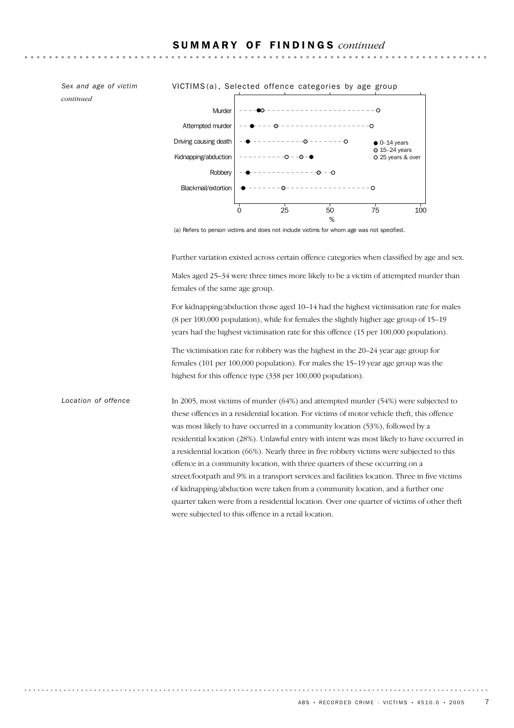## SUMMARY OF FINDINGS *continued*

*Sex and age of victim continued*

VICTIMS(a), Selected offence categories by age group

(a) Refers to person victims and does not include victims for whom age was not specified.

Further variation existed across certain offence categories when classified by age and sex.

Males aged 25–34 were three times more likely to be a victim of attempted murder than females of the same age group.

For kidnapping/abduction those aged 10–14 had the highest victimisation rate for males (8 per 100,000 population), while for females the slightly higher age group of 15–19 years had the highest victimisation rate for this offence (15 per 100,000 population).

The victimisation rate for robbery was the highest in the 20–24 year age group for females (101 per 100,000 population). For males the 15–19 year age group was the highest for this offence type (338 per 100,000 population).

*Location of offence*

In 2005, most victims of murder (64%) and attempted murder (54%) were subjected to these offences in a residential location. For victims of motor vehicle theft, this offence was most likely to have occurred in a community location (53%), followed by a residential location (28%). Unlawful entry with intent was most likely to have occurred in a residential location (66%). Nearly three in five robbery victims were subjected to this offence in a community location, with three quarters of these occurring on a street/footpath and 9% in a transport services and facilities location. Three in five victims of kidnapping/abduction were taken from a community location, and a further one quarter taken were from a residential location. Over one quarter of victims of other theft were subjected to this offence in a retail location.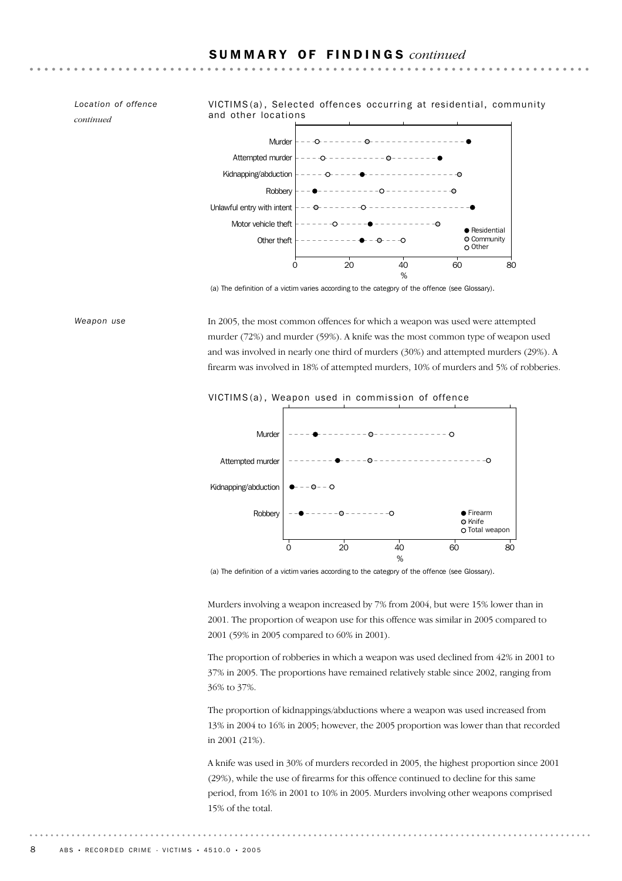## SUMMARY OF FINDINGS *continued*

*Location of offence continued*

VICTIMS(a), Selected offences occurring at residential, community and other locations

(a) The definition of a victim varies according to the category of the offence (see Glossary).

*Weapon use*

In 2005, the most common offences for which a weapon was used were attempted murder (72%) and murder (59%). A knife was the most common type of weapon used and was involved in nearly one third of murders (30%) and attempted murders (29%). A firearm was involved in 18% of attempted murders, 10% of murders and 5% of robberies.

VICTIMS(a), Weapon used in commission of offence

(a) The definition of a victim varies according to the category of the offence (see Glossary).

Murders involving a weapon increased by 7% from 2004, but were 15% lower than in 2001. The proportion of weapon use for this offence was similar in 2005 compared to 2001 (59% in 2005 compared to 60% in 2001).

The proportion of robberies in which a weapon was used declined from 42% in 2001 to 37% in 2005. The proportions have remained relatively stable since 2002, ranging from 36% to 37%.

The proportion of kidnappings/abductions where a weapon was used increased from 13% in 2004 to 16% in 2005; however, the 2005 proportion was lower than that recorded in 2001 (21%).

A knife was used in 30% of murders recorded in 2005, the highest proportion since 2001 (29%), while the use of firearms for this offence continued to decline for this same period, from 16% in 2001 to 10% in 2005. Murders involving other weapons comprised 15% of the total.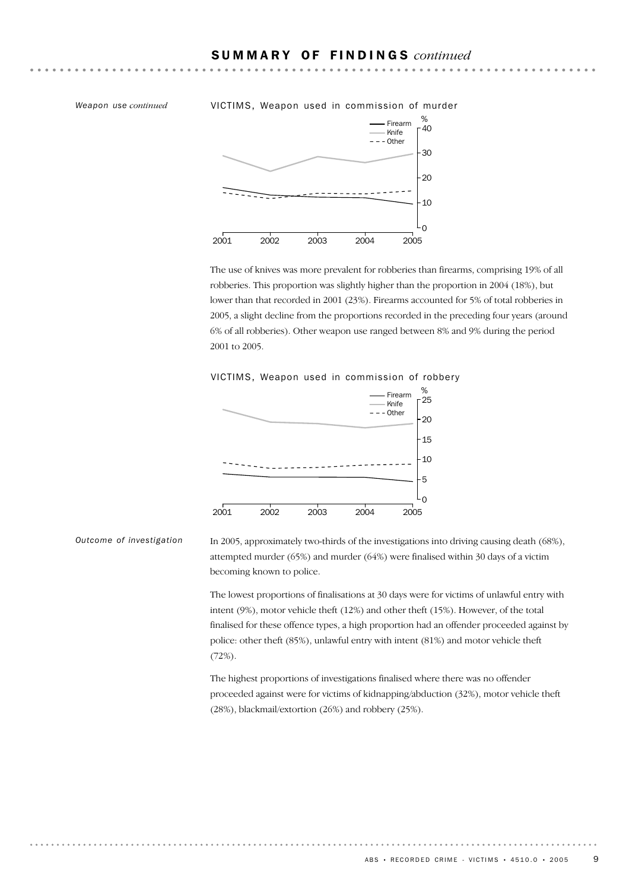## SUMMARY OF FINDINGS *continued*

*Weapon use continued*

VICTIMS, Weapon used in commission of murder

The use of knives was more prevalent for robberies than firearms, comprising 19% of all robberies. This proportion was slightly higher than the proportion in 2004 (18%), but lower than that recorded in 2001 (23%). Firearms accounted for 5% of total robberies in 2005, a slight decline from the proportions recorded in the preceding four years (around 6% of all robberies). Other weapon use ranged between 8% and 9% during the period 2001 to 2005.

VICTIMS, Weapon used in commission of robbery

*Outcome of investigation*

In 2005, approximately two-thirds of the investigations into driving causing death (68%), attempted murder (65%) and murder (64%) were finalised within 30 days of a victim becoming known to police.

The lowest proportions of finalisations at 30 days were for victims of unlawful entry with intent (9%), motor vehicle theft (12%) and other theft (15%). However, of the total finalised for these offence types, a high proportion had an offender proceeded against by police: other theft (85%), unlawful entry with intent (81%) and motor vehicle theft (72%).

The highest proportions of investigations finalised where there was no offender proceeded against were for victims of kidnapping/abduction (32%), motor vehicle theft (28%), blackmail/extortion (26%) and robbery (25%).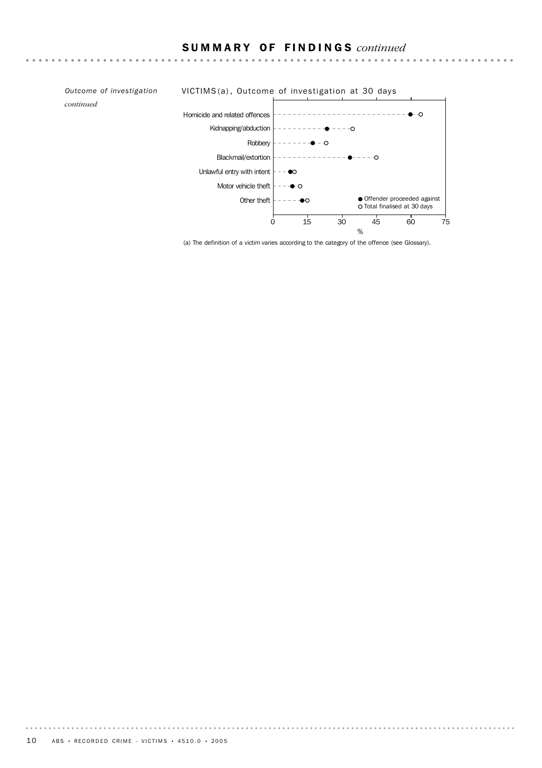## SUMMARY OF FINDINGS *continued*

*Outcome of investigation continued*

VICTIMS(a), Outcome of investigation at 30 days

| Offence | Offender proceeded against | Total finalised at 30 days |
| --- | --- | --- |
| Homicide and related offences | ● | ○ |
| Kidnapping/abduction | ● | ○ |
| Robbery | ● | ○ |
| Blackmail/extortion | ● | ○ |
| Unlawful entry with intent | ● | ○ |
| Motor vehicle theft | ● | ○ |
| Other theft | ● | ○ |

● Offender proceeded against
○ Total finalised at 30 days

% (axis: 0, 15, 30, 45, 60, 75)

(a) The definition of a victim varies according to the category of the offence (see Glossary).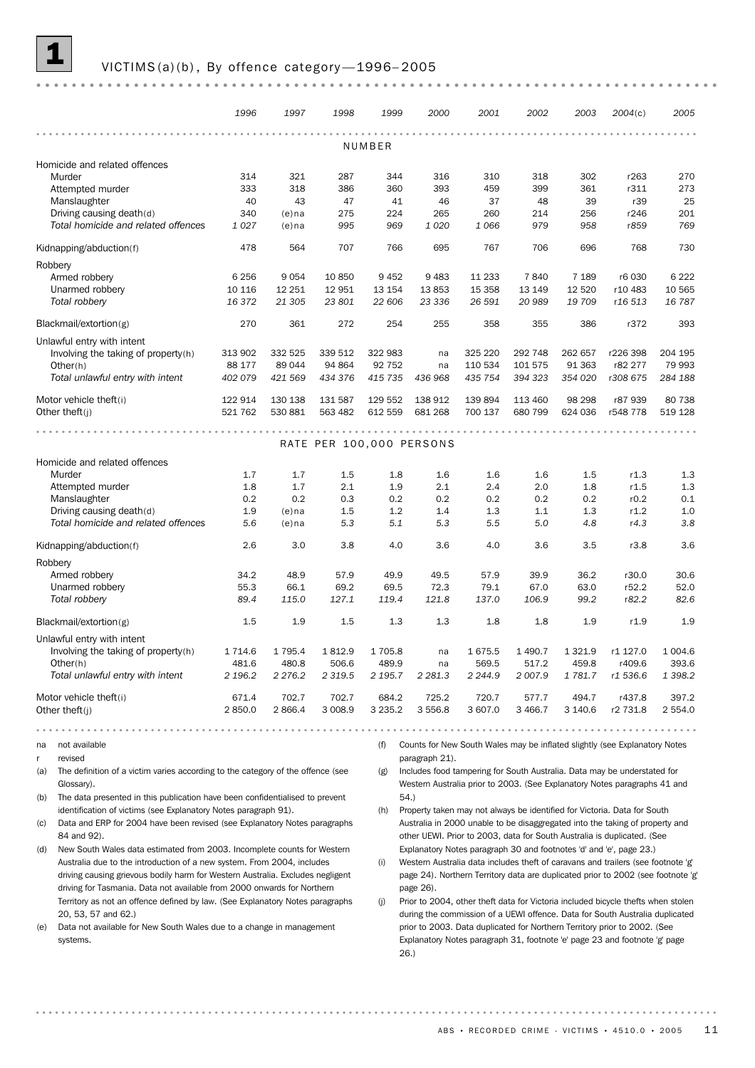# 1 VICTIMS(a)(b), By offence category—1996–2005

| | 1996 | 1997 | 1998 | 1999 | 2000 | 2001 | 2002 | 2003 | 2004(c) | 2005 |
|---|---|---|---|---|---|---|---|---|---|---|
| **NUMBER** | | | | | | | | | | |
| Homicide and related offences | | | | | | | | | | |
| Murder | 314 | 321 | 287 | 344 | 316 | 310 | 318 | 302 | r263 | 270 |
| Attempted murder | 333 | 318 | 386 | 360 | 393 | 459 | 399 | 361 | r311 | 273 |
| Manslaughter | 40 | 43 | 47 | 41 | 46 | 37 | 48 | 39 | r39 | 25 |
| Driving causing death(d) | 340 | (e)na | 275 | 224 | 265 | 260 | 214 | 256 | r246 | 201 |
| *Total homicide and related offences* | *1 027* | *(e)na* | *995* | *969* | *1 020* | *1 066* | *979* | *958* | *r859* | *769* |
| Kidnapping/abduction(f) | 478 | 564 | 707 | 766 | 695 | 767 | 706 | 696 | 768 | 730 |
| Robbery | | | | | | | | | | |
| Armed robbery | 6 256 | 9 054 | 10 850 | 9 452 | 9 483 | 11 233 | 7 840 | 7 189 | r6 030 | 6 222 |
| Unarmed robbery | 10 116 | 12 251 | 12 951 | 13 154 | 13 853 | 15 358 | 13 149 | 12 520 | r10 483 | 10 565 |
| *Total robbery* | *16 372* | *21 305* | *23 801* | *22 606* | *23 336* | *26 591* | *20 989* | *19 709* | *r16 513* | *16 787* |
| Blackmail/extortion(g) | 270 | 361 | 272 | 254 | 255 | 358 | 355 | 386 | r372 | 393 |
| Unlawful entry with intent | | | | | | | | | | |
| Involving the taking of property(h) | 313 902 | 332 525 | 339 512 | 322 983 | na | 325 220 | 292 748 | 262 657 | r226 398 | 204 195 |
| Other(h) | 88 177 | 89 044 | 94 864 | 92 752 | na | 110 534 | 101 575 | 91 363 | r82 277 | 79 993 |
| *Total unlawful entry with intent* | *402 079* | *421 569* | *434 376* | *415 735* | *436 968* | *435 754* | *394 323* | *354 020* | *r308 675* | *284 188* |
| Motor vehicle theft(i) | 122 914 | 130 138 | 131 587 | 129 552 | 138 912 | 139 894 | 113 460 | 98 298 | r87 939 | 80 738 |
| Other theft(j) | 521 762 | 530 881 | 563 482 | 612 559 | 681 268 | 700 137 | 680 799 | 624 036 | r548 778 | 519 128 |
| **RATE PER 100,000 PERSONS** | | | | | | | | | | |
| Homicide and related offences | | | | | | | | | | |
| Murder | 1.7 | 1.7 | 1.5 | 1.8 | 1.6 | 1.6 | 1.6 | 1.5 | r1.3 | 1.3 |
| Attempted murder | 1.8 | 1.7 | 2.1 | 1.9 | 2.1 | 2.4 | 2.0 | 1.8 | r1.5 | 1.3 |
| Manslaughter | 0.2 | 0.2 | 0.3 | 0.2 | 0.2 | 0.2 | 0.2 | 0.2 | r0.2 | 0.1 |
| Driving causing death(d) | 1.9 | (e)na | 1.5 | 1.2 | 1.4 | 1.3 | 1.1 | 1.3 | r1.2 | 1.0 |
| *Total homicide and related offences* | *5.6* | *(e)na* | *5.3* | *5.1* | *5.3* | *5.5* | *5.0* | *4.8* | *r4.3* | *3.8* |
| Kidnapping/abduction(f) | 2.6 | 3.0 | 3.8 | 4.0 | 3.6 | 4.0 | 3.6 | 3.5 | r3.8 | 3.6 |
| Robbery | | | | | | | | | | |
| Armed robbery | 34.2 | 48.9 | 57.9 | 49.9 | 49.5 | 57.9 | 39.9 | 36.2 | r30.0 | 30.6 |
| Unarmed robbery | 55.3 | 66.1 | 69.2 | 69.5 | 72.3 | 79.1 | 67.0 | 63.0 | r52.2 | 52.0 |
| *Total robbery* | *89.4* | *115.0* | *127.1* | *119.4* | *121.8* | *137.0* | *106.9* | *99.2* | *r82.2* | *82.6* |
| Blackmail/extortion(g) | 1.5 | 1.9 | 1.5 | 1.3 | 1.3 | 1.8 | 1.8 | 1.9 | r1.9 | 1.9 |
| Unlawful entry with intent | | | | | | | | | | |
| Involving the taking of property(h) | 1 714.6 | 1 795.4 | 1 812.9 | 1 705.8 | na | 1 675.5 | 1 490.7 | 1 321.9 | r1 127.0 | 1 004.6 |
| Other(h) | 481.6 | 480.8 | 506.6 | 489.9 | na | 569.5 | 517.2 | 459.8 | r409.6 | 393.6 |
| *Total unlawful entry with intent* | *2 196.2* | *2 276.2* | *2 319.5* | *2 195.7* | *2 281.3* | *2 244.9* | *2 007.9* | *1 781.7* | *r1 536.6* | *1 398.2* |
| Motor vehicle theft(i) | 671.4 | 702.7 | 702.7 | 684.2 | 725.2 | 720.7 | 577.7 | 494.7 | r437.8 | 397.2 |
| Other theft(j) | 2 850.0 | 2 866.4 | 3 008.9 | 3 235.2 | 3 556.8 | 3 607.0 | 3 466.7 | 3 140.6 | r2 731.8 | 2 554.0 |

na not available

r revised

(a) The definition of a victim varies according to the category of the offence (see Glossary).

(b) The data presented in this publication have been confidentialised to prevent identification of victims (see Explanatory Notes paragraph 91).

(c) Data and ERP for 2004 have been revised (see Explanatory Notes paragraphs 84 and 92).

(d) New South Wales data estimated from 2003. Incomplete counts for Western Australia due to the introduction of a new system. From 2004, includes driving causing grievous bodily harm for Western Australia. Excludes negligent driving for Tasmania. Data not available from 2000 onwards for Northern Territory as not an offence defined by law. (See Explanatory Notes paragraphs 20, 53, 57 and 62.)

(e) Data not available for New South Wales due to a change in management systems.

(f) Counts for New South Wales may be inflated slightly (see Explanatory Notes paragraph 21).

(g) Includes food tampering for South Australia. Data may be understated for Western Australia prior to 2003. (See Explanatory Notes paragraphs 41 and 54.)

(h) Property taken may not always be identified for Victoria. Data for South Australia in 2000 unable to be disaggregated into the taking of property and other UEWI. Prior to 2003, data for South Australia is duplicated. (See Explanatory Notes paragraph 30 and footnotes 'd' and 'e', page 23.)

(i) Western Australia data includes theft of caravans and trailers (see footnote 'g' page 24). Northern Territory data are duplicated prior to 2002 (see footnote 'g' page 26).

(j) Prior to 2004, other theft data for Victoria included bicycle thefts when stolen during the commission of a UEWI offence. Data for South Australia duplicated prior to 2003. Data duplicated for Northern Territory prior to 2002. (See Explanatory Notes paragraph 31, footnote 'e' page 23 and footnote 'g' page 26.)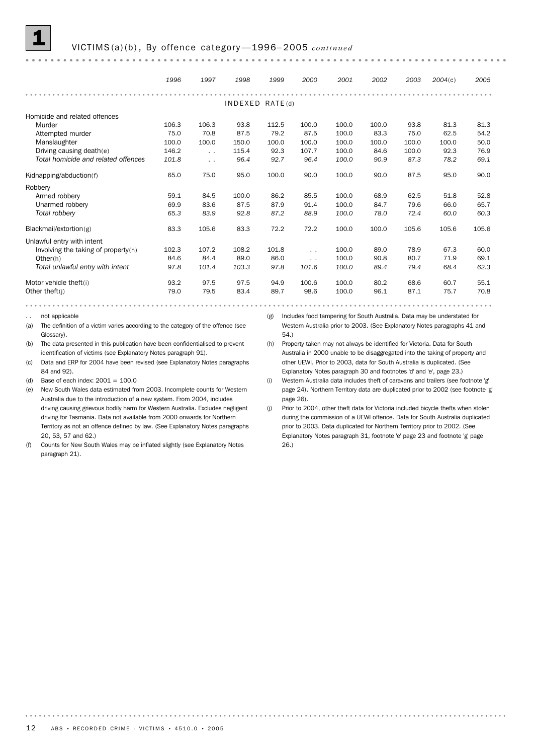# 1 VICTIMS (a)(b), By offence category—1996–2005 *continued*

| | 1996 | 1997 | 1998 | 1999 | 2000 | 2001 | 2002 | 2003 | 2004(c) | 2005 |
|---|---|---|---|---|---|---|---|---|---|---|
| | | | | INDEXED RATE (d) | | | | | | |
| Homicide and related offences | | | | | | | | | | |
| Murder | 106.3 | 106.3 | 93.8 | 112.5 | 100.0 | 100.0 | 100.0 | 93.8 | 81.3 | 81.3 |
| Attempted murder | 75.0 | 70.8 | 87.5 | 79.2 | 87.5 | 100.0 | 83.3 | 75.0 | 62.5 | 54.2 |
| Manslaughter | 100.0 | 100.0 | 150.0 | 100.0 | 100.0 | 100.0 | 100.0 | 100.0 | 100.0 | 50.0 |
| Driving causing death(e) | 146.2 | . . | 115.4 | 92.3 | 107.7 | 100.0 | 84.6 | 100.0 | 92.3 | 76.9 |
| *Total homicide and related offences* | *101.8* | . . | *96.4* | *92.7* | *96.4* | *100.0* | *90.9* | *87.3* | *78.2* | *69.1* |
| Kidnapping/abduction(f) | 65.0 | 75.0 | 95.0 | 100.0 | 90.0 | 100.0 | 90.0 | 87.5 | 95.0 | 90.0 |
| Robbery | | | | | | | | | | |
| Armed robbery | 59.1 | 84.5 | 100.0 | 86.2 | 85.5 | 100.0 | 68.9 | 62.5 | 51.8 | 52.8 |
| Unarmed robbery | 69.9 | 83.6 | 87.5 | 87.9 | 91.4 | 100.0 | 84.7 | 79.6 | 66.0 | 65.7 |
| *Total robbery* | *65.3* | *83.9* | *92.8* | *87.2* | *88.9* | *100.0* | *78.0* | *72.4* | *60.0* | *60.3* |
| Blackmail/extortion(g) | 83.3 | 105.6 | 83.3 | 72.2 | 72.2 | 100.0 | 100.0 | 105.6 | 105.6 | 105.6 |
| Unlawful entry with intent | | | | | | | | | | |
| Involving the taking of property(h) | 102.3 | 107.2 | 108.2 | 101.8 | . . | 100.0 | 89.0 | 78.9 | 67.3 | 60.0 |
| Other(h) | 84.6 | 84.4 | 89.0 | 86.0 | . . | 100.0 | 90.8 | 80.7 | 71.9 | 69.1 |
| *Total unlawful entry with intent* | *97.8* | *101.4* | *103.3* | *97.8* | *101.6* | *100.0* | *89.4* | *79.4* | *68.4* | *62.3* |
| Motor vehicle theft(i) | 93.2 | 97.5 | 97.5 | 94.9 | 100.6 | 100.0 | 80.2 | 68.6 | 60.7 | 55.1 |
| Other theft(j) | 79.0 | 79.5 | 83.4 | 89.7 | 98.6 | 100.0 | 96.1 | 87.1 | 75.7 | 70.8 |

. . not applicable

(a) The definition of a victim varies according to the category of the offence (see Glossary).

(b) The data presented in this publication have been confidentialised to prevent identification of victims (see Explanatory Notes paragraph 91).

(c) Data and ERP for 2004 have been revised (see Explanatory Notes paragraphs 84 and 92).

(d) Base of each index: 2001 = 100.0

(e) New South Wales data estimated from 2003. Incomplete counts for Western Australia due to the introduction of a new system. From 2004, includes driving causing grievous bodily harm for Western Australia. Excludes negligent driving for Tasmania. Data not available from 2000 onwards for Northern Territory as not an offence defined by law. (See Explanatory Notes paragraphs 20, 53, 57 and 62.)

(f) Counts for New South Wales may be inflated slightly (see Explanatory Notes paragraph 21).

(g) Includes food tampering for South Australia. Data may be understated for Western Australia prior to 2003. (See Explanatory Notes paragraphs 41 and 54.)

(h) Property taken may not always be identified for Victoria. Data for South Australia in 2000 unable to be disaggregated into the taking of property and other UEWI. Prior to 2003, data for South Australia is duplicated. (See Explanatory Notes paragraph 30 and footnotes 'd' and 'e', page 23.)

(i) Western Australia data includes theft of caravans and trailers (see footnote 'g' page 24). Northern Territory data are duplicated prior to 2002 (see footnote 'g' page 26).

(j) Prior to 2004, other theft data for Victoria included bicycle thefts when stolen during the commission of a UEWI offence. Data for South Australia duplicated prior to 2003. Data duplicated for Northern Territory prior to 2002. (See Explanatory Notes paragraph 31, footnote 'e' page 23 and footnote 'g' page 26.)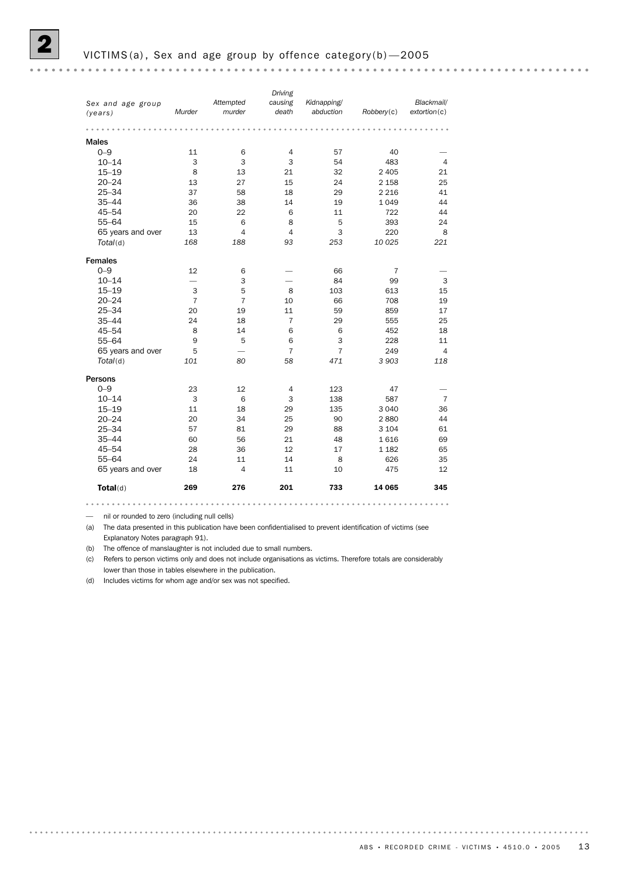## 2 VICTIMS(a), Sex and age group by offence category(b)—2005

| *Sex and age group (years)* | *Murder* | *Attempted murder* | *Driving causing death* | *Kidnapping/ abduction* | *Robbery*(c) | *Blackmail/ extortion*(c) |
|---|---|---|---|---|---|---|
| **Males** | | | | | | |
| 0–9 | 11 | 6 | 4 | 57 | 40 | — |
| 10–14 | 3 | 3 | 3 | 54 | 483 | 4 |
| 15–19 | 8 | 13 | 21 | 32 | 2 405 | 21 |
| 20–24 | 13 | 27 | 15 | 24 | 2 158 | 25 |
| 25–34 | 37 | 58 | 18 | 29 | 2 216 | 41 |
| 35–44 | 36 | 38 | 14 | 19 | 1 049 | 44 |
| 45–54 | 20 | 22 | 6 | 11 | 722 | 44 |
| 55–64 | 15 | 6 | 8 | 5 | 393 | 24 |
| 65 years and over | 13 | 4 | 4 | 3 | 220 | 8 |
| *Total*(d) | *168* | *188* | *93* | *253* | *10 025* | *221* |
| **Females** | | | | | | |
| 0–9 | 12 | 6 | — | 66 | 7 | — |
| 10–14 | — | 3 | — | 84 | 99 | 3 |
| 15–19 | 3 | 5 | 8 | 103 | 613 | 15 |
| 20–24 | 7 | 7 | 10 | 66 | 708 | 19 |
| 25–34 | 20 | 19 | 11 | 59 | 859 | 17 |
| 35–44 | 24 | 18 | 7 | 29 | 555 | 25 |
| 45–54 | 8 | 14 | 6 | 6 | 452 | 18 |
| 55–64 | 9 | 5 | 6 | 3 | 228 | 11 |
| 65 years and over | 5 | — | 7 | 7 | 249 | 4 |
| *Total*(d) | *101* | *80* | *58* | *471* | *3 903* | *118* |
| **Persons** | | | | | | |
| 0–9 | 23 | 12 | 4 | 123 | 47 | — |
| 10–14 | 3 | 6 | 3 | 138 | 587 | 7 |
| 15–19 | 11 | 18 | 29 | 135 | 3 040 | 36 |
| 20–24 | 20 | 34 | 25 | 90 | 2 880 | 44 |
| 25–34 | 57 | 81 | 29 | 88 | 3 104 | 61 |
| 35–44 | 60 | 56 | 21 | 48 | 1 616 | 69 |
| 45–54 | 28 | 36 | 12 | 17 | 1 182 | 65 |
| 55–64 | 24 | 11 | 14 | 8 | 626 | 35 |
| 65 years and over | 18 | 4 | 11 | 10 | 475 | 12 |
| **Total**(d) | **269** | **276** | **201** | **733** | **14 065** | **345** |

— nil or rounded to zero (including null cells)

(a) The data presented in this publication have been confidentialised to prevent identification of victims (see Explanatory Notes paragraph 91).

(b) The offence of manslaughter is not included due to small numbers.

(c) Refers to person victims only and does not include organisations as victims. Therefore totals are considerably lower than those in tables elsewhere in the publication.

(d) Includes victims for whom age and/or sex was not specified.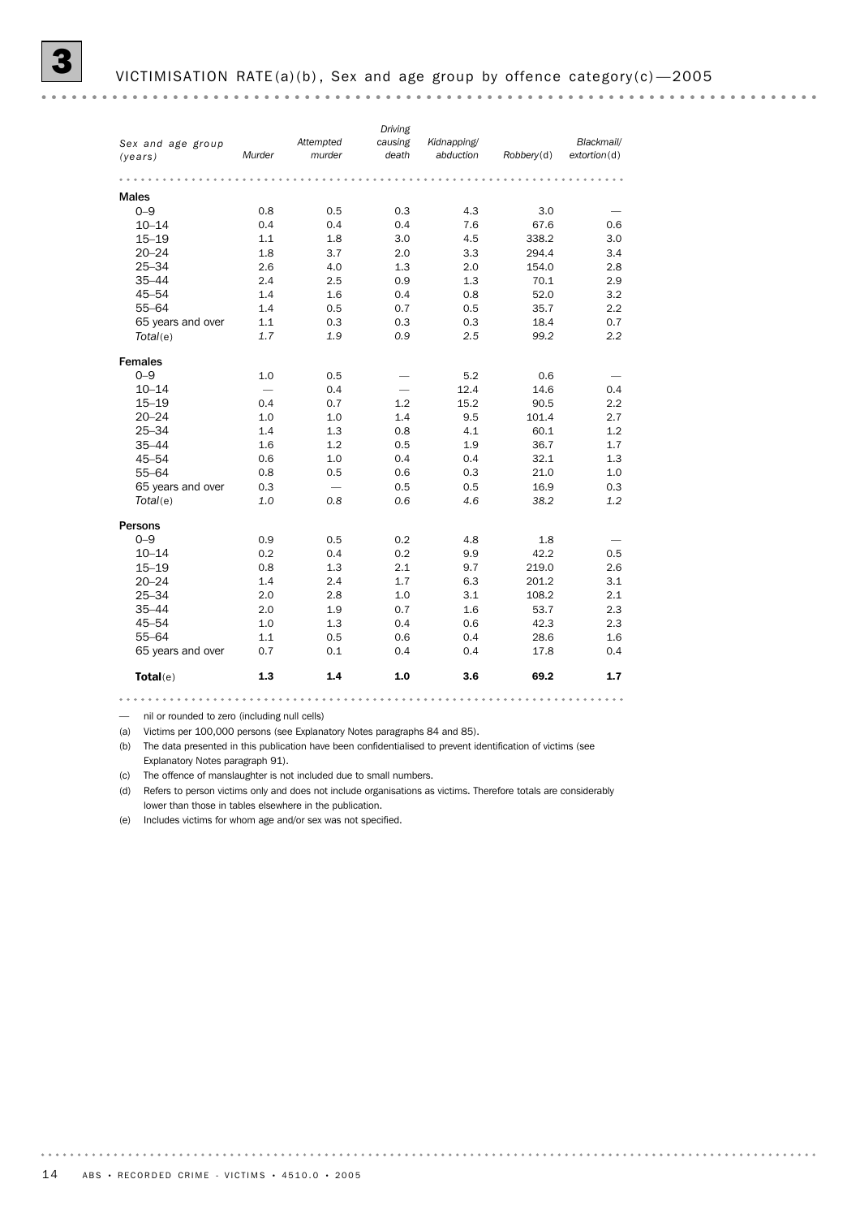## 3 VICTIMISATION RATE(a)(b), Sex and age group by offence category(c)—2005

| Sex and age group (years) | Murder | Attempted murder | Driving causing death | Kidnapping/ abduction | Robbery(d) | Blackmail/ extortion(d) |
|---|---|---|---|---|---|---|
| **Males** | | | | | | |
| 0–9 | 0.8 | 0.5 | 0.3 | 4.3 | 3.0 | — |
| 10–14 | 0.4 | 0.4 | 0.4 | 7.6 | 67.6 | 0.6 |
| 15–19 | 1.1 | 1.8 | 3.0 | 4.5 | 338.2 | 3.0 |
| 20–24 | 1.8 | 3.7 | 2.0 | 3.3 | 294.4 | 3.4 |
| 25–34 | 2.6 | 4.0 | 1.3 | 2.0 | 154.0 | 2.8 |
| 35–44 | 2.4 | 2.5 | 0.9 | 1.3 | 70.1 | 2.9 |
| 45–54 | 1.4 | 1.6 | 0.4 | 0.8 | 52.0 | 3.2 |
| 55–64 | 1.4 | 0.5 | 0.7 | 0.5 | 35.7 | 2.2 |
| 65 years and over | 1.1 | 0.3 | 0.3 | 0.3 | 18.4 | 0.7 |
| *Total*(e) | *1.7* | *1.9* | *0.9* | *2.5* | *99.2* | *2.2* |
| **Females** | | | | | | |
| 0–9 | 1.0 | 0.5 | — | 5.2 | 0.6 | — |
| 10–14 | — | 0.4 | — | 12.4 | 14.6 | 0.4 |
| 15–19 | 0.4 | 0.7 | 1.2 | 15.2 | 90.5 | 2.2 |
| 20–24 | 1.0 | 1.0 | 1.4 | 9.5 | 101.4 | 2.7 |
| 25–34 | 1.4 | 1.3 | 0.8 | 4.1 | 60.1 | 1.2 |
| 35–44 | 1.6 | 1.2 | 0.5 | 1.9 | 36.7 | 1.7 |
| 45–54 | 0.6 | 1.0 | 0.4 | 0.4 | 32.1 | 1.3 |
| 55–64 | 0.8 | 0.5 | 0.6 | 0.3 | 21.0 | 1.0 |
| 65 years and over | 0.3 | — | 0.5 | 0.5 | 16.9 | 0.3 |
| *Total*(e) | *1.0* | *0.8* | *0.6* | *4.6* | *38.2* | *1.2* |
| **Persons** | | | | | | |
| 0–9 | 0.9 | 0.5 | 0.2 | 4.8 | 1.8 | — |
| 10–14 | 0.2 | 0.4 | 0.2 | 9.9 | 42.2 | 0.5 |
| 15–19 | 0.8 | 1.3 | 2.1 | 9.7 | 219.0 | 2.6 |
| 20–24 | 1.4 | 2.4 | 1.7 | 6.3 | 201.2 | 3.1 |
| 25–34 | 2.0 | 2.8 | 1.0 | 3.1 | 108.2 | 2.1 |
| 35–44 | 2.0 | 1.9 | 0.7 | 1.6 | 53.7 | 2.3 |
| 45–54 | 1.0 | 1.3 | 0.4 | 0.6 | 42.3 | 2.3 |
| 55–64 | 1.1 | 0.5 | 0.6 | 0.4 | 28.6 | 1.6 |
| 65 years and over | 0.7 | 0.1 | 0.4 | 0.4 | 17.8 | 0.4 |
| **Total**(e) | **1.3** | **1.4** | **1.0** | **3.6** | **69.2** | **1.7** |

— nil or rounded to zero (including null cells)

(a) Victims per 100,000 persons (see Explanatory Notes paragraphs 84 and 85).

(b) The data presented in this publication have been confidentialised to prevent identification of victims (see Explanatory Notes paragraph 91).

(c) The offence of manslaughter is not included due to small numbers.

(d) Refers to person victims only and does not include organisations as victims. Therefore totals are considerably lower than those in tables elsewhere in the publication.

(e) Includes victims for whom age and/or sex was not specified.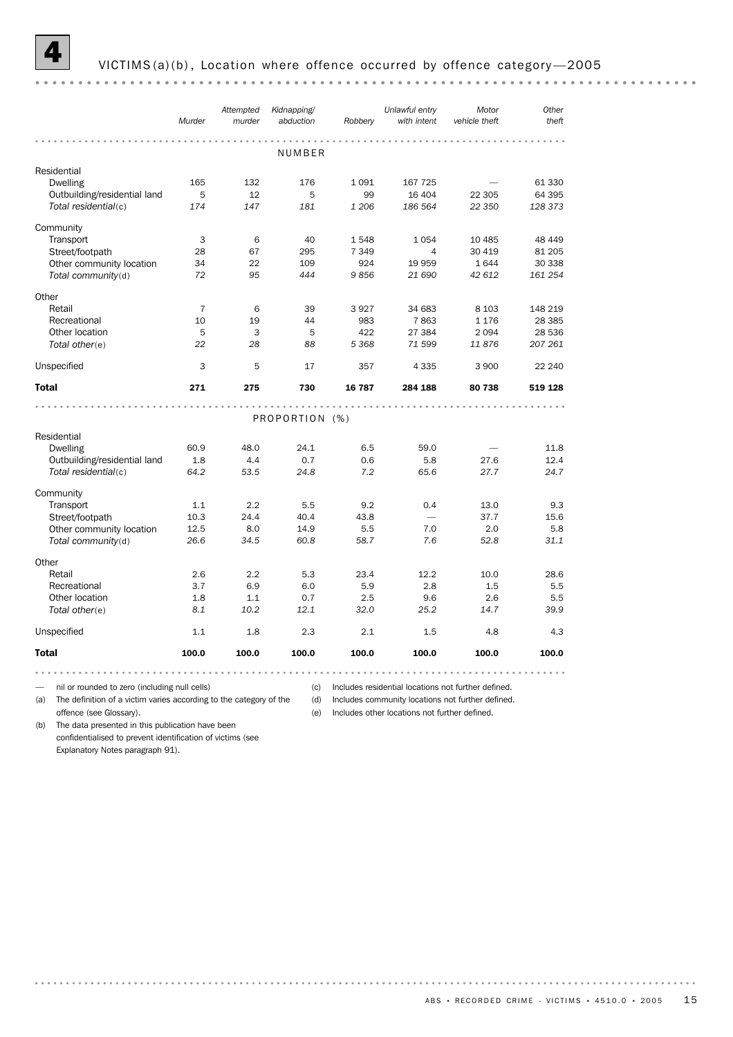# 4 VICTIMS(a)(b), Location where offence occurred by offence category—2005

| | Murder | Attempted murder | Kidnapping/ abduction | Robbery | Unlawful entry with intent | Motor vehicle theft | Other theft |
|---|---|---|---|---|---|---|---|
| **NUMBER** | | | | | | | |
| Residential | | | | | | | |
| Dwelling | 165 | 132 | 176 | 1 091 | 167 725 | — | 61 330 |
| Outbuilding/residential land | 5 | 12 | 5 | 99 | 16 404 | 22 305 | 64 395 |
| *Total residential*(c) | *174* | *147* | *181* | *1 206* | *186 564* | *22 350* | *128 373* |
| Community | | | | | | | |
| Transport | 3 | 6 | 40 | 1 548 | 1 054 | 10 485 | 48 449 |
| Street/footpath | 28 | 67 | 295 | 7 349 | 4 | 30 419 | 81 205 |
| Other community location | 34 | 22 | 109 | 924 | 19 959 | 1 644 | 30 338 |
| *Total community*(d) | *72* | *95* | *444* | *9 856* | *21 690* | *42 612* | *161 254* |
| Other | | | | | | | |
| Retail | 7 | 6 | 39 | 3 927 | 34 683 | 8 103 | 148 219 |
| Recreational | 10 | 19 | 44 | 983 | 7 863 | 1 176 | 28 385 |
| Other location | 5 | 3 | 5 | 422 | 27 384 | 2 094 | 28 536 |
| *Total other*(e) | *22* | *28* | *88* | *5 368* | *71 599* | *11 876* | *207 261* |
| Unspecified | 3 | 5 | 17 | 357 | 4 335 | 3 900 | 22 240 |
| **Total** | **271** | **275** | **730** | **16 787** | **284 188** | **80 738** | **519 128** |
| **PROPORTION (%)** | | | | | | | |
| Residential | | | | | | | |
| Dwelling | 60.9 | 48.0 | 24.1 | 6.5 | 59.0 | — | 11.8 |
| Outbuilding/residential land | 1.8 | 4.4 | 0.7 | 0.6 | 5.8 | 27.6 | 12.4 |
| *Total residential*(c) | *64.2* | *53.5* | *24.8* | *7.2* | *65.6* | *27.7* | *24.7* |
| Community | | | | | | | |
| Transport | 1.1 | 2.2 | 5.5 | 9.2 | 0.4 | 13.0 | 9.3 |
| Street/footpath | 10.3 | 24.4 | 40.4 | 43.8 | — | 37.7 | 15.6 |
| Other community location | 12.5 | 8.0 | 14.9 | 5.5 | 7.0 | 2.0 | 5.8 |
| *Total community*(d) | *26.6* | *34.5* | *60.8* | *58.7* | *7.6* | *52.8* | *31.1* |
| Other | | | | | | | |
| Retail | 2.6 | 2.2 | 5.3 | 23.4 | 12.2 | 10.0 | 28.6 |
| Recreational | 3.7 | 6.9 | 6.0 | 5.9 | 2.8 | 1.5 | 5.5 |
| Other location | 1.8 | 1.1 | 0.7 | 2.5 | 9.6 | 2.6 | 5.5 |
| *Total other*(e) | *8.1* | *10.2* | *12.1* | *32.0* | *25.2* | *14.7* | *39.9* |
| Unspecified | 1.1 | 1.8 | 2.3 | 2.1 | 1.5 | 4.8 | 4.3 |
| **Total** | **100.0** | **100.0** | **100.0** | **100.0** | **100.0** | **100.0** | **100.0** |

— nil or rounded to zero (including null cells)

(a) The definition of a victim varies according to the category of the offence (see Glossary).

(b) The data presented in this publication have been confidentialised to prevent identification of victims (see Explanatory Notes paragraph 91).

(c) Includes residential locations not further defined.

(d) Includes community locations not further defined.

(e) Includes other locations not further defined.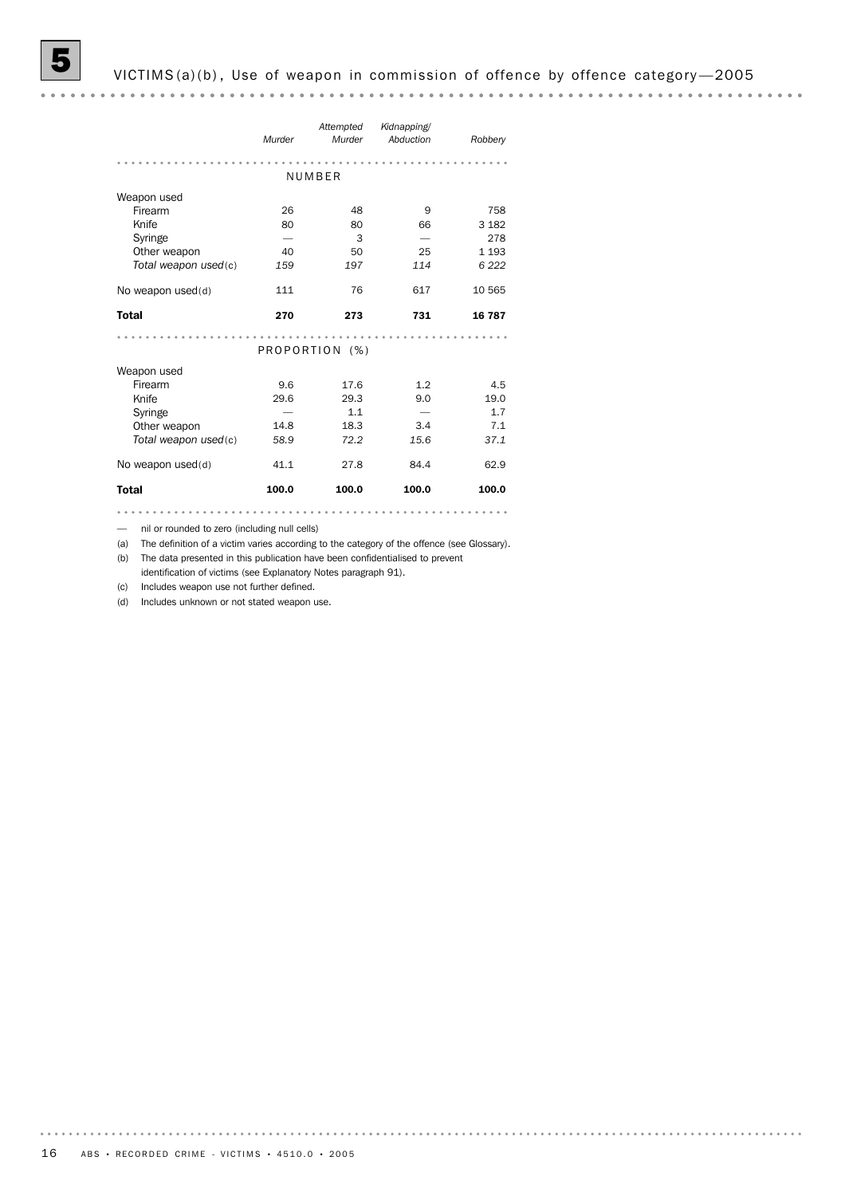# 5 VICTIMS(a)(b), Use of weapon in commission of offence by offence category—2005

| | *Murder* | *Attempted Murder* | *Kidnapping/ Abduction* | *Robbery* |
|---|---|---|---|---|
| | NUMBER | | | |
| Weapon used | | | | |
| Firearm | 26 | 48 | 9 | 758 |
| Knife | 80 | 80 | 66 | 3 182 |
| Syringe | — | 3 | — | 278 |
| Other weapon | 40 | 50 | 25 | 1 193 |
| *Total weapon used*(c) | *159* | *197* | *114* | *6 222* |
| No weapon used(d) | 111 | 76 | 617 | 10 565 |
| **Total** | **270** | **273** | **731** | **16 787** |
| | PROPORTION (%) | | | |
| Weapon used | | | | |
| Firearm | 9.6 | 17.6 | 1.2 | 4.5 |
| Knife | 29.6 | 29.3 | 9.0 | 19.0 |
| Syringe | — | 1.1 | — | 1.7 |
| Other weapon | 14.8 | 18.3 | 3.4 | 7.1 |
| *Total weapon used*(c) | *58.9* | *72.2* | *15.6* | *37.1* |
| No weapon used(d) | 41.1 | 27.8 | 84.4 | 62.9 |
| **Total** | **100.0** | **100.0** | **100.0** | **100.0** |

— nil or rounded to zero (including null cells)

(a) The definition of a victim varies according to the category of the offence (see Glossary).

(b) The data presented in this publication have been confidentialised to prevent identification of victims (see Explanatory Notes paragraph 91).

(c) Includes weapon use not further defined.

(d) Includes unknown or not stated weapon use.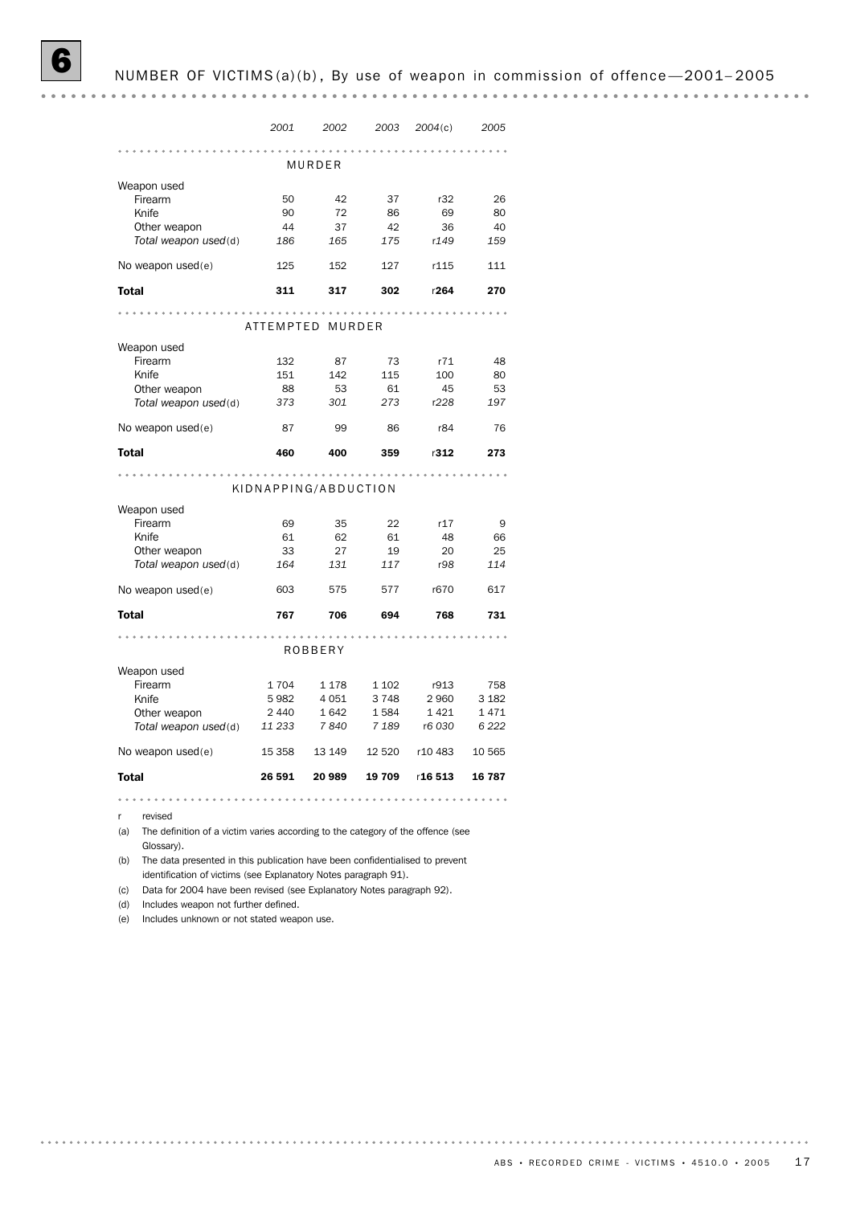# 6 NUMBER OF VICTIMS(a)(b), By use of weapon in commission of offence—2001–2005

| | 2001 | 2002 | 2003 | 2004(c) | 2005 |
|---|---|---|---|---|---|
| **MURDER** | | | | | |
| Weapon used | | | | | |
| Firearm | 50 | 42 | 37 | r32 | 26 |
| Knife | 90 | 72 | 86 | 69 | 80 |
| Other weapon | 44 | 37 | 42 | 36 | 40 |
| *Total weapon used(d)* | *186* | *165* | *175* | *r149* | *159* |
| No weapon used(e) | 125 | 152 | 127 | r115 | 111 |
| **Total** | **311** | **317** | **302** | r**264** | **270** |
| **ATTEMPTED MURDER** | | | | | |
| Weapon used | | | | | |
| Firearm | 132 | 87 | 73 | r71 | 48 |
| Knife | 151 | 142 | 115 | 100 | 80 |
| Other weapon | 88 | 53 | 61 | 45 | 53 |
| *Total weapon used(d)* | *373* | *301* | *273* | *r228* | *197* |
| No weapon used(e) | 87 | 99 | 86 | r84 | 76 |
| **Total** | **460** | **400** | **359** | r**312** | **273** |
| **KIDNAPPING/ABDUCTION** | | | | | |
| Weapon used | | | | | |
| Firearm | 69 | 35 | 22 | r17 | 9 |
| Knife | 61 | 62 | 61 | 48 | 66 |
| Other weapon | 33 | 27 | 19 | 20 | 25 |
| *Total weapon used(d)* | *164* | *131* | *117* | *r98* | *114* |
| No weapon used(e) | 603 | 575 | 577 | r670 | 617 |
| **Total** | **767** | **706** | **694** | **768** | **731** |
| **ROBBERY** | | | | | |
| Weapon used | | | | | |
| Firearm | 1 704 | 1 178 | 1 102 | r913 | 758 |
| Knife | 5 982 | 4 051 | 3 748 | 2 960 | 3 182 |
| Other weapon | 2 440 | 1 642 | 1 584 | 1 421 | 1 471 |
| *Total weapon used(d)* | *11 233* | *7 840* | *7 189* | *r6 030* | *6 222* |
| No weapon used(e) | 15 358 | 13 149 | 12 520 | r10 483 | 10 565 |
| **Total** | **26 591** | **20 989** | **19 709** | r**16 513** | **16 787** |

r revised

(a) The definition of a victim varies according to the category of the offence (see Glossary).

(b) The data presented in this publication have been confidentialised to prevent identification of victims (see Explanatory Notes paragraph 91).

(c) Data for 2004 have been revised (see Explanatory Notes paragraph 92).

(d) Includes weapon not further defined.

(e) Includes unknown or not stated weapon use.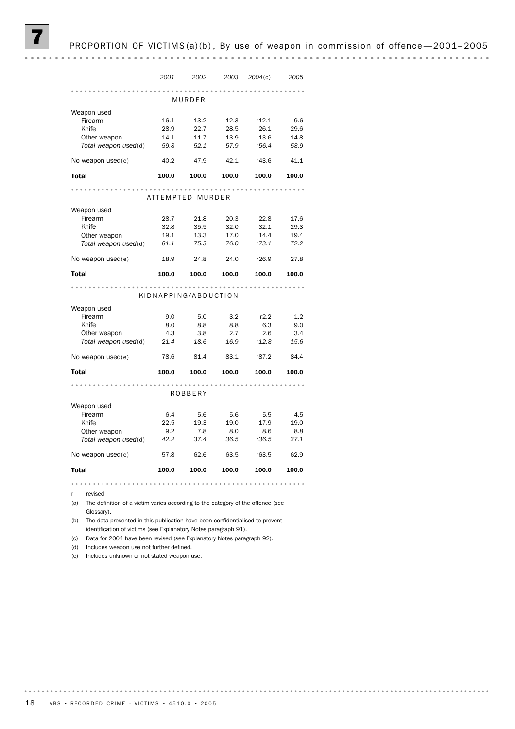## 7 PROPORTION OF VICTIMS(a)(b), By use of weapon in commission of offence—2001–2005

| | 2001 | 2002 | 2003 | 2004(c) | 2005 |
|---|---|---|---|---|---|
| **MURDER** | | | | | |
| Weapon used | | | | | |
| Firearm | 16.1 | 13.2 | 12.3 | r12.1 | 9.6 |
| Knife | 28.9 | 22.7 | 28.5 | 26.1 | 29.6 |
| Other weapon | 14.1 | 11.7 | 13.9 | 13.6 | 14.8 |
| *Total weapon used*(d) | *59.8* | *52.1* | *57.9* | *r56.4* | *58.9* |
| No weapon used(e) | 40.2 | 47.9 | 42.1 | r43.6 | 41.1 |
| **Total** | **100.0** | **100.0** | **100.0** | **100.0** | **100.0** |
| **ATTEMPTED MURDER** | | | | | |
| Weapon used | | | | | |
| Firearm | 28.7 | 21.8 | 20.3 | 22.8 | 17.6 |
| Knife | 32.8 | 35.5 | 32.0 | 32.1 | 29.3 |
| Other weapon | 19.1 | 13.3 | 17.0 | 14.4 | 19.4 |
| *Total weapon used*(d) | *81.1* | *75.3* | *76.0* | *r73.1* | *72.2* |
| No weapon used(e) | 18.9 | 24.8 | 24.0 | r26.9 | 27.8 |
| **Total** | **100.0** | **100.0** | **100.0** | **100.0** | **100.0** |
| **KIDNAPPING/ABDUCTION** | | | | | |
| Weapon used | | | | | |
| Firearm | 9.0 | 5.0 | 3.2 | r2.2 | 1.2 |
| Knife | 8.0 | 8.8 | 8.8 | 6.3 | 9.0 |
| Other weapon | 4.3 | 3.8 | 2.7 | 2.6 | 3.4 |
| *Total weapon used*(d) | *21.4* | *18.6* | *16.9* | *r12.8* | *15.6* |
| No weapon used(e) | 78.6 | 81.4 | 83.1 | r87.2 | 84.4 |
| **Total** | **100.0** | **100.0** | **100.0** | **100.0** | **100.0** |
| **ROBBERY** | | | | | |
| Weapon used | | | | | |
| Firearm | 6.4 | 5.6 | 5.6 | 5.5 | 4.5 |
| Knife | 22.5 | 19.3 | 19.0 | 17.9 | 19.0 |
| Other weapon | 9.2 | 7.8 | 8.0 | 8.6 | 8.8 |
| *Total weapon used*(d) | *42.2* | *37.4* | *36.5* | *r36.5* | *37.1* |
| No weapon used(e) | 57.8 | 62.6 | 63.5 | r63.5 | 62.9 |
| **Total** | **100.0** | **100.0** | **100.0** | **100.0** | **100.0** |

r revised

(a) The definition of a victim varies according to the category of the offence (see Glossary).

(b) The data presented in this publication have been confidentialised to prevent identification of victims (see Explanatory Notes paragraph 91).

(c) Data for 2004 have been revised (see Explanatory Notes paragraph 92).

(d) Includes weapon use not further defined.

(e) Includes unknown or not stated weapon use.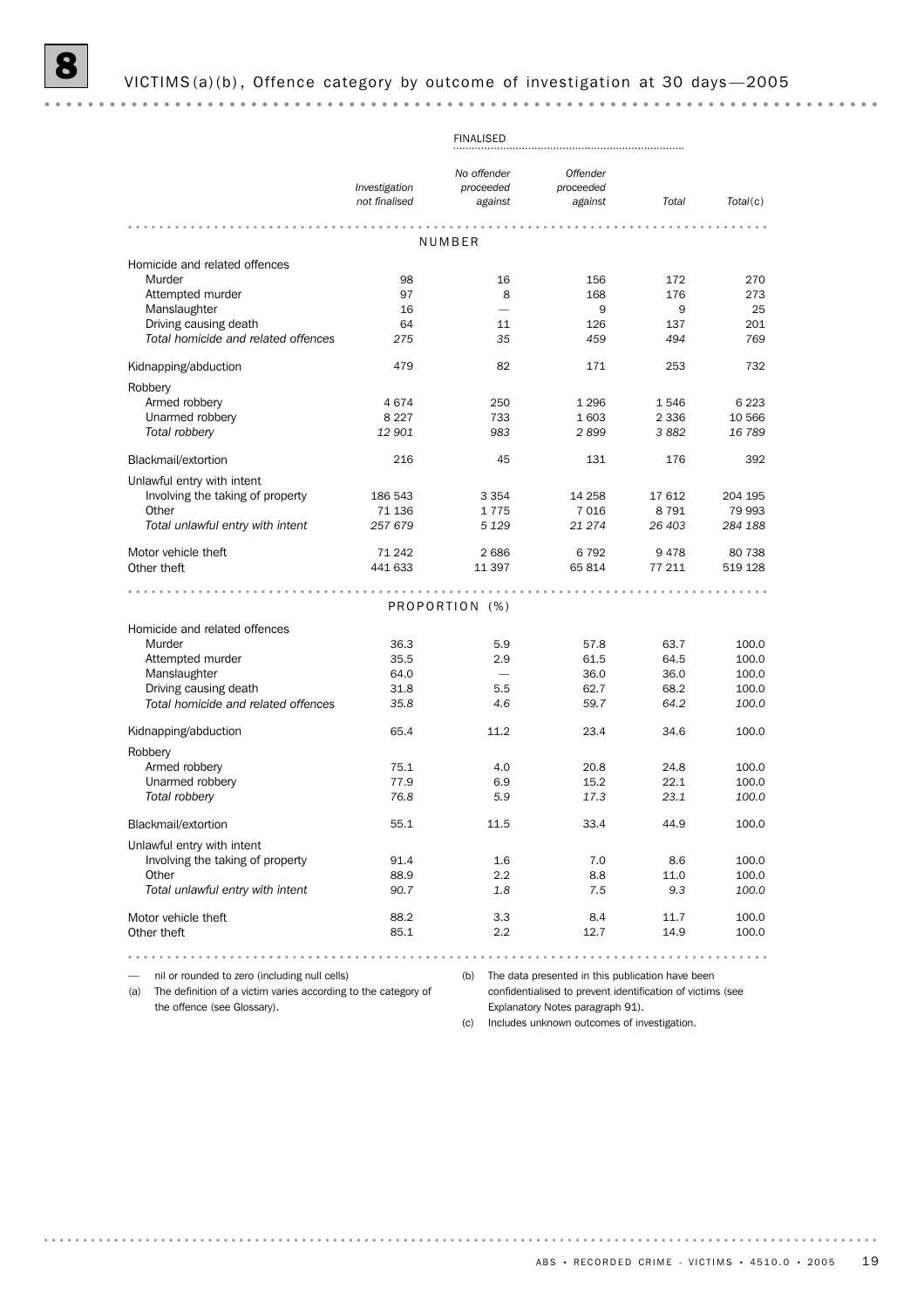# 8 VICTIMS(a)(b), Offence category by outcome of investigation at 30 days—2005

| | Investigation not finalised | FINALISED | | | Total(c) |
|---|---|---|---|---|---|
| | | No offender proceeded against | Offender proceeded against | Total | |
| **NUMBER** | | | | | |
| Homicide and related offences | | | | | |
| Murder | 98 | 16 | 156 | 172 | 270 |
| Attempted murder | 97 | 8 | 168 | 176 | 273 |
| Manslaughter | 16 | — | 9 | 9 | 25 |
| Driving causing death | 64 | 11 | 126 | 137 | 201 |
| *Total homicide and related offences* | *275* | *35* | *459* | *494* | *769* |
| Kidnapping/abduction | 479 | 82 | 171 | 253 | 732 |
| Robbery | | | | | |
| Armed robbery | 4 674 | 250 | 1 296 | 1 546 | 6 223 |
| Unarmed robbery | 8 227 | 733 | 1 603 | 2 336 | 10 566 |
| *Total robbery* | *12 901* | *983* | *2 899* | *3 882* | *16 789* |
| Blackmail/extortion | 216 | 45 | 131 | 176 | 392 |
| Unlawful entry with intent | | | | | |
| Involving the taking of property | 186 543 | 3 354 | 14 258 | 17 612 | 204 195 |
| Other | 71 136 | 1 775 | 7 016 | 8 791 | 79 993 |
| *Total unlawful entry with intent* | *257 679* | *5 129* | *21 274* | *26 403* | *284 188* |
| Motor vehicle theft | 71 242 | 2 686 | 6 792 | 9 478 | 80 738 |
| Other theft | 441 633 | 11 397 | 65 814 | 77 211 | 519 128 |
| **PROPORTION (%)** | | | | | |
| Homicide and related offences | | | | | |
| Murder | 36.3 | 5.9 | 57.8 | 63.7 | 100.0 |
| Attempted murder | 35.5 | 2.9 | 61.5 | 64.5 | 100.0 |
| Manslaughter | 64.0 | — | 36.0 | 36.0 | 100.0 |
| Driving causing death | 31.8 | 5.5 | 62.7 | 68.2 | 100.0 |
| *Total homicide and related offences* | *35.8* | *4.6* | *59.7* | *64.2* | *100.0* |
| Kidnapping/abduction | 65.4 | 11.2 | 23.4 | 34.6 | 100.0 |
| Robbery | | | | | |
| Armed robbery | 75.1 | 4.0 | 20.8 | 24.8 | 100.0 |
| Unarmed robbery | 77.9 | 6.9 | 15.2 | 22.1 | 100.0 |
| *Total robbery* | *76.8* | *5.9* | *17.3* | *23.1* | *100.0* |
| Blackmail/extortion | 55.1 | 11.5 | 33.4 | 44.9 | 100.0 |
| Unlawful entry with intent | | | | | |
| Involving the taking of property | 91.4 | 1.6 | 7.0 | 8.6 | 100.0 |
| Other | 88.9 | 2.2 | 8.8 | 11.0 | 100.0 |
| *Total unlawful entry with intent* | *90.7* | *1.8* | *7.5* | *9.3* | *100.0* |
| Motor vehicle theft | 88.2 | 3.3 | 8.4 | 11.7 | 100.0 |
| Other theft | 85.1 | 2.2 | 12.7 | 14.9 | 100.0 |

— nil or rounded to zero (including null cells)

(a) The definition of a victim varies according to the category of the offence (see Glossary).

(b) The data presented in this publication have been confidentialised to prevent identification of victims (see Explanatory Notes paragraph 91).

(c) Includes unknown outcomes of investigation.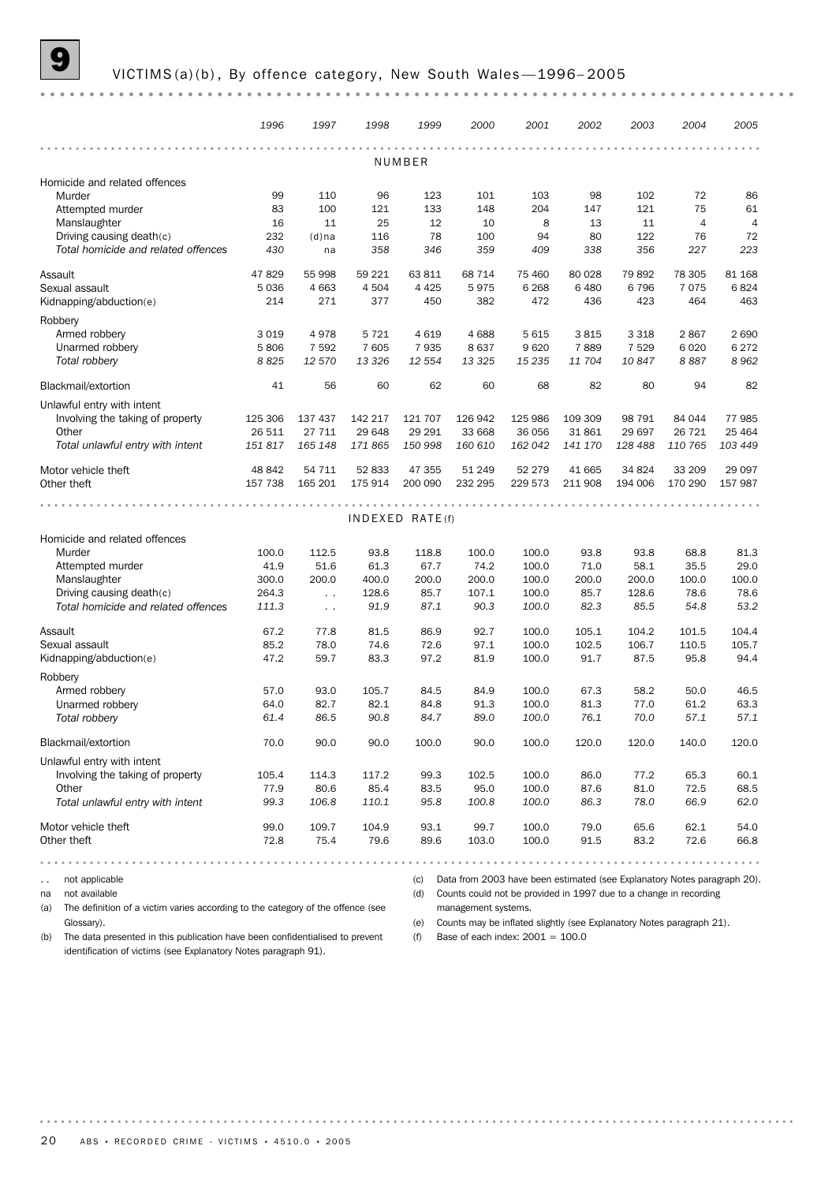# 9 VICTIMS(a)(b), By offence category, New South Wales—1996–2005

| | 1996 | 1997 | 1998 | 1999 | 2000 | 2001 | 2002 | 2003 | 2004 | 2005 |
|---|---|---|---|---|---|---|---|---|---|---|
| **NUMBER** | | | | | | | | | | |
| Homicide and related offences | | | | | | | | | | |
| Murder | 99 | 110 | 96 | 123 | 101 | 103 | 98 | 102 | 72 | 86 |
| Attempted murder | 83 | 100 | 121 | 133 | 148 | 204 | 147 | 121 | 75 | 61 |
| Manslaughter | 16 | 11 | 25 | 12 | 10 | 8 | 13 | 11 | 4 | 4 |
| Driving causing death(c) | 232 | (d)na | 116 | 78 | 100 | 94 | 80 | 122 | 76 | 72 |
| *Total homicide and related offences* | *430* | na | *358* | *346* | *359* | *409* | *338* | *356* | *227* | *223* |
| Assault | 47 829 | 55 998 | 59 221 | 63 811 | 68 714 | 75 460 | 80 028 | 79 892 | 78 305 | 81 168 |
| Sexual assault | 5 036 | 4 663 | 4 504 | 4 425 | 5 975 | 6 268 | 6 480 | 6 796 | 7 075 | 6 824 |
| Kidnapping/abduction(e) | 214 | 271 | 377 | 450 | 382 | 472 | 436 | 423 | 464 | 463 |
| Robbery | | | | | | | | | | |
| Armed robbery | 3 019 | 4 978 | 5 721 | 4 619 | 4 688 | 5 615 | 3 815 | 3 318 | 2 867 | 2 690 |
| Unarmed robbery | 5 806 | 7 592 | 7 605 | 7 935 | 8 637 | 9 620 | 7 889 | 7 529 | 6 020 | 6 272 |
| *Total robbery* | *8 825* | *12 570* | *13 326* | *12 554* | *13 325* | *15 235* | *11 704* | *10 847* | *8 887* | *8 962* |
| Blackmail/extortion | 41 | 56 | 60 | 62 | 60 | 68 | 82 | 80 | 94 | 82 |
| Unlawful entry with intent | | | | | | | | | | |
| Involving the taking of property | 125 306 | 137 437 | 142 217 | 121 707 | 126 942 | 125 986 | 109 309 | 98 791 | 84 044 | 77 985 |
| Other | 26 511 | 27 711 | 29 648 | 29 291 | 33 668 | 36 056 | 31 861 | 29 697 | 26 721 | 25 464 |
| *Total unlawful entry with intent* | *151 817* | *165 148* | *171 865* | *150 998* | *160 610* | *162 042* | *141 170* | *128 488* | *110 765* | *103 449* |
| Motor vehicle theft | 48 842 | 54 711 | 52 833 | 47 355 | 51 249 | 52 279 | 41 665 | 34 824 | 33 209 | 29 097 |
| Other theft | 157 738 | 165 201 | 175 914 | 200 090 | 232 295 | 229 573 | 211 908 | 194 006 | 170 290 | 157 987 |
| **INDEXED RATE(f)** | | | | | | | | | | |
| Homicide and related offences | | | | | | | | | | |
| Murder | 100.0 | 112.5 | 93.8 | 118.8 | 100.0 | 100.0 | 93.8 | 93.8 | 68.8 | 81.3 |
| Attempted murder | 41.9 | 51.6 | 61.3 | 67.7 | 74.2 | 100.0 | 71.0 | 58.1 | 35.5 | 29.0 |
| Manslaughter | 300.0 | 200.0 | 400.0 | 200.0 | 200.0 | 100.0 | 200.0 | 200.0 | 100.0 | 100.0 |
| Driving causing death(c) | 264.3 | .. | 128.6 | 85.7 | 107.1 | 100.0 | 85.7 | 128.6 | 78.6 | 78.6 |
| *Total homicide and related offences* | *111.3* | .. | *91.9* | *87.1* | *90.3* | *100.0* | *82.3* | *85.5* | *54.8* | *53.2* |
| Assault | 67.2 | 77.8 | 81.5 | 86.9 | 92.7 | 100.0 | 105.1 | 104.2 | 101.5 | 104.4 |
| Sexual assault | 85.2 | 78.0 | 74.6 | 72.6 | 97.1 | 100.0 | 102.5 | 106.7 | 110.5 | 105.7 |
| Kidnapping/abduction(e) | 47.2 | 59.7 | 83.3 | 97.2 | 81.9 | 100.0 | 91.7 | 87.5 | 95.8 | 94.4 |
| Robbery | | | | | | | | | | |
| Armed robbery | 57.0 | 93.0 | 105.7 | 84.5 | 84.9 | 100.0 | 67.3 | 58.2 | 50.0 | 46.5 |
| Unarmed robbery | 64.0 | 82.7 | 82.1 | 84.8 | 91.3 | 100.0 | 81.3 | 77.0 | 61.2 | 63.3 |
| *Total robbery* | *61.4* | *86.5* | *90.8* | *84.7* | *89.0* | *100.0* | *76.1* | *70.0* | *57.1* | *57.1* |
| Blackmail/extortion | 70.0 | 90.0 | 90.0 | 100.0 | 90.0 | 100.0 | 120.0 | 120.0 | 140.0 | 120.0 |
| Unlawful entry with intent | | | | | | | | | | |
| Involving the taking of property | 105.4 | 114.3 | 117.2 | 99.3 | 102.5 | 100.0 | 86.0 | 77.2 | 65.3 | 60.1 |
| Other | 77.9 | 80.6 | 85.4 | 83.5 | 95.0 | 100.0 | 87.6 | 81.0 | 72.5 | 68.5 |
| *Total unlawful entry with intent* | *99.3* | *106.8* | *110.1* | *95.8* | *100.8* | *100.0* | *86.3* | *78.0* | *66.9* | *62.0* |
| Motor vehicle theft | 99.0 | 109.7 | 104.9 | 93.1 | 99.7 | 100.0 | 79.0 | 65.6 | 62.1 | 54.0 |
| Other theft | 72.8 | 75.4 | 79.6 | 89.6 | 103.0 | 100.0 | 91.5 | 83.2 | 72.6 | 66.8 |

.. not applicable

na not available

(a) The definition of a victim varies according to the category of the offence (see Glossary).

(b) The data presented in this publication have been confidentialised to prevent identification of victims (see Explanatory Notes paragraph 91).

(c) Data from 2003 have been estimated (see Explanatory Notes paragraph 20).

(d) Counts could not be provided in 1997 due to a change in recording management systems.

(e) Counts may be inflated slightly (see Explanatory Notes paragraph 21).

(f) Base of each index: 2001 = 100.0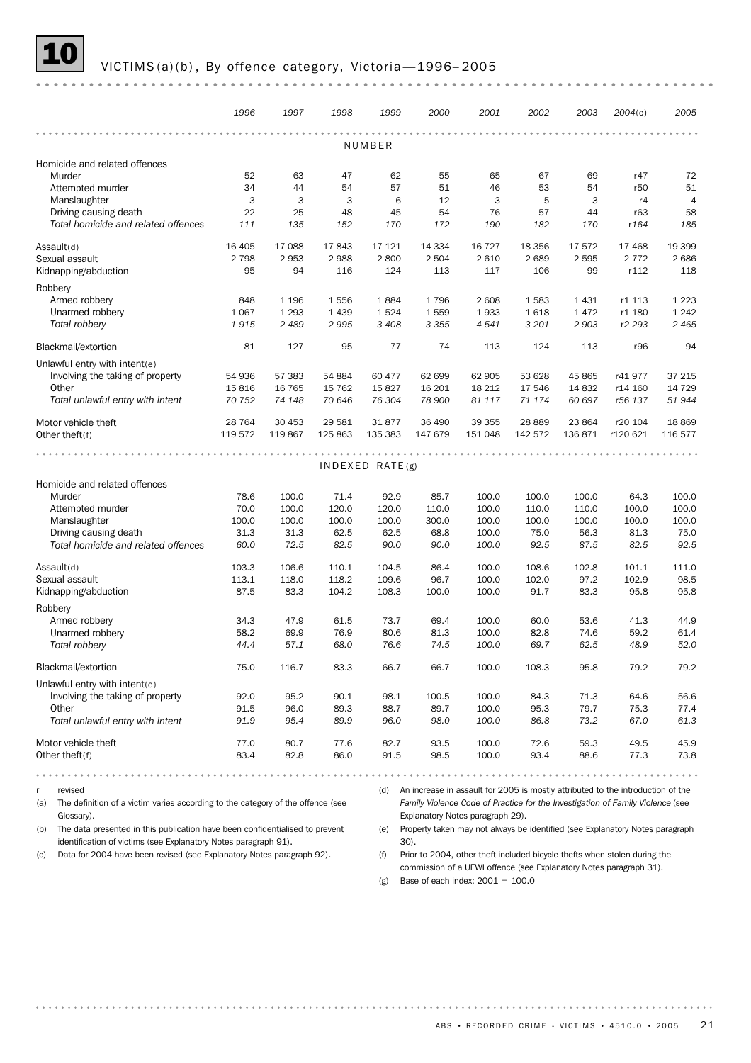# 10 VICTIMS(a)(b), By offence category, Victoria—1996–2005

| | 1996 | 1997 | 1998 | 1999 | 2000 | 2001 | 2002 | 2003 | 2004(c) | 2005 |
|---|---|---|---|---|---|---|---|---|---|---|
| **NUMBER** | | | | | | | | | | |
| Homicide and related offences | | | | | | | | | | |
| Murder | 52 | 63 | 47 | 62 | 55 | 65 | 67 | 69 | r47 | 72 |
| Attempted murder | 34 | 44 | 54 | 57 | 51 | 46 | 53 | 54 | r50 | 51 |
| Manslaughter | 3 | 3 | 3 | 6 | 12 | 3 | 5 | 3 | r4 | 4 |
| Driving causing death | 22 | 25 | 48 | 45 | 54 | 76 | 57 | 44 | r63 | 58 |
| *Total homicide and related offences* | *111* | *135* | *152* | *170* | *172* | *190* | *182* | *170* | *r164* | *185* |
| Assault(d) | 16 405 | 17 088 | 17 843 | 17 121 | 14 334 | 16 727 | 18 356 | 17 572 | 17 468 | 19 399 |
| Sexual assault | 2 798 | 2 953 | 2 988 | 2 800 | 2 504 | 2 610 | 2 689 | 2 595 | 2 772 | 2 686 |
| Kidnapping/abduction | 95 | 94 | 116 | 124 | 113 | 117 | 106 | 99 | r112 | 118 |
| Robbery | | | | | | | | | | |
| Armed robbery | 848 | 1 196 | 1 556 | 1 884 | 1 796 | 2 608 | 1 583 | 1 431 | r1 113 | 1 223 |
| Unarmed robbery | 1 067 | 1 293 | 1 439 | 1 524 | 1 559 | 1 933 | 1 618 | 1 472 | r1 180 | 1 242 |
| *Total robbery* | *1 915* | *2 489* | *2 995* | *3 408* | *3 355* | *4 541* | *3 201* | *2 903* | *r2 293* | *2 465* |
| Blackmail/extortion | 81 | 127 | 95 | 77 | 74 | 113 | 124 | 113 | r96 | 94 |
| Unlawful entry with intent(e) | | | | | | | | | | |
| Involving the taking of property | 54 936 | 57 383 | 54 884 | 60 477 | 62 699 | 62 905 | 53 628 | 45 865 | r41 977 | 37 215 |
| Other | 15 816 | 16 765 | 15 762 | 15 827 | 16 201 | 18 212 | 17 546 | 14 832 | r14 160 | 14 729 |
| *Total unlawful entry with intent* | *70 752* | *74 148* | *70 646* | *76 304* | *78 900* | *81 117* | *71 174* | *60 697* | *r56 137* | *51 944* |
| Motor vehicle theft | 28 764 | 30 453 | 29 581 | 31 877 | 36 490 | 39 355 | 28 889 | 23 864 | r20 104 | 18 869 |
| Other theft(f) | 119 572 | 119 867 | 125 863 | 135 383 | 147 679 | 151 048 | 142 572 | 136 871 | r120 621 | 116 577 |
| **INDEXED RATE(g)** | | | | | | | | | | |
| Homicide and related offences | | | | | | | | | | |
| Murder | 78.6 | 100.0 | 71.4 | 92.9 | 85.7 | 100.0 | 100.0 | 100.0 | 64.3 | 100.0 |
| Attempted murder | 70.0 | 100.0 | 120.0 | 120.0 | 110.0 | 100.0 | 110.0 | 110.0 | 100.0 | 100.0 |
| Manslaughter | 100.0 | 100.0 | 100.0 | 100.0 | 300.0 | 100.0 | 100.0 | 100.0 | 100.0 | 100.0 |
| Driving causing death | 31.3 | 31.3 | 62.5 | 62.5 | 68.8 | 100.0 | 75.0 | 56.3 | 81.3 | 75.0 |
| *Total homicide and related offences* | *60.0* | *72.5* | *82.5* | *90.0* | *90.0* | *100.0* | *92.5* | *87.5* | *82.5* | *92.5* |
| Assault(d) | 103.3 | 106.6 | 110.1 | 104.5 | 86.4 | 100.0 | 108.6 | 102.8 | 101.1 | 111.0 |
| Sexual assault | 113.1 | 118.0 | 118.2 | 109.6 | 96.7 | 100.0 | 102.0 | 97.2 | 102.9 | 98.5 |
| Kidnapping/abduction | 87.5 | 83.3 | 104.2 | 108.3 | 100.0 | 100.0 | 91.7 | 83.3 | 95.8 | 95.8 |
| Robbery | | | | | | | | | | |
| Armed robbery | 34.3 | 47.9 | 61.5 | 73.7 | 69.4 | 100.0 | 60.0 | 53.6 | 41.3 | 44.9 |
| Unarmed robbery | 58.2 | 69.9 | 76.9 | 80.6 | 81.3 | 100.0 | 82.8 | 74.6 | 59.2 | 61.4 |
| *Total robbery* | *44.4* | *57.1* | *68.0* | *76.6* | *74.5* | *100.0* | *69.7* | *62.5* | *48.9* | *52.0* |
| Blackmail/extortion | 75.0 | 116.7 | 83.3 | 66.7 | 66.7 | 100.0 | 108.3 | 95.8 | 79.2 | 79.2 |
| Unlawful entry with intent(e) | | | | | | | | | | |
| Involving the taking of property | 92.0 | 95.2 | 90.1 | 98.1 | 100.5 | 100.0 | 84.3 | 71.3 | 64.6 | 56.6 |
| Other | 91.5 | 96.0 | 89.3 | 88.7 | 89.7 | 100.0 | 95.3 | 79.7 | 75.3 | 77.4 |
| *Total unlawful entry with intent* | *91.9* | *95.4* | *89.9* | *96.0* | *98.0* | *100.0* | *86.8* | *73.2* | *67.0* | *61.3* |
| Motor vehicle theft | 77.0 | 80.7 | 77.6 | 82.7 | 93.5 | 100.0 | 72.6 | 59.3 | 49.5 | 45.9 |
| Other theft(f) | 83.4 | 82.8 | 86.0 | 91.5 | 98.5 | 100.0 | 93.4 | 88.6 | 77.3 | 73.8 |

r revised

(a) The definition of a victim varies according to the category of the offence (see Glossary).

(b) The data presented in this publication have been confidentialised to prevent identification of victims (see Explanatory Notes paragraph 91).

(c) Data for 2004 have been revised (see Explanatory Notes paragraph 92).

(d) An increase in assault for 2005 is mostly attributed to the introduction of the *Family Violence Code of Practice for the Investigation of Family Violence* (see Explanatory Notes paragraph 29).

(e) Property taken may not always be identified (see Explanatory Notes paragraph 30).

(f) Prior to 2004, other theft included bicycle thefts when stolen during the commission of a UEWI offence (see Explanatory Notes paragraph 31).

(g) Base of each index: 2001 = 100.0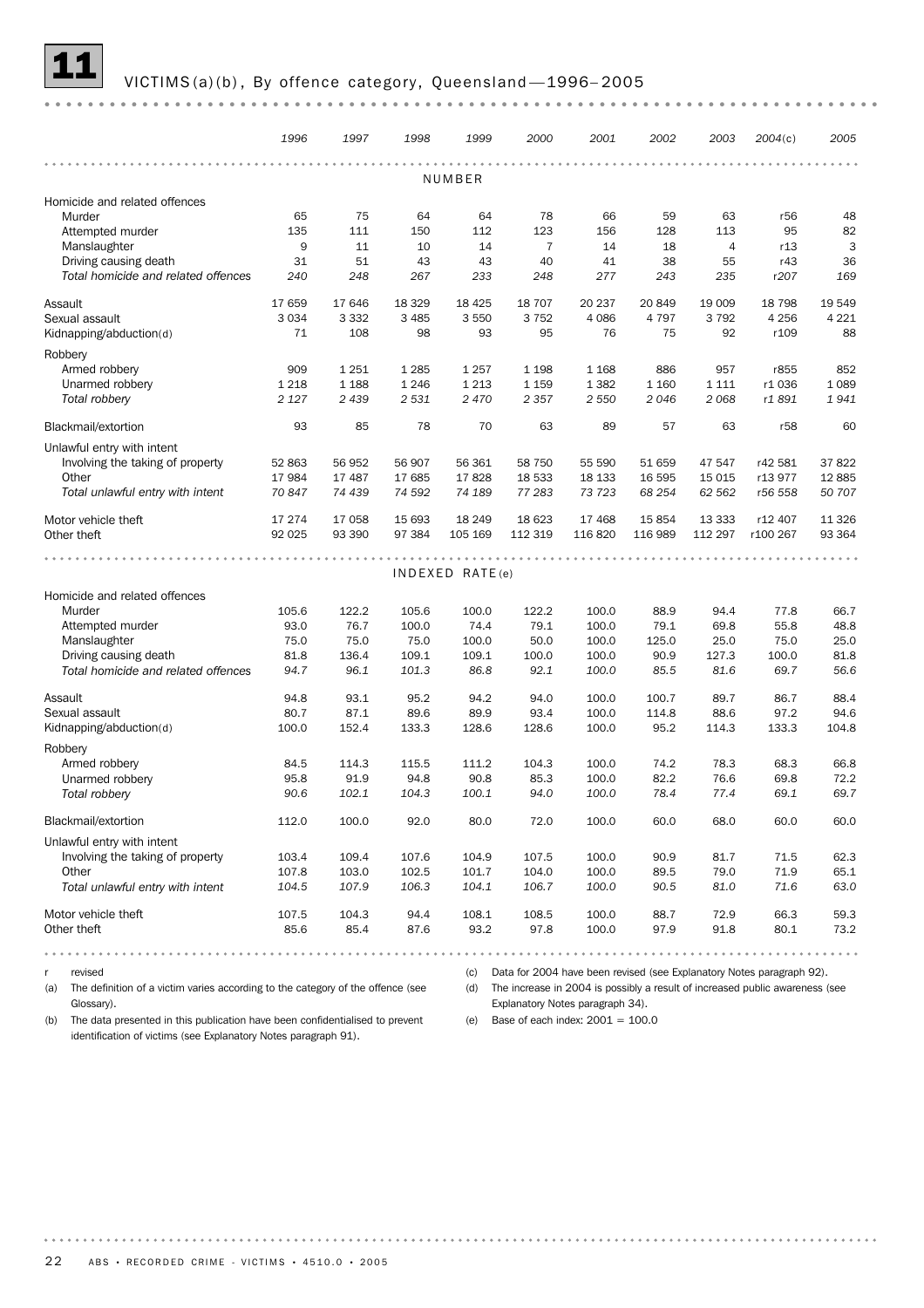# 11 VICTIMS(a)(b), By offence category, Queensland—1996–2005

| | 1996 | 1997 | 1998 | 1999 | 2000 | 2001 | 2002 | 2003 | 2004(c) | 2005 |
|---|---|---|---|---|---|---|---|---|---|---|
| **NUMBER** | | | | | | | | | | |
| Homicide and related offences | | | | | | | | | | |
| Murder | 65 | 75 | 64 | 64 | 78 | 66 | 59 | 63 | r56 | 48 |
| Attempted murder | 135 | 111 | 150 | 112 | 123 | 156 | 128 | 113 | 95 | 82 |
| Manslaughter | 9 | 11 | 10 | 14 | 7 | 14 | 18 | 4 | r13 | 3 |
| Driving causing death | 31 | 51 | 43 | 43 | 40 | 41 | 38 | 55 | r43 | 36 |
| *Total homicide and related offences* | *240* | *248* | *267* | *233* | *248* | *277* | *243* | *235* | *r207* | *169* |
| Assault | 17 659 | 17 646 | 18 329 | 18 425 | 18 707 | 20 237 | 20 849 | 19 009 | 18 798 | 19 549 |
| Sexual assault | 3 034 | 3 332 | 3 485 | 3 550 | 3 752 | 4 086 | 4 797 | 3 792 | 4 256 | 4 221 |
| Kidnapping/abduction(d) | 71 | 108 | 98 | 93 | 95 | 76 | 75 | 92 | r109 | 88 |
| Robbery | | | | | | | | | | |
| Armed robbery | 909 | 1 251 | 1 285 | 1 257 | 1 198 | 1 168 | 886 | 957 | r855 | 852 |
| Unarmed robbery | 1 218 | 1 188 | 1 246 | 1 213 | 1 159 | 1 382 | 1 160 | 1 111 | r1 036 | 1 089 |
| *Total robbery* | *2 127* | *2 439* | *2 531* | *2 470* | *2 357* | *2 550* | *2 046* | *2 068* | *r1 891* | *1 941* |
| Blackmail/extortion | 93 | 85 | 78 | 70 | 63 | 89 | 57 | 63 | r58 | 60 |
| Unlawful entry with intent | | | | | | | | | | |
| Involving the taking of property | 52 863 | 56 952 | 56 907 | 56 361 | 58 750 | 55 590 | 51 659 | 47 547 | r42 581 | 37 822 |
| Other | 17 984 | 17 487 | 17 685 | 17 828 | 18 533 | 18 133 | 16 595 | 15 015 | r13 977 | 12 885 |
| *Total unlawful entry with intent* | *70 847* | *74 439* | *74 592* | *74 189* | *77 283* | *73 723* | *68 254* | *62 562* | *r56 558* | *50 707* |
| Motor vehicle theft | 17 274 | 17 058 | 15 693 | 18 249 | 18 623 | 17 468 | 15 854 | 13 333 | r12 407 | 11 326 |
| Other theft | 92 025 | 93 390 | 97 384 | 105 169 | 112 319 | 116 820 | 116 989 | 112 297 | r100 267 | 93 364 |
| **INDEXED RATE(e)** | | | | | | | | | | |
| Homicide and related offences | | | | | | | | | | |
| Murder | 105.6 | 122.2 | 105.6 | 100.0 | 122.2 | 100.0 | 88.9 | 94.4 | 77.8 | 66.7 |
| Attempted murder | 93.0 | 76.7 | 100.0 | 74.4 | 79.1 | 100.0 | 79.1 | 69.8 | 55.8 | 48.8 |
| Manslaughter | 75.0 | 75.0 | 75.0 | 100.0 | 50.0 | 100.0 | 125.0 | 25.0 | 75.0 | 25.0 |
| Driving causing death | 81.8 | 136.4 | 109.1 | 109.1 | 100.0 | 100.0 | 90.9 | 127.3 | 100.0 | 81.8 |
| *Total homicide and related offences* | *94.7* | *96.1* | *101.3* | *86.8* | *92.1* | *100.0* | *85.5* | *81.6* | *69.7* | *56.6* |
| Assault | 94.8 | 93.1 | 95.2 | 94.2 | 94.0 | 100.0 | 100.7 | 89.7 | 86.7 | 88.4 |
| Sexual assault | 80.7 | 87.1 | 89.6 | 89.9 | 93.4 | 100.0 | 114.8 | 88.6 | 97.2 | 94.6 |
| Kidnapping/abduction(d) | 100.0 | 152.4 | 133.3 | 128.6 | 128.6 | 100.0 | 95.2 | 114.3 | 133.3 | 104.8 |
| Robbery | | | | | | | | | | |
| Armed robbery | 84.5 | 114.3 | 115.5 | 111.2 | 104.3 | 100.0 | 74.2 | 78.3 | 68.3 | 66.8 |
| Unarmed robbery | 95.8 | 91.9 | 94.8 | 90.8 | 85.3 | 100.0 | 82.2 | 76.6 | 69.8 | 72.2 |
| *Total robbery* | *90.6* | *102.1* | *104.3* | *100.1* | *94.0* | *100.0* | *78.4* | *77.4* | *69.1* | *69.7* |
| Blackmail/extortion | 112.0 | 100.0 | 92.0 | 80.0 | 72.0 | 100.0 | 60.0 | 68.0 | 60.0 | 60.0 |
| Unlawful entry with intent | | | | | | | | | | |
| Involving the taking of property | 103.4 | 109.4 | 107.6 | 104.9 | 107.5 | 100.0 | 90.9 | 81.7 | 71.5 | 62.3 |
| Other | 107.8 | 103.0 | 102.5 | 101.7 | 104.0 | 100.0 | 89.5 | 79.0 | 71.9 | 65.1 |
| *Total unlawful entry with intent* | *104.5* | *107.9* | *106.3* | *104.1* | *106.7* | *100.0* | *90.5* | *81.0* | *71.6* | *63.0* |
| Motor vehicle theft | 107.5 | 104.3 | 94.4 | 108.1 | 108.5 | 100.0 | 88.7 | 72.9 | 66.3 | 59.3 |
| Other theft | 85.6 | 85.4 | 87.6 | 93.2 | 97.8 | 100.0 | 97.9 | 91.8 | 80.1 | 73.2 |

r revised

(a) The definition of a victim varies according to the category of the offence (see Glossary).

(b) The data presented in this publication have been confidentialised to prevent identification of victims (see Explanatory Notes paragraph 91).

(c) Data for 2004 have been revised (see Explanatory Notes paragraph 92).

(d) The increase in 2004 is possibly a result of increased public awareness (see Explanatory Notes paragraph 34).

(e) Base of each index: 2001 = 100.0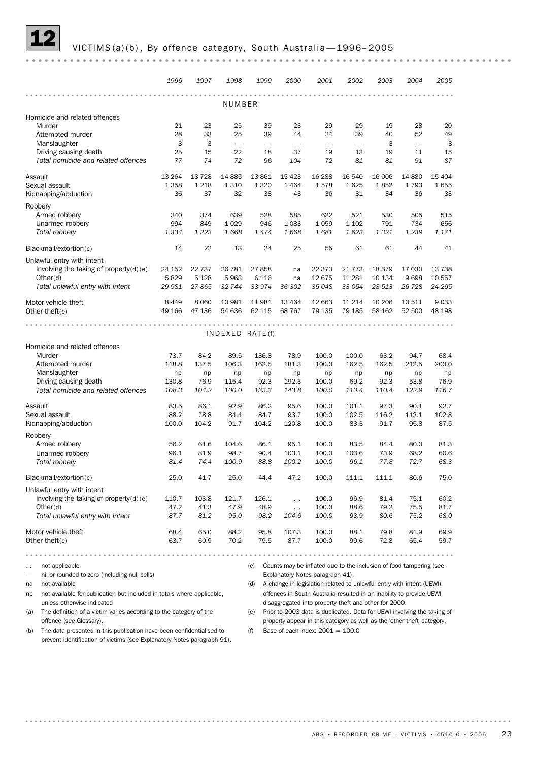# 12 VICTIMS(a)(b), By offence category, South Australia—1996–2005

| | 1996 | 1997 | 1998 | 1999 | 2000 | 2001 | 2002 | 2003 | 2004 | 2005 |
|---|---|---|---|---|---|---|---|---|---|---|
| **NUMBER** | | | | | | | | | | |
| Homicide and related offences | | | | | | | | | | |
| Murder | 21 | 23 | 25 | 39 | 23 | 29 | 29 | 19 | 28 | 20 |
| Attempted murder | 28 | 33 | 25 | 39 | 44 | 24 | 39 | 40 | 52 | 49 |
| Manslaughter | 3 | 3 | — | — | — | — | — | 3 | — | 3 |
| Driving causing death | 25 | 15 | 22 | 18 | 37 | 19 | 13 | 19 | 11 | 15 |
| *Total homicide and related offences* | *77* | *74* | *72* | *96* | *104* | *72* | *81* | *81* | *91* | *87* |
| Assault | 13 264 | 13 728 | 14 885 | 13 861 | 15 423 | 16 288 | 16 540 | 16 006 | 14 880 | 15 404 |
| Sexual assault | 1 358 | 1 218 | 1 310 | 1 320 | 1 464 | 1 578 | 1 625 | 1 852 | 1 793 | 1 655 |
| Kidnapping/abduction | 36 | 37 | 32 | 38 | 43 | 36 | 31 | 34 | 36 | 33 |
| Robbery | | | | | | | | | | |
| Armed robbery | 340 | 374 | 639 | 528 | 585 | 622 | 521 | 530 | 505 | 515 |
| Unarmed robbery | 994 | 849 | 1 029 | 946 | 1 083 | 1 059 | 1 102 | 791 | 734 | 656 |
| *Total robbery* | *1 334* | *1 223* | *1 668* | *1 474* | *1 668* | *1 681* | *1 623* | *1 321* | *1 239* | *1 171* |
| Blackmail/extortion(c) | 14 | 22 | 13 | 24 | 25 | 55 | 61 | 61 | 44 | 41 |
| Unlawful entry with intent | | | | | | | | | | |
| Involving the taking of property(d)(e) | 24 152 | 22 737 | 26 781 | 27 858 | na | 22 373 | 21 773 | 18 379 | 17 030 | 13 738 |
| Other(d) | 5 829 | 5 128 | 5 963 | 6 116 | na | 12 675 | 11 281 | 10 134 | 9 698 | 10 557 |
| *Total unlawful entry with intent* | *29 981* | *27 865* | *32 744* | *33 974* | *36 302* | *35 048* | *33 054* | *28 513* | *26 728* | *24 295* |
| Motor vehicle theft | 8 449 | 8 060 | 10 981 | 11 981 | 13 464 | 12 663 | 11 214 | 10 206 | 10 511 | 9 033 |
| Other theft(e) | 49 166 | 47 136 | 54 636 | 62 115 | 68 767 | 79 135 | 79 185 | 58 162 | 52 500 | 48 198 |
| **INDEXED RATE(f)** | | | | | | | | | | |
| Homicide and related offences | | | | | | | | | | |
| Murder | 73.7 | 84.2 | 89.5 | 136.8 | 78.9 | 100.0 | 100.0 | 63.2 | 94.7 | 68.4 |
| Attempted murder | 118.8 | 137.5 | 106.3 | 162.5 | 181.3 | 100.0 | 162.5 | 162.5 | 212.5 | 200.0 |
| Manslaughter | np | np | np | np | np | np | np | np | np | np |
| Driving causing death | 130.8 | 76.9 | 115.4 | 92.3 | 192.3 | 100.0 | 69.2 | 92.3 | 53.8 | 76.9 |
| *Total homicide and related offences* | *108.3* | *104.2* | *100.0* | *133.3* | *143.8* | *100.0* | *110.4* | *110.4* | *122.9* | *116.7* |
| Assault | 83.5 | 86.1 | 92.9 | 86.2 | 95.6 | 100.0 | 101.1 | 97.3 | 90.1 | 92.7 |
| Sexual assault | 88.2 | 78.8 | 84.4 | 84.7 | 93.7 | 100.0 | 102.5 | 116.2 | 112.1 | 102.8 |
| Kidnapping/abduction | 100.0 | 104.2 | 91.7 | 104.2 | 120.8 | 100.0 | 83.3 | 91.7 | 95.8 | 87.5 |
| Robbery | | | | | | | | | | |
| Armed robbery | 56.2 | 61.6 | 104.6 | 86.1 | 95.1 | 100.0 | 83.5 | 84.4 | 80.0 | 81.3 |
| Unarmed robbery | 96.1 | 81.9 | 98.7 | 90.4 | 103.1 | 100.0 | 103.6 | 73.9 | 68.2 | 60.6 |
| *Total robbery* | *81.4* | *74.4* | *100.9* | *88.8* | *100.2* | *100.0* | *96.1* | *77.8* | *72.7* | *68.3* |
| Blackmail/extortion(c) | 25.0 | 41.7 | 25.0 | 44.4 | 47.2 | 100.0 | 111.1 | 111.1 | 80.6 | 75.0 |
| Unlawful entry with intent | | | | | | | | | | |
| Involving the taking of property(d)(e) | 110.7 | 103.8 | 121.7 | 126.1 | . . | 100.0 | 96.9 | 81.4 | 75.1 | 60.2 |
| Other(d) | 47.2 | 41.3 | 47.9 | 48.9 | . . | 100.0 | 88.6 | 79.2 | 75.5 | 81.7 |
| *Total unlawful entry with intent* | *87.7* | *81.2* | *95.0* | *98.2* | *104.6* | *100.0* | *93.9* | *80.6* | *75.2* | *68.0* |
| Motor vehicle theft | 68.4 | 65.0 | 88.2 | 95.8 | 107.3 | 100.0 | 88.1 | 79.8 | 81.9 | 69.9 |
| Other theft(e) | 63.7 | 60.9 | 70.2 | 79.5 | 87.7 | 100.0 | 99.6 | 72.8 | 65.4 | 59.7 |

. . not applicable

— nil or rounded to zero (including null cells)

na not available

np not available for publication but included in totals where applicable, unless otherwise indicated

(a) The definition of a victim varies according to the category of the offence (see Glossary).

(b) The data presented in this publication have been confidentialised to prevent identification of victims (see Explanatory Notes paragraph 91).

(c) Counts may be inflated due to the inclusion of food tampering (see Explanatory Notes paragraph 41).

(d) A change in legislation related to unlawful entry with intent (UEWI) offences in South Australia resulted in an inability to provide UEWI disaggregated into property theft and other for 2000.

(e) Prior to 2003 data is duplicated. Data for UEWI involving the taking of property appear in this category as well as the 'other theft' category.

(f) Base of each index: 2001 = 100.0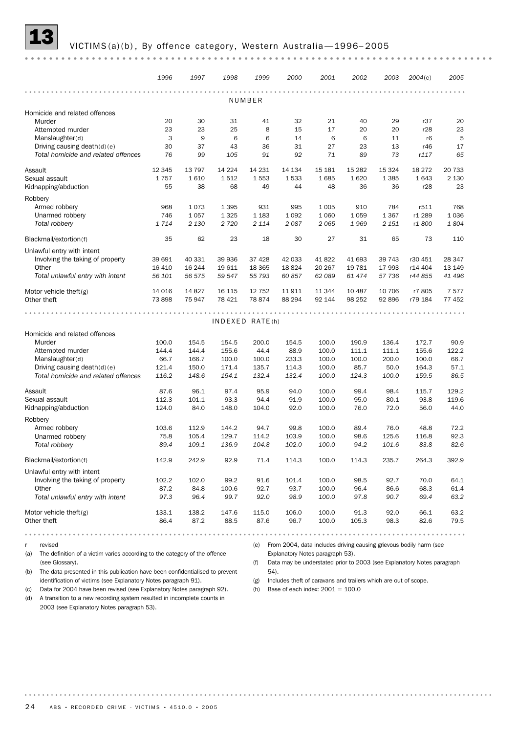## 13 VICTIMS(a)(b), By offence category, Western Australia—1996–2005

| | 1996 | 1997 | 1998 | 1999 | 2000 | 2001 | 2002 | 2003 | 2004(c) | 2005 |
|---|---|---|---|---|---|---|---|---|---|---|
| **NUMBER** | | | | | | | | | | |
| Homicide and related offences | | | | | | | | | | |
| Murder | 20 | 30 | 31 | 41 | 32 | 21 | 40 | 29 | r37 | 20 |
| Attempted murder | 23 | 23 | 25 | 8 | 15 | 17 | 20 | 20 | r28 | 23 |
| Manslaughter(d) | 3 | 9 | 6 | 6 | 14 | 6 | 6 | 11 | r6 | 5 |
| Driving causing death(d)(e) | 30 | 37 | 43 | 36 | 31 | 27 | 23 | 13 | r46 | 17 |
| *Total homicide and related offences* | *76* | *99* | *105* | *91* | *92* | *71* | *89* | *73* | *r117* | *65* |
| Assault | 12 345 | 13 797 | 14 224 | 14 231 | 14 134 | 15 181 | 15 282 | 15 324 | 18 272 | 20 733 |
| Sexual assault | 1 757 | 1 610 | 1 512 | 1 553 | 1 533 | 1 685 | 1 620 | 1 385 | 1 643 | 2 130 |
| Kidnapping/abduction | 55 | 38 | 68 | 49 | 44 | 48 | 36 | 36 | r28 | 23 |
| Robbery | | | | | | | | | | |
| Armed robbery | 968 | 1 073 | 1 395 | 931 | 995 | 1 005 | 910 | 784 | r511 | 768 |
| Unarmed robbery | 746 | 1 057 | 1 325 | 1 183 | 1 092 | 1 060 | 1 059 | 1 367 | r1 289 | 1 036 |
| *Total robbery* | *1 714* | *2 130* | *2 720* | *2 114* | *2 087* | *2 065* | *1 969* | *2 151* | *r1 800* | *1 804* |
| Blackmail/extortion(f) | 35 | 62 | 23 | 18 | 30 | 27 | 31 | 65 | 73 | 110 |
| Unlawful entry with intent | | | | | | | | | | |
| Involving the taking of property | 39 691 | 40 331 | 39 936 | 37 428 | 42 033 | 41 822 | 41 693 | 39 743 | r30 451 | 28 347 |
| Other | 16 410 | 16 244 | 19 611 | 18 365 | 18 824 | 20 267 | 19 781 | 17 993 | r14 404 | 13 149 |
| *Total unlawful entry with intent* | *56 101* | *56 575* | *59 547* | *55 793* | *60 857* | *62 089* | *61 474* | *57 736* | *r44 855* | *41 496* |
| Motor vehicle theft(g) | 14 016 | 14 827 | 16 115 | 12 752 | 11 911 | 11 344 | 10 487 | 10 706 | r7 805 | 7 577 |
| Other theft | 73 898 | 75 947 | 78 421 | 78 874 | 88 294 | 92 144 | 98 252 | 92 896 | r79 184 | 77 452 |
| **INDEXED RATE(h)** | | | | | | | | | | |
| Homicide and related offences | | | | | | | | | | |
| Murder | 100.0 | 154.5 | 154.5 | 200.0 | 154.5 | 100.0 | 190.9 | 136.4 | 172.7 | 90.9 |
| Attempted murder | 144.4 | 144.4 | 155.6 | 44.4 | 88.9 | 100.0 | 111.1 | 111.1 | 155.6 | 122.2 |
| Manslaughter(d) | 66.7 | 166.7 | 100.0 | 100.0 | 233.3 | 100.0 | 100.0 | 200.0 | 100.0 | 66.7 |
| Driving causing death(d)(e) | 121.4 | 150.0 | 171.4 | 135.7 | 114.3 | 100.0 | 85.7 | 50.0 | 164.3 | 57.1 |
| *Total homicide and related offences* | *116.2* | *148.6* | *154.1* | *132.4* | *132.4* | *100.0* | *124.3* | *100.0* | *159.5* | *86.5* |
| Assault | 87.6 | 96.1 | 97.4 | 95.9 | 94.0 | 100.0 | 99.4 | 98.4 | 115.7 | 129.2 |
| Sexual assault | 112.3 | 101.1 | 93.3 | 94.4 | 91.9 | 100.0 | 95.0 | 80.1 | 93.8 | 119.6 |
| Kidnapping/abduction | 124.0 | 84.0 | 148.0 | 104.0 | 92.0 | 100.0 | 76.0 | 72.0 | 56.0 | 44.0 |
| Robbery | | | | | | | | | | |
| Armed robbery | 103.6 | 112.9 | 144.2 | 94.7 | 99.8 | 100.0 | 89.4 | 76.0 | 48.8 | 72.2 |
| Unarmed robbery | 75.8 | 105.4 | 129.7 | 114.2 | 103.9 | 100.0 | 98.6 | 125.6 | 116.8 | 92.3 |
| *Total robbery* | *89.4* | *109.1* | *136.9* | *104.8* | *102.0* | *100.0* | *94.2* | *101.6* | *83.8* | *82.6* |
| Blackmail/extortion(f) | 142.9 | 242.9 | 92.9 | 71.4 | 114.3 | 100.0 | 114.3 | 235.7 | 264.3 | 392.9 |
| Unlawful entry with intent | | | | | | | | | | |
| Involving the taking of property | 102.2 | 102.0 | 99.2 | 91.6 | 101.4 | 100.0 | 98.5 | 92.7 | 70.0 | 64.1 |
| Other | 87.2 | 84.8 | 100.6 | 92.7 | 93.7 | 100.0 | 96.4 | 86.6 | 68.3 | 61.4 |
| *Total unlawful entry with intent* | *97.3* | *96.4* | *99.7* | *92.0* | *98.9* | *100.0* | *97.8* | *90.7* | *69.4* | *63.2* |
| Motor vehicle theft(g) | 133.1 | 138.2 | 147.6 | 115.0 | 106.0 | 100.0 | 91.3 | 92.0 | 66.1 | 63.2 |
| Other theft | 86.4 | 87.2 | 88.5 | 87.6 | 96.7 | 100.0 | 105.3 | 98.3 | 82.6 | 79.5 |

r revised

(a) The definition of a victim varies according to the category of the offence (see Glossary).

(b) The data presented in this publication have been confidentialised to prevent identification of victims (see Explanatory Notes paragraph 91).

(c) Data for 2004 have been revised (see Explanatory Notes paragraph 92).

(d) A transition to a new recording system resulted in incomplete counts in 2003 (see Explanatory Notes paragraph 53).

(e) From 2004, data includes driving causing grievous bodily harm (see Explanatory Notes paragraph 53).

(f) Data may be understated prior to 2003 (see Explanatory Notes paragraph 54).

(g) Includes theft of caravans and trailers which are out of scope.

(h) Base of each index: 2001 = 100.0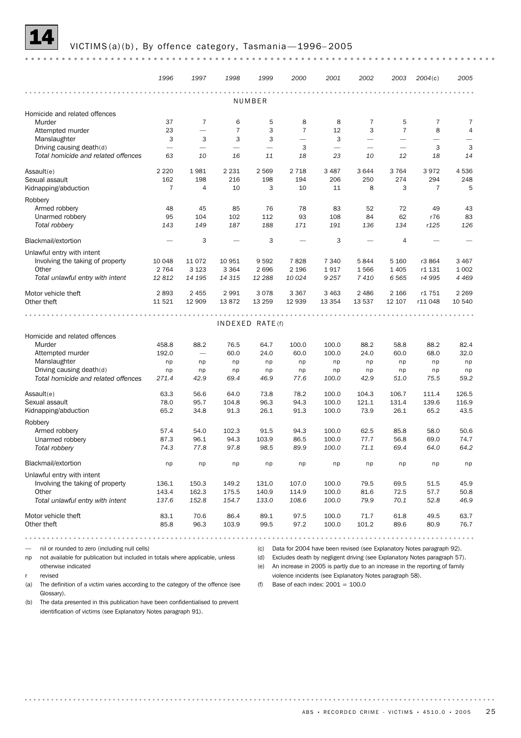# 14 VICTIMS(a)(b), By offence category, Tasmania—1996–2005

| | 1996 | 1997 | 1998 | 1999 | 2000 | 2001 | 2002 | 2003 | 2004(c) | 2005 |
|---|---|---|---|---|---|---|---|---|---|---|
| **NUMBER** | | | | | | | | | | |
| Homicide and related offences | | | | | | | | | | |
| Murder | 37 | 7 | 6 | 5 | 8 | 8 | 7 | 5 | 7 | 7 |
| Attempted murder | 23 | — | 7 | 3 | 7 | 12 | 3 | 7 | 8 | 4 |
| Manslaughter | 3 | 3 | 3 | 3 | — | 3 | — | — | — | — |
| Driving causing death(d) | — | — | — | — | 3 | — | — | — | 3 | 3 |
| *Total homicide and related offences* | *63* | *10* | *16* | *11* | *18* | *23* | *10* | *12* | *18* | *14* |
| Assault(e) | 2 220 | 1 981 | 2 231 | 2 569 | 2 718 | 3 487 | 3 644 | 3 764 | 3 972 | 4 536 |
| Sexual assault | 162 | 198 | 216 | 198 | 194 | 206 | 250 | 274 | 294 | 248 |
| Kidnapping/abduction | 7 | 4 | 10 | 3 | 10 | 11 | 8 | 3 | 7 | 5 |
| Robbery | | | | | | | | | | |
| Armed robbery | 48 | 45 | 85 | 76 | 78 | 83 | 52 | 72 | 49 | 43 |
| Unarmed robbery | 95 | 104 | 102 | 112 | 93 | 108 | 84 | 62 | r76 | 83 |
| *Total robbery* | *143* | *149* | *187* | *188* | *171* | *191* | *136* | *134* | *r125* | *126* |
| Blackmail/extortion | — | 3 | — | 3 | — | 3 | — | 4 | — | — |
| Unlawful entry with intent | | | | | | | | | | |
| Involving the taking of property | 10 048 | 11 072 | 10 951 | 9 592 | 7 828 | 7 340 | 5 844 | 5 160 | r3 864 | 3 467 |
| Other | 2 764 | 3 123 | 3 364 | 2 696 | 2 196 | 1 917 | 1 566 | 1 405 | r1 131 | 1 002 |
| *Total unlawful entry with intent* | *12 812* | *14 195* | *14 315* | *12 288* | *10 024* | *9 257* | *7 410* | *6 565* | *r4 995* | *4 469* |
| Motor vehicle theft | 2 893 | 2 455 | 2 991 | 3 078 | 3 367 | 3 463 | 2 486 | 2 166 | r1 751 | 2 269 |
| Other theft | 11 521 | 12 909 | 13 872 | 13 259 | 12 939 | 13 354 | 13 537 | 12 107 | r11 048 | 10 540 |
| **INDEXED RATE(f)** | | | | | | | | | | |
| Homicide and related offences | | | | | | | | | | |
| Murder | 458.8 | 88.2 | 76.5 | 64.7 | 100.0 | 100.0 | 88.2 | 58.8 | 88.2 | 82.4 |
| Attempted murder | 192.0 | — | 60.0 | 24.0 | 60.0 | 100.0 | 24.0 | 60.0 | 68.0 | 32.0 |
| Manslaughter | np | np | np | np | np | np | np | np | np | np |
| Driving causing death(d) | np | np | np | np | np | np | np | np | np | np |
| *Total homicide and related offences* | *271.4* | *42.9* | *69.4* | *46.9* | *77.6* | *100.0* | *42.9* | *51.0* | *75.5* | *59.2* |
| Assault(e) | 63.3 | 56.6 | 64.0 | 73.8 | 78.2 | 100.0 | 104.3 | 106.7 | 111.4 | 126.5 |
| Sexual assault | 78.0 | 95.7 | 104.8 | 96.3 | 94.3 | 100.0 | 121.1 | 131.4 | 139.6 | 116.9 |
| Kidnapping/abduction | 65.2 | 34.8 | 91.3 | 26.1 | 91.3 | 100.0 | 73.9 | 26.1 | 65.2 | 43.5 |
| Robbery | | | | | | | | | | |
| Armed robbery | 57.4 | 54.0 | 102.3 | 91.5 | 94.3 | 100.0 | 62.5 | 85.8 | 58.0 | 50.6 |
| Unarmed robbery | 87.3 | 96.1 | 94.3 | 103.9 | 86.5 | 100.0 | 77.7 | 56.8 | 69.0 | 74.7 |
| *Total robbery* | *74.3* | *77.8* | *97.8* | *98.5* | *89.9* | *100.0* | *71.1* | *69.4* | *64.0* | *64.2* |
| Blackmail/extortion | np | np | np | np | np | np | np | np | np | np |
| Unlawful entry with intent | | | | | | | | | | |
| Involving the taking of property | 136.1 | 150.3 | 149.2 | 131.0 | 107.0 | 100.0 | 79.5 | 69.5 | 51.5 | 45.9 |
| Other | 143.4 | 162.3 | 175.5 | 140.9 | 114.9 | 100.0 | 81.6 | 72.5 | 57.7 | 50.8 |
| *Total unlawful entry with intent* | *137.6* | *152.8* | *154.7* | *133.0* | *108.6* | *100.0* | *79.9* | *70.1* | *52.8* | *46.9* |
| Motor vehicle theft | 83.1 | 70.6 | 86.4 | 89.1 | 97.5 | 100.0 | 71.7 | 61.8 | 49.5 | 63.7 |
| Other theft | 85.8 | 96.3 | 103.9 | 99.5 | 97.2 | 100.0 | 101.2 | 89.6 | 80.9 | 76.7 |

— nil or rounded to zero (including null cells)

np not available for publication but included in totals where applicable, unless otherwise indicated

r revised

(a) The definition of a victim varies according to the category of the offence (see Glossary).

(b) The data presented in this publication have been confidentialised to prevent identification of victims (see Explanatory Notes paragraph 91).

(c) Data for 2004 have been revised (see Explanatory Notes paragraph 92).

(d) Excludes death by negligent driving (see Explanatory Notes paragraph 57).

(e) An increase in 2005 is partly due to an increase in the reporting of family violence incidents (see Explanatory Notes paragraph 58).

(f) Base of each index: 2001 = 100.0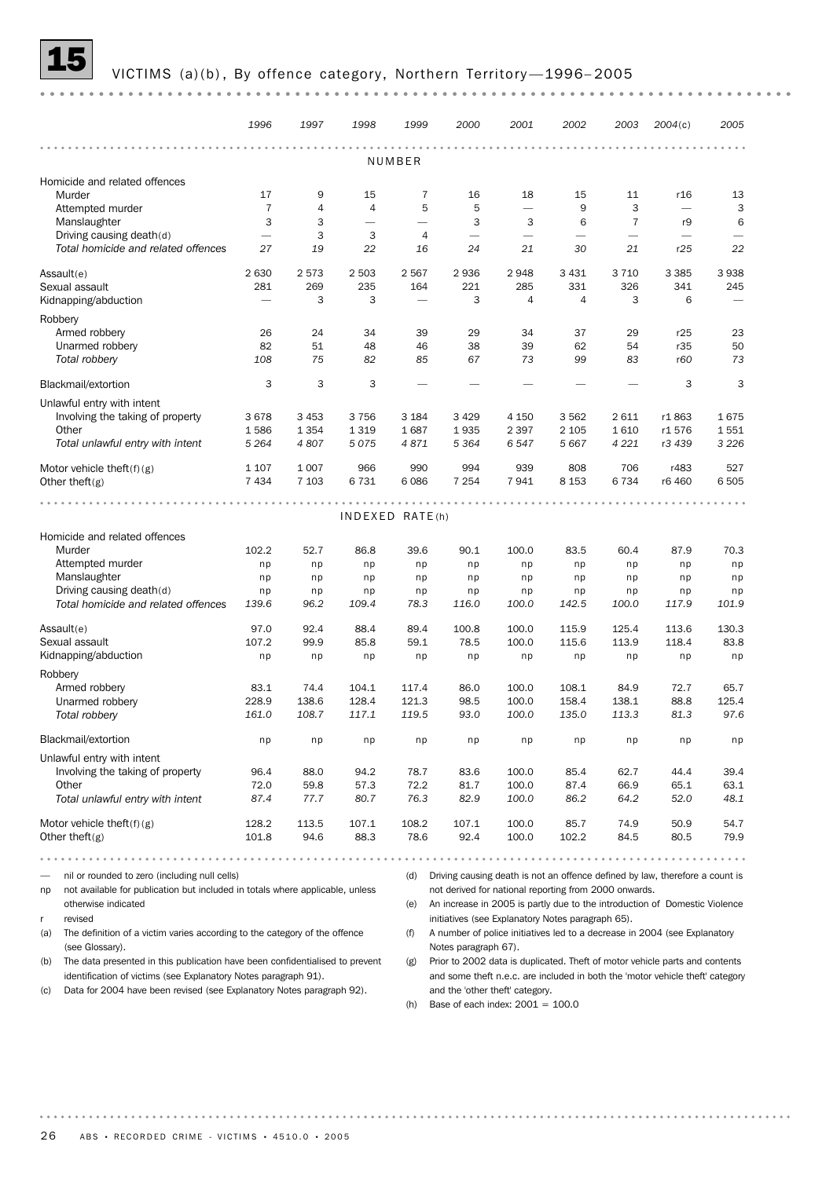# 15 VICTIMS (a)(b), By offence category, Northern Territory—1996–2005

| | 1996 | 1997 | 1998 | 1999 | 2000 | 2001 | 2002 | 2003 | 2004(c) | 2005 |
|---|---|---|---|---|---|---|---|---|---|---|
| **NUMBER** | | | | | | | | | | |
| Homicide and related offences | | | | | | | | | | |
| Murder | 17 | 9 | 15 | 7 | 16 | 18 | 15 | 11 | r16 | 13 |
| Attempted murder | 7 | 4 | 4 | 5 | 5 | — | 9 | 3 | — | 3 |
| Manslaughter | 3 | 3 | — | — | 3 | 3 | 6 | 7 | r9 | 6 |
| Driving causing death(d) | — | 3 | 3 | 4 | — | — | — | — | — | — |
| *Total homicide and related offences* | *27* | *19* | *22* | *16* | *24* | *21* | *30* | *21* | *r25* | *22* |
| Assault(e) | 2 630 | 2 573 | 2 503 | 2 567 | 2 936 | 2 948 | 3 431 | 3 710 | 3 385 | 3 938 |
| Sexual assault | 281 | 269 | 235 | 164 | 221 | 285 | 331 | 326 | 341 | 245 |
| Kidnapping/abduction | — | 3 | 3 | — | 3 | 4 | 4 | 3 | 6 | — |
| Robbery | | | | | | | | | | |
| Armed robbery | 26 | 24 | 34 | 39 | 29 | 34 | 37 | 29 | r25 | 23 |
| Unarmed robbery | 82 | 51 | 48 | 46 | 38 | 39 | 62 | 54 | r35 | 50 |
| *Total robbery* | *108* | *75* | *82* | *85* | *67* | *73* | *99* | *83* | *r60* | *73* |
| Blackmail/extortion | 3 | 3 | 3 | — | — | — | — | — | 3 | 3 |
| Unlawful entry with intent | | | | | | | | | | |
| Involving the taking of property | 3 678 | 3 453 | 3 756 | 3 184 | 3 429 | 4 150 | 3 562 | 2 611 | r1 863 | 1 675 |
| Other | 1 586 | 1 354 | 1 319 | 1 687 | 1 935 | 2 397 | 2 105 | 1 610 | r1 576 | 1 551 |
| *Total unlawful entry with intent* | *5 264* | *4 807* | *5 075* | *4 871* | *5 364* | *6 547* | *5 667* | *4 221* | *r3 439* | *3 226* |
| Motor vehicle theft(f)(g) | 1 107 | 1 007 | 966 | 990 | 994 | 939 | 808 | 706 | r483 | 527 |
| Other theft(g) | 7 434 | 7 103 | 6 731 | 6 086 | 7 254 | 7 941 | 8 153 | 6 734 | r6 460 | 6 505 |
| **INDEXED RATE(h)** | | | | | | | | | | |
| Homicide and related offences | | | | | | | | | | |
| Murder | 102.2 | 52.7 | 86.8 | 39.6 | 90.1 | 100.0 | 83.5 | 60.4 | 87.9 | 70.3 |
| Attempted murder | np | np | np | np | np | np | np | np | np | np |
| Manslaughter | np | np | np | np | np | np | np | np | np | np |
| Driving causing death(d) | np | np | np | np | np | np | np | np | np | np |
| *Total homicide and related offences* | *139.6* | *96.2* | *109.4* | *78.3* | *116.0* | *100.0* | *142.5* | *100.0* | *117.9* | *101.9* |
| Assault(e) | 97.0 | 92.4 | 88.4 | 89.4 | 100.8 | 100.0 | 115.9 | 125.4 | 113.6 | 130.3 |
| Sexual assault | 107.2 | 99.9 | 85.8 | 59.1 | 78.5 | 100.0 | 115.6 | 113.9 | 118.4 | 83.8 |
| Kidnapping/abduction | np | np | np | np | np | np | np | np | np | np |
| Robbery | | | | | | | | | | |
| Armed robbery | 83.1 | 74.4 | 104.1 | 117.4 | 86.0 | 100.0 | 108.1 | 84.9 | 72.7 | 65.7 |
| Unarmed robbery | 228.9 | 138.6 | 128.4 | 121.3 | 98.5 | 100.0 | 158.4 | 138.1 | 88.8 | 125.4 |
| *Total robbery* | *161.0* | *108.7* | *117.1* | *119.5* | *93.0* | *100.0* | *135.0* | *113.3* | *81.3* | *97.6* |
| Blackmail/extortion | np | np | np | np | np | np | np | np | np | np |
| Unlawful entry with intent | | | | | | | | | | |
| Involving the taking of property | 96.4 | 88.0 | 94.2 | 78.7 | 83.6 | 100.0 | 85.4 | 62.7 | 44.4 | 39.4 |
| Other | 72.0 | 59.8 | 57.3 | 72.2 | 81.7 | 100.0 | 87.4 | 66.9 | 65.1 | 63.1 |
| *Total unlawful entry with intent* | *87.4* | *77.7* | *80.7* | *76.3* | *82.9* | *100.0* | *86.2* | *64.2* | *52.0* | *48.1* |
| Motor vehicle theft(f)(g) | 128.2 | 113.5 | 107.1 | 108.2 | 107.1 | 100.0 | 85.7 | 74.9 | 50.9 | 54.7 |
| Other theft(g) | 101.8 | 94.6 | 88.3 | 78.6 | 92.4 | 100.0 | 102.2 | 84.5 | 80.5 | 79.9 |

— nil or rounded to zero (including null cells)

np not available for publication but included in totals where applicable, unless otherwise indicated

r revised

(a) The definition of a victim varies according to the category of the offence (see Glossary).

(b) The data presented in this publication have been confidentialised to prevent identification of victims (see Explanatory Notes paragraph 91).

(c) Data for 2004 have been revised (see Explanatory Notes paragraph 92).

(d) Driving causing death is not an offence defined by law, therefore a count is not derived for national reporting from 2000 onwards.

(e) An increase in 2005 is partly due to the introduction of Domestic Violence initiatives (see Explanatory Notes paragraph 65).

(f) A number of police initiatives led to a decrease in 2004 (see Explanatory Notes paragraph 67).

(g) Prior to 2002 data is duplicated. Theft of motor vehicle parts and contents and some theft n.e.c. are included in both the 'motor vehicle theft' category and the 'other theft' category.

(h) Base of each index: 2001 = 100.0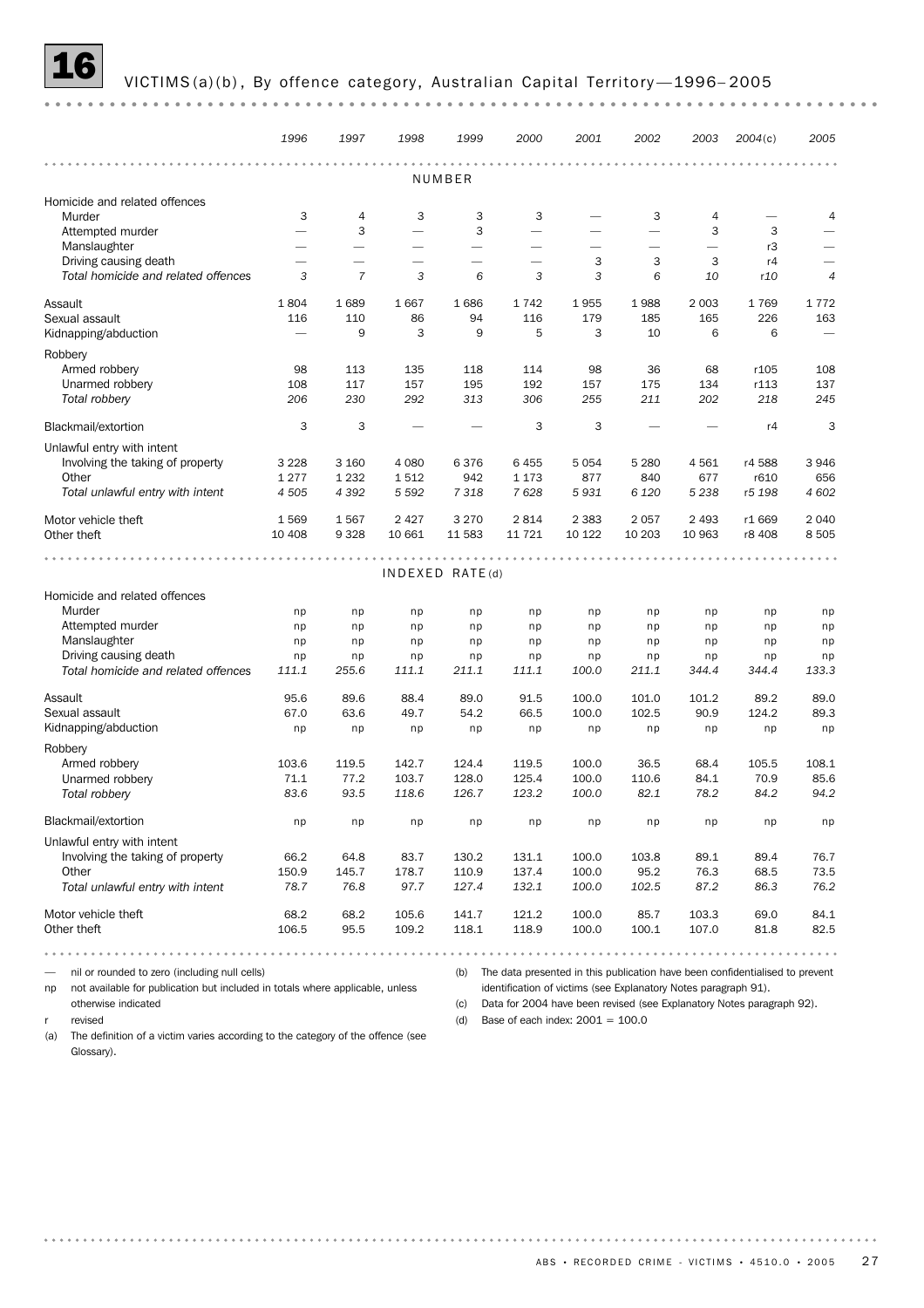# 16 VICTIMS(a)(b), By offence category, Australian Capital Territory—1996–2005

| | 1996 | 1997 | 1998 | 1999 | 2000 | 2001 | 2002 | 2003 | 2004(c) | 2005 |
|---|---|---|---|---|---|---|---|---|---|---|
| **NUMBER** | | | | | | | | | | |
| Homicide and related offences | | | | | | | | | | |
| Murder | 3 | 4 | 3 | 3 | 3 | — | 3 | 4 | — | 4 |
| Attempted murder | — | 3 | — | 3 | — | — | — | 3 | 3 | — |
| Manslaughter | — | — | — | — | — | — | — | — | r3 | — |
| Driving causing death | — | — | — | — | — | 3 | 3 | 3 | r4 | — |
| *Total homicide and related offences* | *3* | *7* | *3* | *6* | *3* | *3* | *6* | *10* | *r10* | *4* |
| Assault | 1 804 | 1 689 | 1 667 | 1 686 | 1 742 | 1 955 | 1 988 | 2 003 | 1 769 | 1 772 |
| Sexual assault | 116 | 110 | 86 | 94 | 116 | 179 | 185 | 165 | 226 | 163 |
| Kidnapping/abduction | — | 9 | 3 | 9 | 5 | 3 | 10 | 6 | 6 | — |
| Robbery | | | | | | | | | | |
| Armed robbery | 98 | 113 | 135 | 118 | 114 | 98 | 36 | 68 | r105 | 108 |
| Unarmed robbery | 108 | 117 | 157 | 195 | 192 | 157 | 175 | 134 | r113 | 137 |
| *Total robbery* | *206* | *230* | *292* | *313* | *306* | *255* | *211* | *202* | *218* | *245* |
| Blackmail/extortion | 3 | 3 | — | — | 3 | 3 | — | — | r4 | 3 |
| Unlawful entry with intent | | | | | | | | | | |
| Involving the taking of property | 3 228 | 3 160 | 4 080 | 6 376 | 6 455 | 5 054 | 5 280 | 4 561 | r4 588 | 3 946 |
| Other | 1 277 | 1 232 | 1 512 | 942 | 1 173 | 877 | 840 | 677 | r610 | 656 |
| *Total unlawful entry with intent* | *4 505* | *4 392* | *5 592* | *7 318* | *7 628* | *5 931* | *6 120* | *5 238* | *r5 198* | *4 602* |
| Motor vehicle theft | 1 569 | 1 567 | 2 427 | 3 270 | 2 814 | 2 383 | 2 057 | 2 493 | r1 669 | 2 040 |
| Other theft | 10 408 | 9 328 | 10 661 | 11 583 | 11 721 | 10 122 | 10 203 | 10 963 | r8 408 | 8 505 |
| **INDEXED RATE(d)** | | | | | | | | | | |
| Homicide and related offences | | | | | | | | | | |
| Murder | np | np | np | np | np | np | np | np | np | np |
| Attempted murder | np | np | np | np | np | np | np | np | np | np |
| Manslaughter | np | np | np | np | np | np | np | np | np | np |
| Driving causing death | np | np | np | np | np | np | np | np | np | np |
| *Total homicide and related offences* | *111.1* | *255.6* | *111.1* | *211.1* | *111.1* | *100.0* | *211.1* | *344.4* | *344.4* | *133.3* |
| Assault | 95.6 | 89.6 | 88.4 | 89.0 | 91.5 | 100.0 | 101.0 | 101.2 | 89.2 | 89.0 |
| Sexual assault | 67.0 | 63.6 | 49.7 | 54.2 | 66.5 | 100.0 | 102.5 | 90.9 | 124.2 | 89.3 |
| Kidnapping/abduction | np | np | np | np | np | np | np | np | np | np |
| Robbery | | | | | | | | | | |
| Armed robbery | 103.6 | 119.5 | 142.7 | 124.4 | 119.5 | 100.0 | 36.5 | 68.4 | 105.5 | 108.1 |
| Unarmed robbery | 71.1 | 77.2 | 103.7 | 128.0 | 125.4 | 100.0 | 110.6 | 84.1 | 70.9 | 85.6 |
| *Total robbery* | *83.6* | *93.5* | *118.6* | *126.7* | *123.2* | *100.0* | *82.1* | *78.2* | *84.2* | *94.2* |
| Blackmail/extortion | np | np | np | np | np | np | np | np | np | np |
| Unlawful entry with intent | | | | | | | | | | |
| Involving the taking of property | 66.2 | 64.8 | 83.7 | 130.2 | 131.1 | 100.0 | 103.8 | 89.1 | 89.4 | 76.7 |
| Other | 150.9 | 145.7 | 178.7 | 110.9 | 137.4 | 100.0 | 95.2 | 76.3 | 68.5 | 73.5 |
| *Total unlawful entry with intent* | *78.7* | *76.8* | *97.7* | *127.4* | *132.1* | *100.0* | *102.5* | *87.2* | *86.3* | *76.2* |
| Motor vehicle theft | 68.2 | 68.2 | 105.6 | 141.7 | 121.2 | 100.0 | 85.7 | 103.3 | 69.0 | 84.1 |
| Other theft | 106.5 | 95.5 | 109.2 | 118.1 | 118.9 | 100.0 | 100.1 | 107.0 | 81.8 | 82.5 |

— nil or rounded to zero (including null cells)

np not available for publication but included in totals where applicable, unless otherwise indicated

r revised

(a) The definition of a victim varies according to the category of the offence (see Glossary).

(b) The data presented in this publication have been confidentialised to prevent identification of victims (see Explanatory Notes paragraph 91).

(c) Data for 2004 have been revised (see Explanatory Notes paragraph 92).

(d) Base of each index: 2001 = 100.0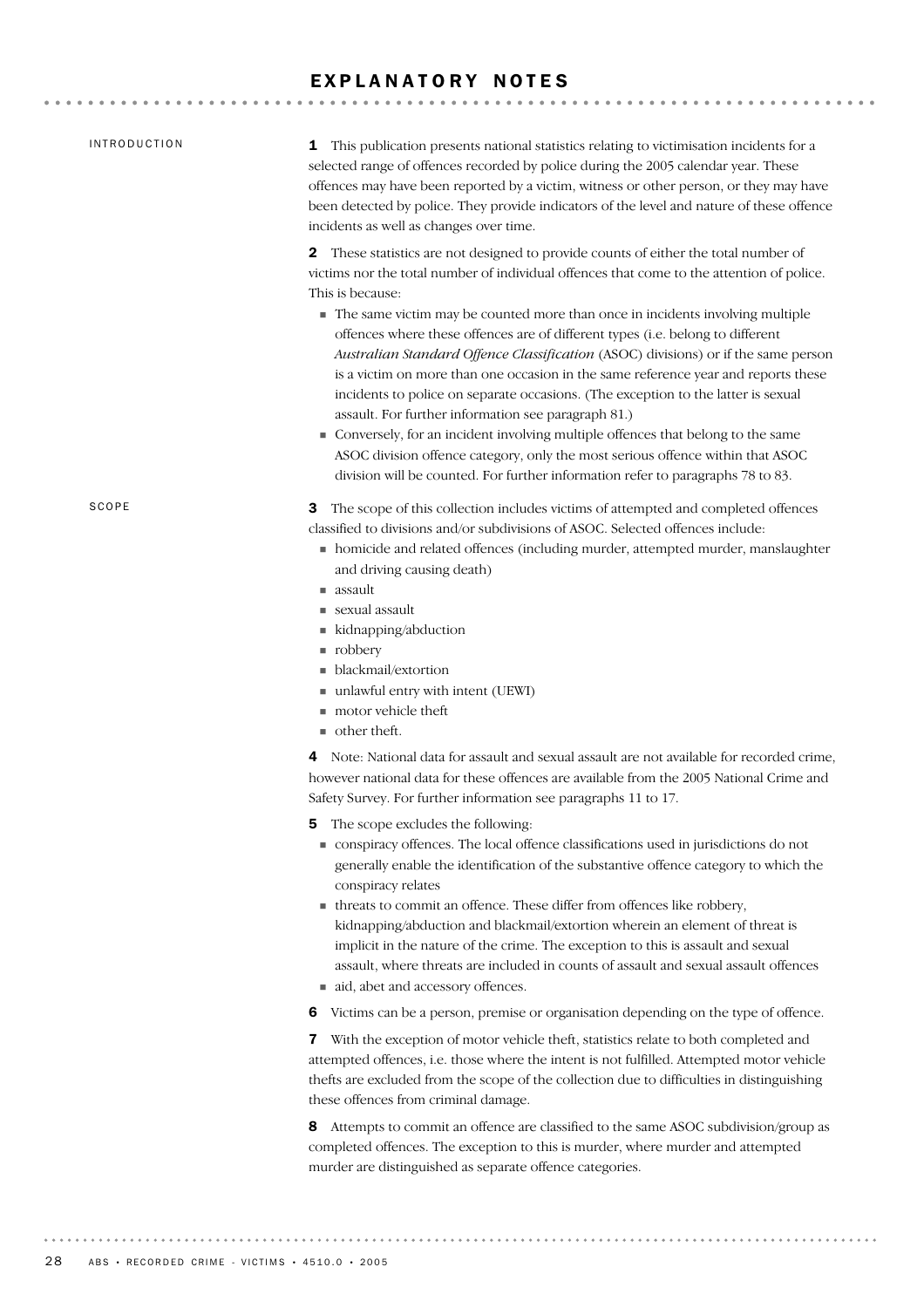# EXPLANATORY NOTES

## INTRODUCTION

**1** This publication presents national statistics relating to victimisation incidents for a selected range of offences recorded by police during the 2005 calendar year. These offences may have been reported by a victim, witness or other person, or they may have been detected by police. They provide indicators of the level and nature of these offence incidents as well as changes over time.

**2** These statistics are not designed to provide counts of either the total number of victims nor the total number of individual offences that come to the attention of police. This is because:

- The same victim may be counted more than once in incidents involving multiple offences where these offences are of different types (i.e. belong to different *Australian Standard Offence Classification* (ASOC) divisions) or if the same person is a victim on more than one occasion in the same reference year and reports these incidents to police on separate occasions. (The exception to the latter is sexual assault. For further information see paragraph 81.)
- Conversely, for an incident involving multiple offences that belong to the same ASOC division offence category, only the most serious offence within that ASOC division will be counted. For further information refer to paragraphs 78 to 83.

## SCOPE

**3** The scope of this collection includes victims of attempted and completed offences classified to divisions and/or subdivisions of ASOC. Selected offences include:

- homicide and related offences (including murder, attempted murder, manslaughter and driving causing death)
- assault
- sexual assault
- kidnapping/abduction
- robbery
- blackmail/extortion
- unlawful entry with intent (UEWI)
- motor vehicle theft
- other theft.

**4** Note: National data for assault and sexual assault are not available for recorded crime, however national data for these offences are available from the 2005 National Crime and Safety Survey. For further information see paragraphs 11 to 17.

**5** The scope excludes the following:

- conspiracy offences. The local offence classifications used in jurisdictions do not generally enable the identification of the substantive offence category to which the conspiracy relates
- threats to commit an offence. These differ from offences like robbery, kidnapping/abduction and blackmail/extortion wherein an element of threat is implicit in the nature of the crime. The exception to this is assault and sexual assault, where threats are included in counts of assault and sexual assault offences
- aid, abet and accessory offences.

**6** Victims can be a person, premise or organisation depending on the type of offence.

**7** With the exception of motor vehicle theft, statistics relate to both completed and attempted offences, i.e. those where the intent is not fulfilled. Attempted motor vehicle thefts are excluded from the scope of the collection due to difficulties in distinguishing these offences from criminal damage.

**8** Attempts to commit an offence are classified to the same ASOC subdivision/group as completed offences. The exception to this is murder, where murder and attempted murder are distinguished as separate offence categories.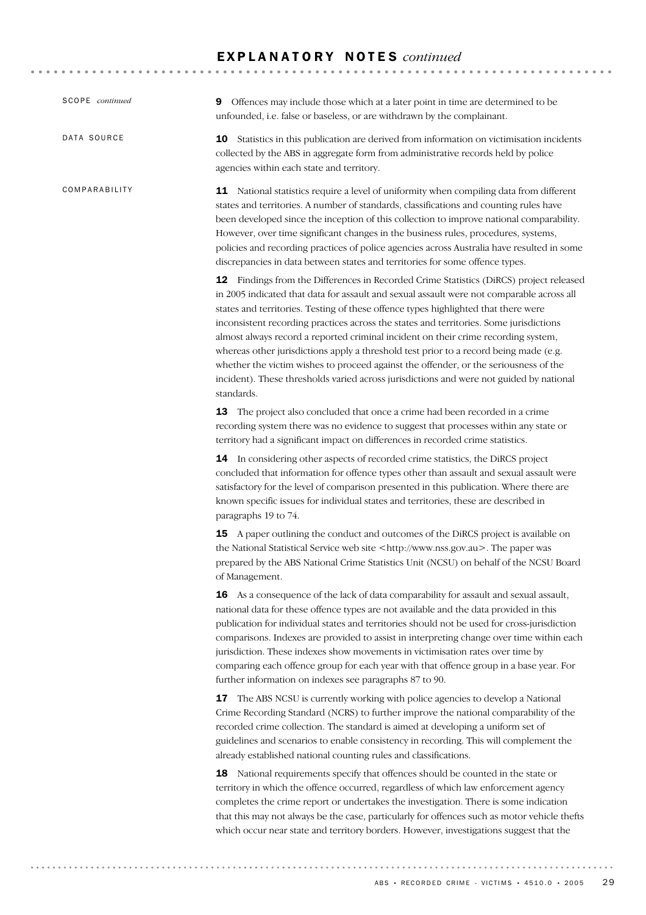## EXPLANATORY NOTES *continued*

### SCOPE *continued*

**9** Offences may include those which at a later point in time are determined to be unfounded, i.e. false or baseless, or are withdrawn by the complainant.

### DATA SOURCE

**10** Statistics in this publication are derived from information on victimisation incidents collected by the ABS in aggregate form from administrative records held by police agencies within each state and territory.

### COMPARABILITY

**11** National statistics require a level of uniformity when compiling data from different states and territories. A number of standards, classifications and counting rules have been developed since the inception of this collection to improve national comparability. However, over time significant changes in the business rules, procedures, systems, policies and recording practices of police agencies across Australia have resulted in some discrepancies in data between states and territories for some offence types.

**12** Findings from the Differences in Recorded Crime Statistics (DiRCS) project released in 2005 indicated that data for assault and sexual assault were not comparable across all states and territories. Testing of these offence types highlighted that there were inconsistent recording practices across the states and territories. Some jurisdictions almost always record a reported criminal incident on their crime recording system, whereas other jurisdictions apply a threshold test prior to a record being made (e.g. whether the victim wishes to proceed against the offender, or the seriousness of the incident). These thresholds varied across jurisdictions and were not guided by national standards.

**13** The project also concluded that once a crime had been recorded in a crime recording system there was no evidence to suggest that processes within any state or territory had a significant impact on differences in recorded crime statistics.

**14** In considering other aspects of recorded crime statistics, the DiRCS project concluded that information for offence types other than assault and sexual assault were satisfactory for the level of comparison presented in this publication. Where there are known specific issues for individual states and territories, these are described in paragraphs 19 to 74.

**15** A paper outlining the conduct and outcomes of the DiRCS project is available on the National Statistical Service web site <http://www.nss.gov.au>. The paper was prepared by the ABS National Crime Statistics Unit (NCSU) on behalf of the NCSU Board of Management.

**16** As a consequence of the lack of data comparability for assault and sexual assault, national data for these offence types are not available and the data provided in this publication for individual states and territories should not be used for cross-jurisdiction comparisons. Indexes are provided to assist in interpreting change over time within each jurisdiction. These indexes show movements in victimisation rates over time by comparing each offence group for each year with that offence group in a base year. For further information on indexes see paragraphs 87 to 90.

**17** The ABS NCSU is currently working with police agencies to develop a National Crime Recording Standard (NCRS) to further improve the national comparability of the recorded crime collection. The standard is aimed at developing a uniform set of guidelines and scenarios to enable consistency in recording. This will complement the already established national counting rules and classifications.

**18** National requirements specify that offences should be counted in the state or territory in which the offence occurred, regardless of which law enforcement agency completes the crime report or undertakes the investigation. There is some indication that this may not always be the case, particularly for offences such as motor vehicle thefts which occur near state and territory borders. However, investigations suggest that the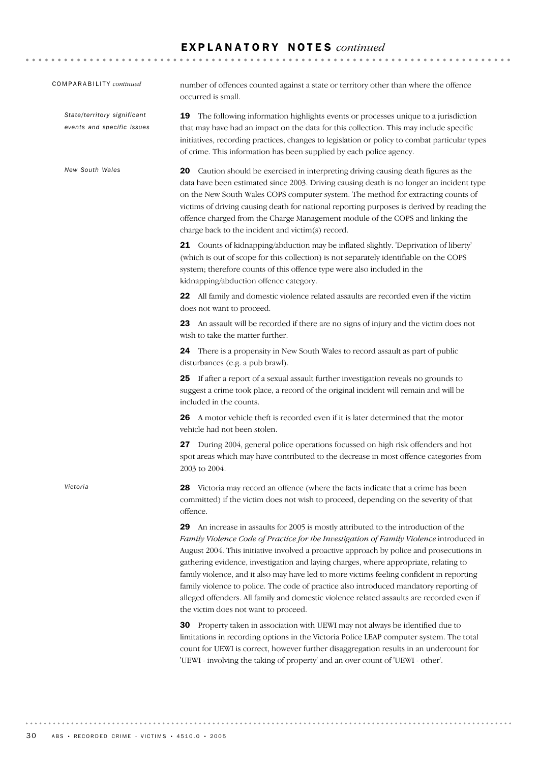## EXPLANATORY NOTES *continued*

COMPARABILITY *continued*

number of offences counted against a state or territory other than where the offence occurred is small.

*State/territory significant events and specific issues*

**19** The following information highlights events or processes unique to a jurisdiction that may have had an impact on the data for this collection. This may include specific initiatives, recording practices, changes to legislation or policy to combat particular types of crime. This information has been supplied by each police agency.

*New South Wales*

**20** Caution should be exercised in interpreting driving causing death figures as the data have been estimated since 2003. Driving causing death is no longer an incident type on the New South Wales COPS computer system. The method for extracting counts of victims of driving causing death for national reporting purposes is derived by reading the offence charged from the Charge Management module of the COPS and linking the charge back to the incident and victim(s) record.

**21** Counts of kidnapping/abduction may be inflated slightly. 'Deprivation of liberty' (which is out of scope for this collection) is not separately identifiable on the COPS system; therefore counts of this offence type were also included in the kidnapping/abduction offence category.

**22** All family and domestic violence related assaults are recorded even if the victim does not want to proceed.

**23** An assault will be recorded if there are no signs of injury and the victim does not wish to take the matter further.

**24** There is a propensity in New South Wales to record assault as part of public disturbances (e.g. a pub brawl).

**25** If after a report of a sexual assault further investigation reveals no grounds to suggest a crime took place, a record of the original incident will remain and will be included in the counts.

**26** A motor vehicle theft is recorded even if it is later determined that the motor vehicle had not been stolen.

**27** During 2004, general police operations focussed on high risk offenders and hot spot areas which may have contributed to the decrease in most offence categories from 2003 to 2004.

*Victoria*

**28** Victoria may record an offence (where the facts indicate that a crime has been committed) if the victim does not wish to proceed, depending on the severity of that offence.

**29** An increase in assaults for 2005 is mostly attributed to the introduction of the *Family Violence Code of Practice for the Investigation of Family Violence* introduced in August 2004. This initiative involved a proactive approach by police and prosecutions in gathering evidence, investigation and laying charges, where appropriate, relating to family violence, and it also may have led to more victims feeling confident in reporting family violence to police. The code of practice also introduced mandatory reporting of alleged offenders. All family and domestic violence related assaults are recorded even if the victim does not want to proceed.

**30** Property taken in association with UEWI may not always be identified due to limitations in recording options in the Victoria Police LEAP computer system. The total count for UEWI is correct, however further disaggregation results in an undercount for 'UEWI - involving the taking of property' and an over count of 'UEWI - other'.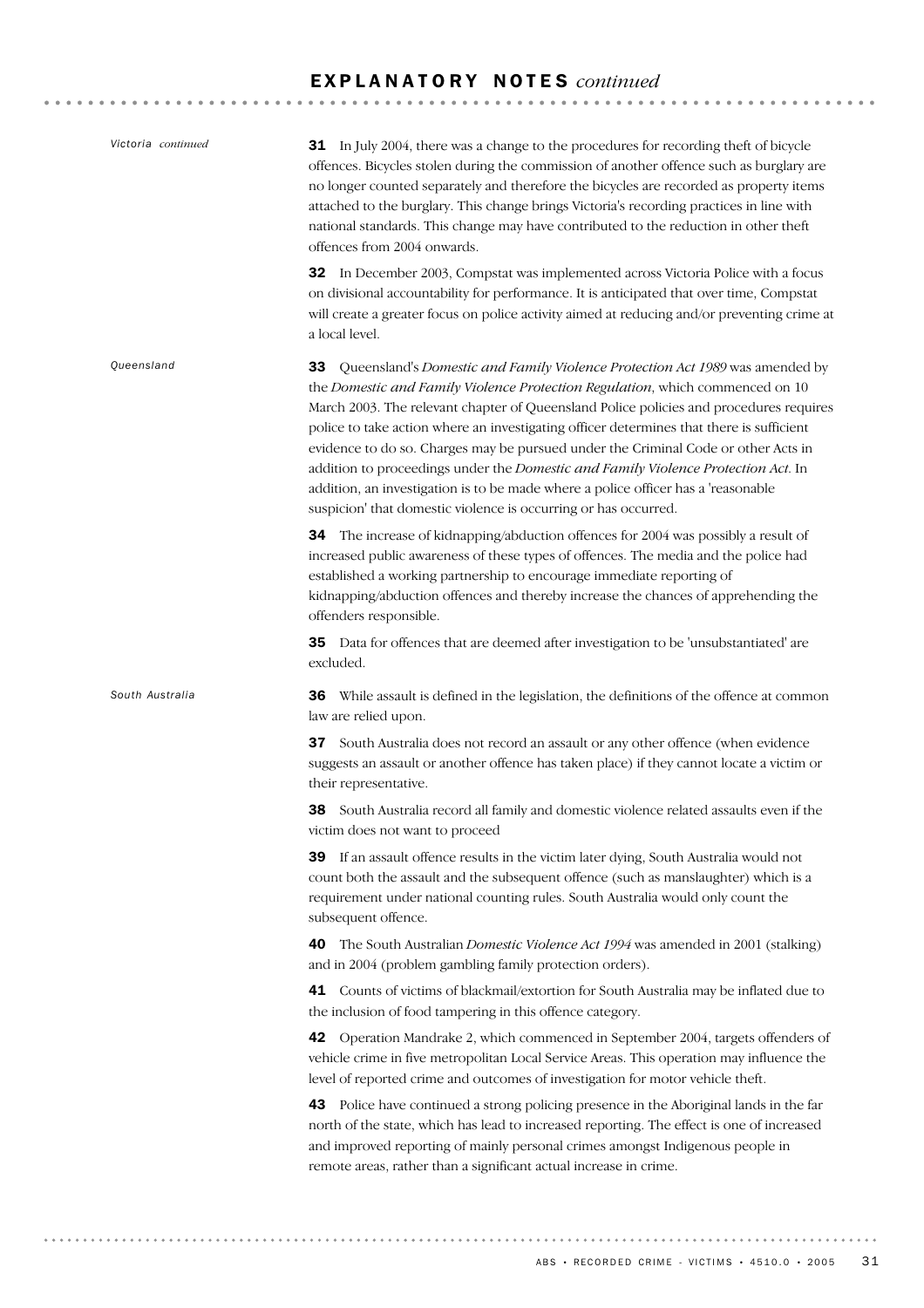## EXPLANATORY NOTES *continued*

*Victoria continued*

**31** In July 2004, there was a change to the procedures for recording theft of bicycle offences. Bicycles stolen during the commission of another offence such as burglary are no longer counted separately and therefore the bicycles are recorded as property items attached to the burglary. This change brings Victoria's recording practices in line with national standards. This change may have contributed to the reduction in other theft offences from 2004 onwards.

**32** In December 2003, Compstat was implemented across Victoria Police with a focus on divisional accountability for performance. It is anticipated that over time, Compstat will create a greater focus on police activity aimed at reducing and/or preventing crime at a local level.

*Queensland*

**33** Queensland's *Domestic and Family Violence Protection Act 1989* was amended by the *Domestic and Family Violence Protection Regulation*, which commenced on 10 March 2003. The relevant chapter of Queensland Police policies and procedures requires police to take action where an investigating officer determines that there is sufficient evidence to do so. Charges may be pursued under the Criminal Code or other Acts in addition to proceedings under the *Domestic and Family Violence Protection Act*. In addition, an investigation is to be made where a police officer has a 'reasonable suspicion' that domestic violence is occurring or has occurred.

**34** The increase of kidnapping/abduction offences for 2004 was possibly a result of increased public awareness of these types of offences. The media and the police had established a working partnership to encourage immediate reporting of kidnapping/abduction offences and thereby increase the chances of apprehending the offenders responsible.

**35** Data for offences that are deemed after investigation to be 'unsubstantiated' are excluded.

*South Australia*

**36** While assault is defined in the legislation, the definitions of the offence at common law are relied upon.

**37** South Australia does not record an assault or any other offence (when evidence suggests an assault or another offence has taken place) if they cannot locate a victim or their representative.

**38** South Australia record all family and domestic violence related assaults even if the victim does not want to proceed

**39** If an assault offence results in the victim later dying, South Australia would not count both the assault and the subsequent offence (such as manslaughter) which is a requirement under national counting rules. South Australia would only count the subsequent offence.

**40** The South Australian *Domestic Violence Act 1994* was amended in 2001 (stalking) and in 2004 (problem gambling family protection orders).

**41** Counts of victims of blackmail/extortion for South Australia may be inflated due to the inclusion of food tampering in this offence category.

**42** Operation Mandrake 2, which commenced in September 2004, targets offenders of vehicle crime in five metropolitan Local Service Areas. This operation may influence the level of reported crime and outcomes of investigation for motor vehicle theft.

**43** Police have continued a strong policing presence in the Aboriginal lands in the far north of the state, which has lead to increased reporting. The effect is one of increased and improved reporting of mainly personal crimes amongst Indigenous people in remote areas, rather than a significant actual increase in crime.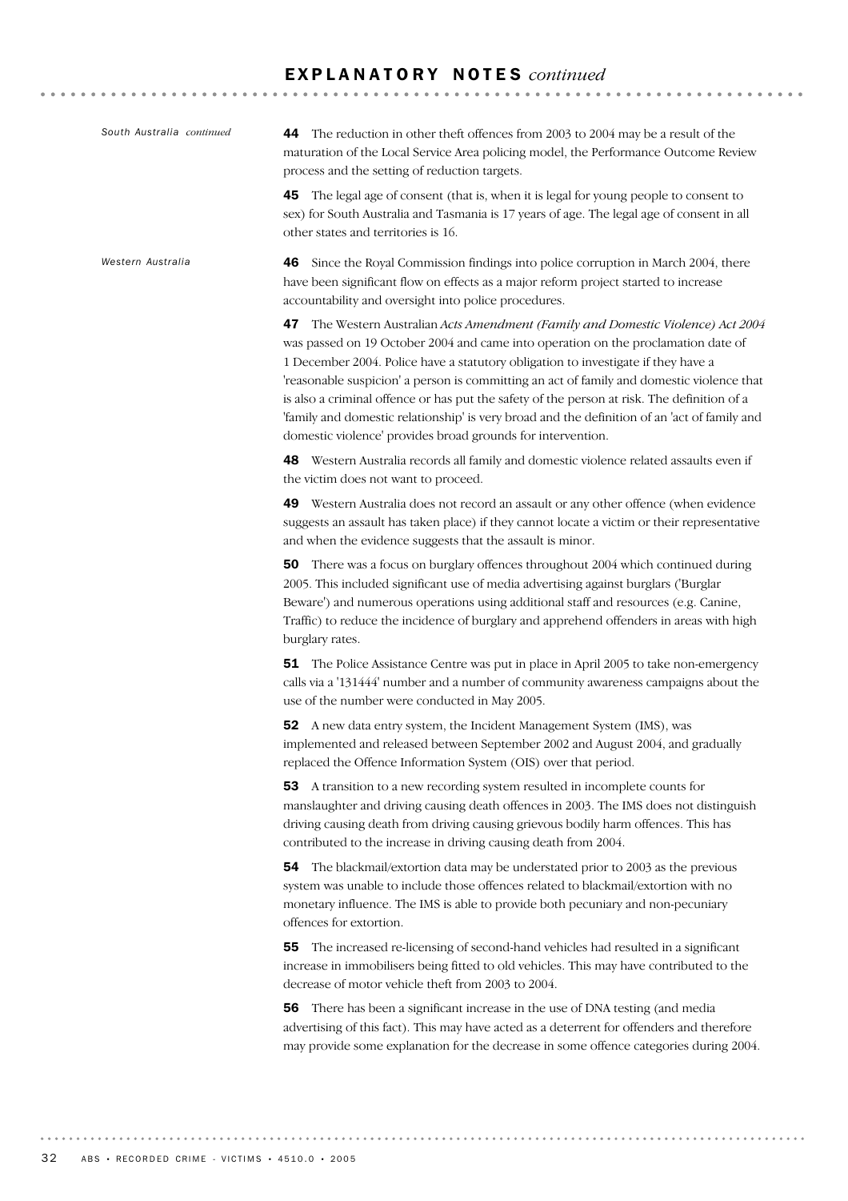# EXPLANATORY NOTES *continued*

*South Australia continued*

**44** The reduction in other theft offences from 2003 to 2004 may be a result of the maturation of the Local Service Area policing model, the Performance Outcome Review process and the setting of reduction targets.

**45** The legal age of consent (that is, when it is legal for young people to consent to sex) for South Australia and Tasmania is 17 years of age. The legal age of consent in all other states and territories is 16.

*Western Australia*

**46** Since the Royal Commission findings into police corruption in March 2004, there have been significant flow on effects as a major reform project started to increase accountability and oversight into police procedures.

**47** The Western Australian *Acts Amendment (Family and Domestic Violence) Act 2004* was passed on 19 October 2004 and came into operation on the proclamation date of 1 December 2004. Police have a statutory obligation to investigate if they have a 'reasonable suspicion' a person is committing an act of family and domestic violence that is also a criminal offence or has put the safety of the person at risk. The definition of a 'family and domestic relationship' is very broad and the definition of an 'act of family and domestic violence' provides broad grounds for intervention.

**48** Western Australia records all family and domestic violence related assaults even if the victim does not want to proceed.

**49** Western Australia does not record an assault or any other offence (when evidence suggests an assault has taken place) if they cannot locate a victim or their representative and when the evidence suggests that the assault is minor.

**50** There was a focus on burglary offences throughout 2004 which continued during 2005. This included significant use of media advertising against burglars ('Burglar Beware') and numerous operations using additional staff and resources (e.g. Canine, Traffic) to reduce the incidence of burglary and apprehend offenders in areas with high burglary rates.

**51** The Police Assistance Centre was put in place in April 2005 to take non-emergency calls via a '131444' number and a number of community awareness campaigns about the use of the number were conducted in May 2005.

**52** A new data entry system, the Incident Management System (IMS), was implemented and released between September 2002 and August 2004, and gradually replaced the Offence Information System (OIS) over that period.

**53** A transition to a new recording system resulted in incomplete counts for manslaughter and driving causing death offences in 2003. The IMS does not distinguish driving causing death from driving causing grievous bodily harm offences. This has contributed to the increase in driving causing death from 2004.

**54** The blackmail/extortion data may be understated prior to 2003 as the previous system was unable to include those offences related to blackmail/extortion with no monetary influence. The IMS is able to provide both pecuniary and non-pecuniary offences for extortion.

**55** The increased re-licensing of second-hand vehicles had resulted in a significant increase in immobilisers being fitted to old vehicles. This may have contributed to the decrease of motor vehicle theft from 2003 to 2004.

**56** There has been a significant increase in the use of DNA testing (and media advertising of this fact). This may have acted as a deterrent for offenders and therefore may provide some explanation for the decrease in some offence categories during 2004.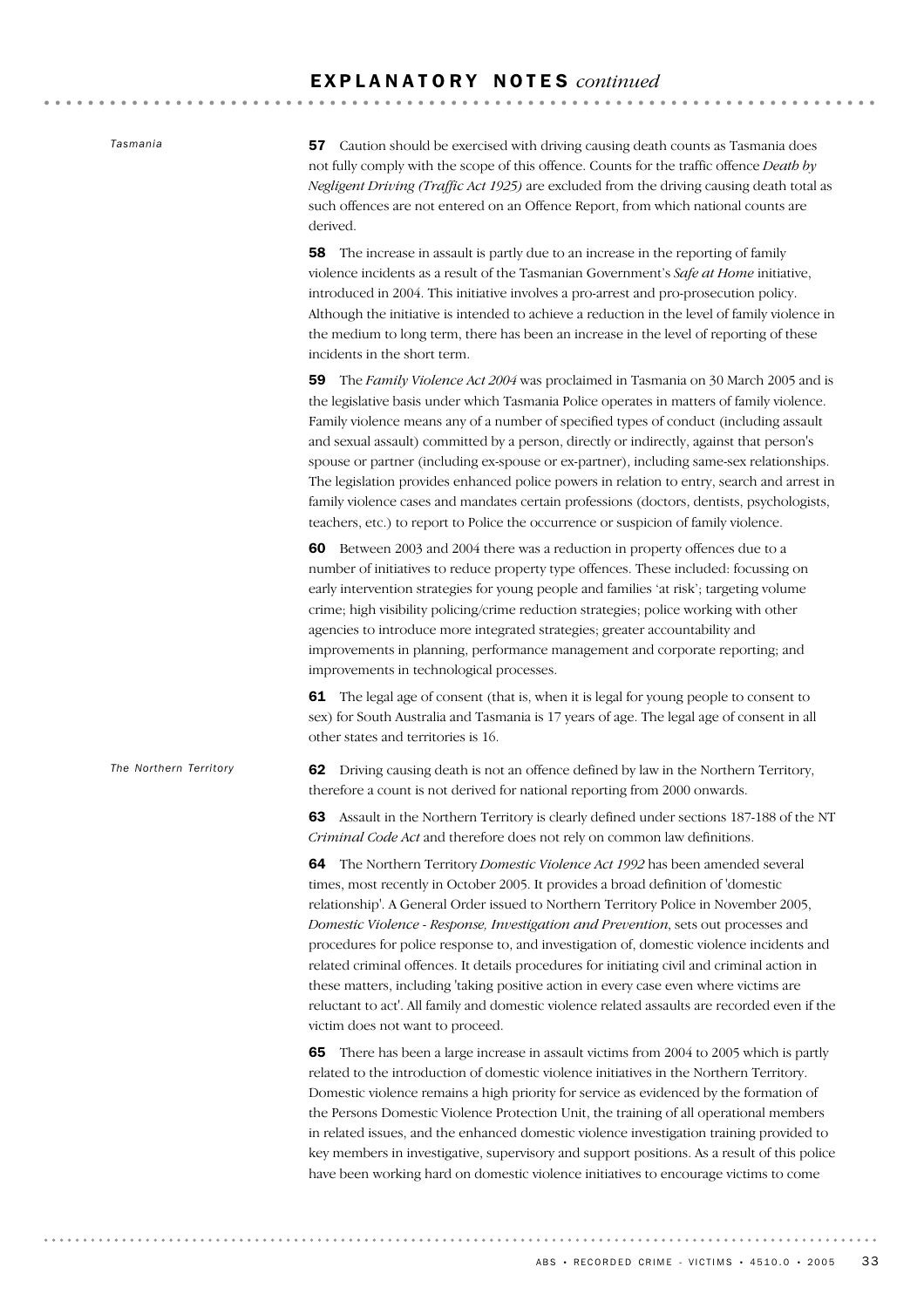## EXPLANATORY NOTES *continued*

*Tasmania*

**57** Caution should be exercised with driving causing death counts as Tasmania does not fully comply with the scope of this offence. Counts for the traffic offence *Death by Negligent Driving (Traffic Act 1925)* are excluded from the driving causing death total as such offences are not entered on an Offence Report, from which national counts are derived.

**58** The increase in assault is partly due to an increase in the reporting of family violence incidents as a result of the Tasmanian Government's *Safe at Home* initiative, introduced in 2004. This initiative involves a pro-arrest and pro-prosecution policy. Although the initiative is intended to achieve a reduction in the level of family violence in the medium to long term, there has been an increase in the level of reporting of these incidents in the short term.

**59** The *Family Violence Act 2004* was proclaimed in Tasmania on 30 March 2005 and is the legislative basis under which Tasmania Police operates in matters of family violence. Family violence means any of a number of specified types of conduct (including assault and sexual assault) committed by a person, directly or indirectly, against that person's spouse or partner (including ex-spouse or ex-partner), including same-sex relationships. The legislation provides enhanced police powers in relation to entry, search and arrest in family violence cases and mandates certain professions (doctors, dentists, psychologists, teachers, etc.) to report to Police the occurrence or suspicion of family violence.

**60** Between 2003 and 2004 there was a reduction in property offences due to a number of initiatives to reduce property type offences. These included: focussing on early intervention strategies for young people and families 'at risk'; targeting volume crime; high visibility policing/crime reduction strategies; police working with other agencies to introduce more integrated strategies; greater accountability and improvements in planning, performance management and corporate reporting; and improvements in technological processes.

**61** The legal age of consent (that is, when it is legal for young people to consent to sex) for South Australia and Tasmania is 17 years of age. The legal age of consent in all other states and territories is 16.

*The Northern Territory*

**62** Driving causing death is not an offence defined by law in the Northern Territory, therefore a count is not derived for national reporting from 2000 onwards.

**63** Assault in the Northern Territory is clearly defined under sections 187-188 of the NT *Criminal Code Act* and therefore does not rely on common law definitions.

**64** The Northern Territory *Domestic Violence Act 1992* has been amended several times, most recently in October 2005. It provides a broad definition of 'domestic relationship'. A General Order issued to Northern Territory Police in November 2005, *Domestic Violence - Response, Investigation and Prevention*, sets out processes and procedures for police response to, and investigation of, domestic violence incidents and related criminal offences. It details procedures for initiating civil and criminal action in these matters, including 'taking positive action in every case even where victims are reluctant to act'. All family and domestic violence related assaults are recorded even if the victim does not want to proceed.

**65** There has been a large increase in assault victims from 2004 to 2005 which is partly related to the introduction of domestic violence initiatives in the Northern Territory. Domestic violence remains a high priority for service as evidenced by the formation of the Persons Domestic Violence Protection Unit, the training of all operational members in related issues, and the enhanced domestic violence investigation training provided to key members in investigative, supervisory and support positions. As a result of this police have been working hard on domestic violence initiatives to encourage victims to come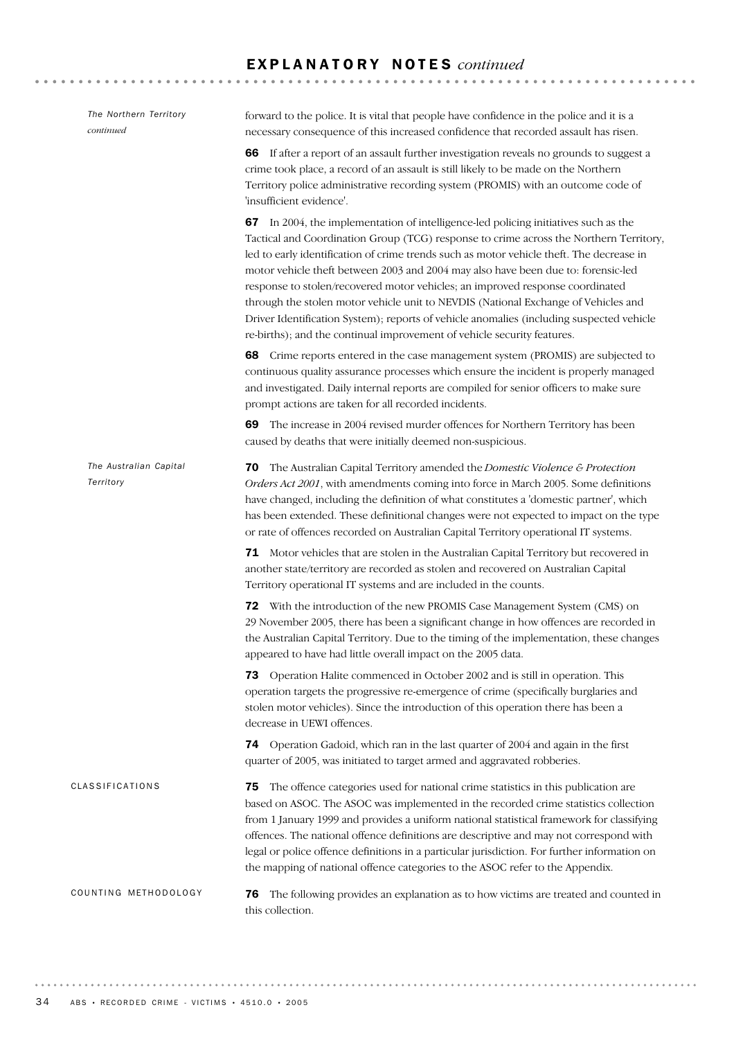## EXPLANATORY NOTES *continued*

*The Northern Territory continued*

forward to the police. It is vital that people have confidence in the police and it is a necessary consequence of this increased confidence that recorded assault has risen.

**66** If after a report of an assault further investigation reveals no grounds to suggest a crime took place, a record of an assault is still likely to be made on the Northern Territory police administrative recording system (PROMIS) with an outcome code of 'insufficient evidence'.

**67** In 2004, the implementation of intelligence-led policing initiatives such as the Tactical and Coordination Group (TCG) response to crime across the Northern Territory, led to early identification of crime trends such as motor vehicle theft. The decrease in motor vehicle theft between 2003 and 2004 may also have been due to: forensic-led response to stolen/recovered motor vehicles; an improved response coordinated through the stolen motor vehicle unit to NEVDIS (National Exchange of Vehicles and Driver Identification System); reports of vehicle anomalies (including suspected vehicle re-births); and the continual improvement of vehicle security features.

**68** Crime reports entered in the case management system (PROMIS) are subjected to continuous quality assurance processes which ensure the incident is properly managed and investigated. Daily internal reports are compiled for senior officers to make sure prompt actions are taken for all recorded incidents.

**69** The increase in 2004 revised murder offences for Northern Territory has been caused by deaths that were initially deemed non-suspicious.

*The Australian Capital Territory*

**70** The Australian Capital Territory amended the *Domestic Violence & Protection Orders Act 2001*, with amendments coming into force in March 2005. Some definitions have changed, including the definition of what constitutes a 'domestic partner', which has been extended. These definitional changes were not expected to impact on the type or rate of offences recorded on Australian Capital Territory operational IT systems.

**71** Motor vehicles that are stolen in the Australian Capital Territory but recovered in another state/territory are recorded as stolen and recovered on Australian Capital Territory operational IT systems and are included in the counts.

**72** With the introduction of the new PROMIS Case Management System (CMS) on 29 November 2005, there has been a significant change in how offences are recorded in the Australian Capital Territory. Due to the timing of the implementation, these changes appeared to have had little overall impact on the 2005 data.

**73** Operation Halite commenced in October 2002 and is still in operation. This operation targets the progressive re-emergence of crime (specifically burglaries and stolen motor vehicles). Since the introduction of this operation there has been a decrease in UEWI offences.

**74** Operation Gadoid, which ran in the last quarter of 2004 and again in the first quarter of 2005, was initiated to target armed and aggravated robberies.

### CLASSIFICATIONS

**75** The offence categories used for national crime statistics in this publication are based on ASOC. The ASOC was implemented in the recorded crime statistics collection from 1 January 1999 and provides a uniform national statistical framework for classifying offences. The national offence definitions are descriptive and may not correspond with legal or police offence definitions in a particular jurisdiction. For further information on the mapping of national offence categories to the ASOC refer to the Appendix.

### COUNTING METHODOLOGY

**76** The following provides an explanation as to how victims are treated and counted in this collection.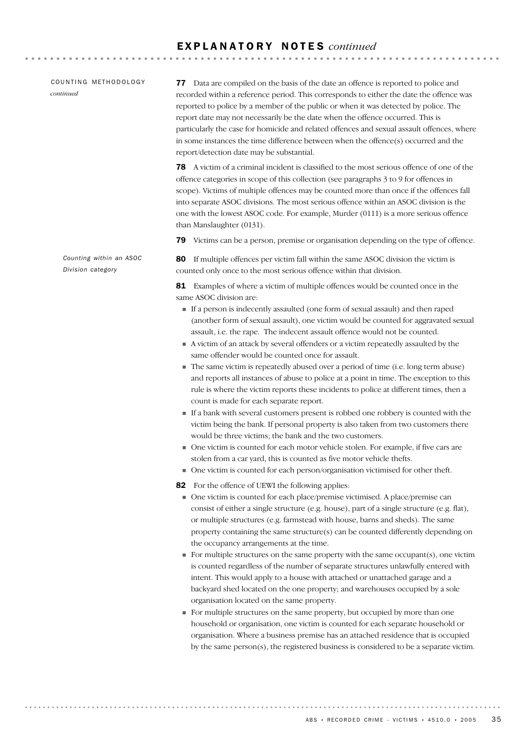## EXPLANATORY NOTES *continued*

### COUNTING METHODOLOGY *continued*

**77** Data are compiled on the basis of the date an offence is reported to police and recorded within a reference period. This corresponds to either the date the offence was reported to police by a member of the public or when it was detected by police. The report date may not necessarily be the date when the offence occurred. This is particularly the case for homicide and related offences and sexual assault offences, where in some instances the time difference between when the offence(s) occurred and the report/detection date may be substantial.

**78** A victim of a criminal incident is classified to the most serious offence of one of the offence categories in scope of this collection (see paragraphs 3 to 9 for offences in scope). Victims of multiple offences may be counted more than once if the offences fall into separate ASOC divisions. The most serious offence within an ASOC division is the one with the lowest ASOC code. For example, Murder (0111) is a more serious offence than Manslaughter (0131).

**79** Victims can be a person, premise or organisation depending on the type of offence.

#### *Counting within an ASOC Division category*

**80** If multiple offences per victim fall within the same ASOC division the victim is counted only once to the most serious offence within that division.

**81** Examples of where a victim of multiple offences would be counted once in the same ASOC division are:

- If a person is indecently assaulted (one form of sexual assault) and then raped (another form of sexual assault), one victim would be counted for aggravated sexual assault, i.e. the rape. The indecent assault offence would not be counted.
- A victim of an attack by several offenders or a victim repeatedly assaulted by the same offender would be counted once for assault.
- The same victim is repeatedly abused over a period of time (i.e. long term abuse) and reports all instances of abuse to police at a point in time. The exception to this rule is where the victim reports these incidents to police at different times, then a count is made for each separate report.
- If a bank with several customers present is robbed one robbery is counted with the victim being the bank. If personal property is also taken from two customers there would be three victims; the bank and the two customers.
- One victim is counted for each motor vehicle stolen. For example, if five cars are stolen from a car yard, this is counted as five motor vehicle thefts.
- One victim is counted for each person/organisation victimised for other theft.

**82** For the offence of UEWI the following applies:

- One victim is counted for each place/premise victimised. A place/premise can consist of either a single structure (e.g. house), part of a single structure (e.g. flat), or multiple structures (e.g. farmstead with house, barns and sheds). The same property containing the same structure(s) can be counted differently depending on the occupancy arrangements at the time.
- For multiple structures on the same property with the same occupant(s), one victim is counted regardless of the number of separate structures unlawfully entered with intent. This would apply to a house with attached or unattached garage and a backyard shed located on the one property; and warehouses occupied by a sole organisation located on the same property.
- For multiple structures on the same property, but occupied by more than one household or organisation, one victim is counted for each separate household or organisation. Where a business premise has an attached residence that is occupied by the same person(s), the registered business is considered to be a separate victim.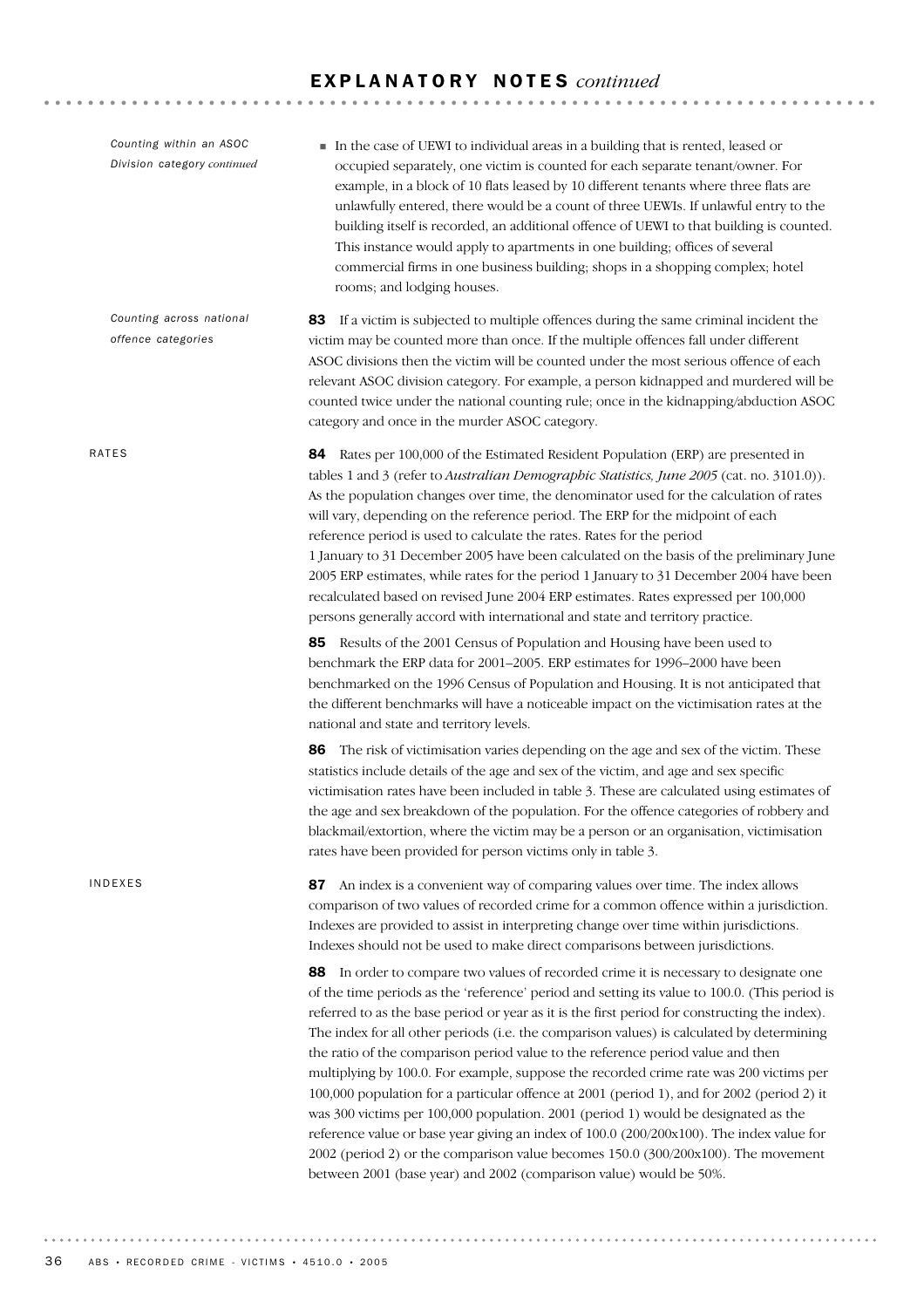## EXPLANATORY NOTES *continued*

*Counting within an ASOC Division category continued*

- In the case of UEWI to individual areas in a building that is rented, leased or occupied separately, one victim is counted for each separate tenant/owner. For example, in a block of 10 flats leased by 10 different tenants where three flats are unlawfully entered, there would be a count of three UEWIs. If unlawful entry to the building itself is recorded, an additional offence of UEWI to that building is counted. This instance would apply to apartments in one building; offices of several commercial firms in one business building; shops in a shopping complex; hotel rooms; and lodging houses.

*Counting across national offence categories*

**83** If a victim is subjected to multiple offences during the same criminal incident the victim may be counted more than once. If the multiple offences fall under different ASOC divisions then the victim will be counted under the most serious offence of each relevant ASOC division category. For example, a person kidnapped and murdered will be counted twice under the national counting rule; once in the kidnapping/abduction ASOC category and once in the murder ASOC category.

### RATES

**84** Rates per 100,000 of the Estimated Resident Population (ERP) are presented in tables 1 and 3 (refer to *Australian Demographic Statistics, June 2005* (cat. no. 3101.0)). As the population changes over time, the denominator used for the calculation of rates will vary, depending on the reference period. The ERP for the midpoint of each reference period is used to calculate the rates. Rates for the period 1 January to 31 December 2005 have been calculated on the basis of the preliminary June 2005 ERP estimates, while rates for the period 1 January to 31 December 2004 have been recalculated based on revised June 2004 ERP estimates. Rates expressed per 100,000 persons generally accord with international and state and territory practice.

**85** Results of the 2001 Census of Population and Housing have been used to benchmark the ERP data for 2001–2005. ERP estimates for 1996–2000 have been benchmarked on the 1996 Census of Population and Housing. It is not anticipated that the different benchmarks will have a noticeable impact on the victimisation rates at the national and state and territory levels.

**86** The risk of victimisation varies depending on the age and sex of the victim. These statistics include details of the age and sex of the victim, and age and sex specific victimisation rates have been included in table 3. These are calculated using estimates of the age and sex breakdown of the population. For the offence categories of robbery and blackmail/extortion, where the victim may be a person or an organisation, victimisation rates have been provided for person victims only in table 3.

### INDEXES

**87** An index is a convenient way of comparing values over time. The index allows comparison of two values of recorded crime for a common offence within a jurisdiction. Indexes are provided to assist in interpreting change over time within jurisdictions. Indexes should not be used to make direct comparisons between jurisdictions.

**88** In order to compare two values of recorded crime it is necessary to designate one of the time periods as the 'reference' period and setting its value to 100.0. (This period is referred to as the base period or year as it is the first period for constructing the index). The index for all other periods (i.e. the comparison values) is calculated by determining the ratio of the comparison period value to the reference period value and then multiplying by 100.0. For example, suppose the recorded crime rate was 200 victims per 100,000 population for a particular offence at 2001 (period 1), and for 2002 (period 2) it was 300 victims per 100,000 population. 2001 (period 1) would be designated as the reference value or base year giving an index of 100.0 (200/200x100). The index value for 2002 (period 2) or the comparison value becomes 150.0 (300/200x100). The movement between 2001 (base year) and 2002 (comparison value) would be 50%.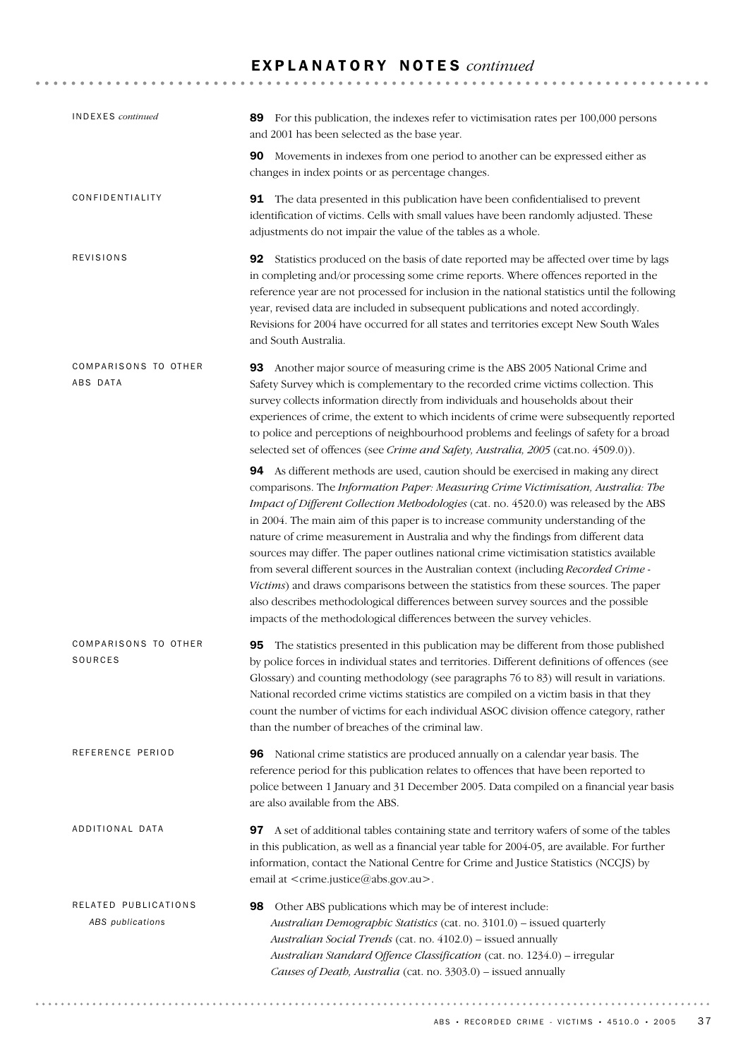# EXPLANATORY NOTES *continued*

### INDEXES *continued*

**89** For this publication, the indexes refer to victimisation rates per 100,000 persons and 2001 has been selected as the base year.

**90** Movements in indexes from one period to another can be expressed either as changes in index points or as percentage changes.

### CONFIDENTIALITY

**91** The data presented in this publication have been confidentialised to prevent identification of victims. Cells with small values have been randomly adjusted. These adjustments do not impair the value of the tables as a whole.

### REVISIONS

**92** Statistics produced on the basis of date reported may be affected over time by lags in completing and/or processing some crime reports. Where offences reported in the reference year are not processed for inclusion in the national statistics until the following year, revised data are included in subsequent publications and noted accordingly. Revisions for 2004 have occurred for all states and territories except New South Wales and South Australia.

### COMPARISONS TO OTHER ABS DATA

**93** Another major source of measuring crime is the ABS 2005 National Crime and Safety Survey which is complementary to the recorded crime victims collection. This survey collects information directly from individuals and households about their experiences of crime, the extent to which incidents of crime were subsequently reported to police and perceptions of neighbourhood problems and feelings of safety for a broad selected set of offences (see *Crime and Safety, Australia, 2005* (cat.no. 4509.0)).

**94** As different methods are used, caution should be exercised in making any direct comparisons. The *Information Paper: Measuring Crime Victimisation, Australia: The Impact of Different Collection Methodologies* (cat. no. 4520.0) was released by the ABS in 2004. The main aim of this paper is to increase community understanding of the nature of crime measurement in Australia and why the findings from different data sources may differ. The paper outlines national crime victimisation statistics available from several different sources in the Australian context (including *Recorded Crime - Victims*) and draws comparisons between the statistics from these sources. The paper also describes methodological differences between survey sources and the possible impacts of the methodological differences between the survey vehicles.

### COMPARISONS TO OTHER SOURCES

**95** The statistics presented in this publication may be different from those published by police forces in individual states and territories. Different definitions of offences (see Glossary) and counting methodology (see paragraphs 76 to 83) will result in variations. National recorded crime victims statistics are compiled on a victim basis in that they count the number of victims for each individual ASOC division offence category, rather than the number of breaches of the criminal law.

### REFERENCE PERIOD

**96** National crime statistics are produced annually on a calendar year basis. The reference period for this publication relates to offences that have been reported to police between 1 January and 31 December 2005. Data compiled on a financial year basis are also available from the ABS.

### ADDITIONAL DATA

**97** A set of additional tables containing state and territory wafers of some of the tables in this publication, as well as a financial year table for 2004-05, are available. For further information, contact the National Centre for Crime and Justice Statistics (NCCJS) by email at <crime.justice@abs.gov.au>.

### RELATED PUBLICATIONS

*ABS publications*

**98** Other ABS publications which may be of interest include:

*Australian Demographic Statistics* (cat. no. 3101.0) – issued quarterly
*Australian Social Trends* (cat. no. 4102.0) – issued annually
*Australian Standard Offence Classification* (cat. no. 1234.0) – irregular
*Causes of Death, Australia* (cat. no. 3303.0) – issued annually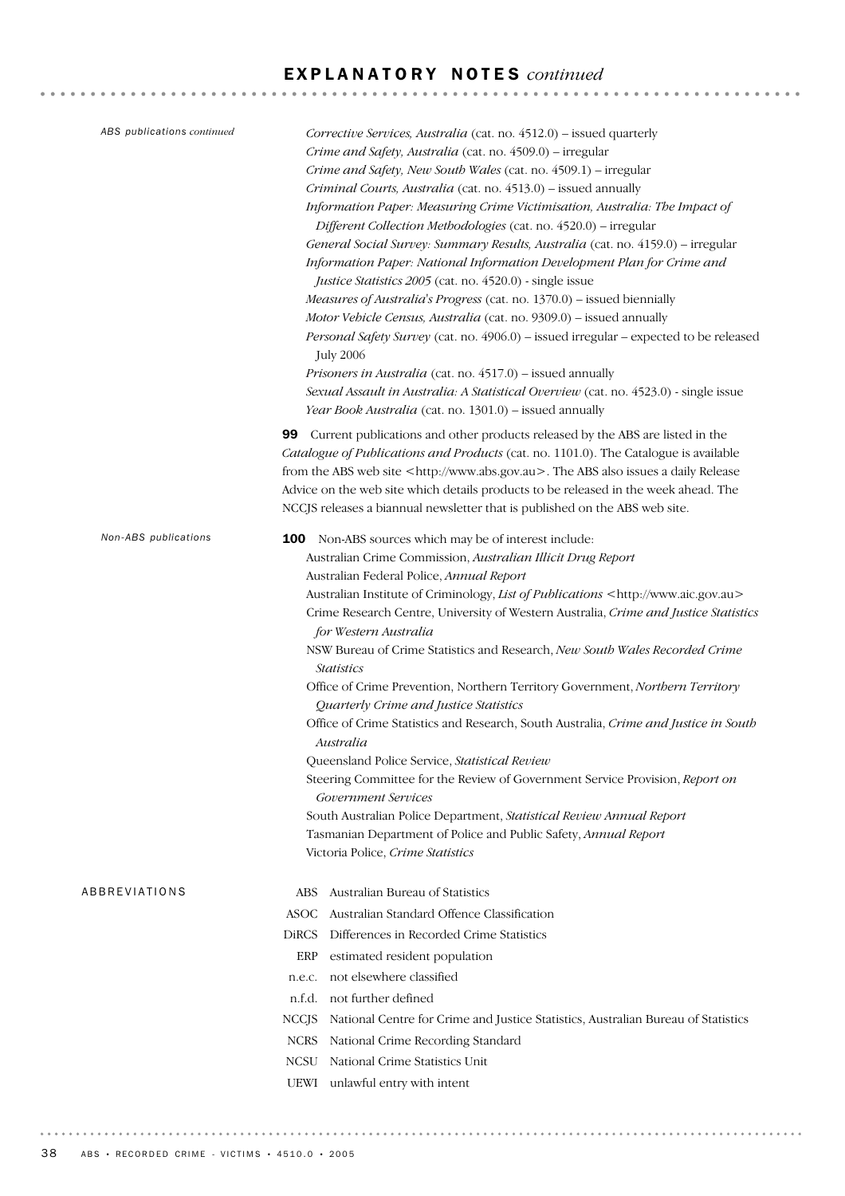## EXPLANATORY NOTES *continued*

*ABS publications continued*

*Corrective Services, Australia* (cat. no. 4512.0) – issued quarterly
*Crime and Safety, Australia* (cat. no. 4509.0) – irregular
*Crime and Safety, New South Wales* (cat. no. 4509.1) – irregular
*Criminal Courts, Australia* (cat. no. 4513.0) – issued annually
*Information Paper: Measuring Crime Victimisation, Australia: The Impact of Different Collection Methodologies* (cat. no. 4520.0) – irregular
*General Social Survey: Summary Results, Australia* (cat. no. 4159.0) – irregular
*Information Paper: National Information Development Plan for Crime and Justice Statistics 2005* (cat. no. 4520.0) - single issue
*Measures of Australia's Progress* (cat. no. 1370.0) – issued biennially
*Motor Vehicle Census, Australia* (cat. no. 9309.0) – issued annually
*Personal Safety Survey* (cat. no. 4906.0) – issued irregular – expected to be released July 2006
*Prisoners in Australia* (cat. no. 4517.0) – issued annually
*Sexual Assault in Australia: A Statistical Overview* (cat. no. 4523.0) - single issue
*Year Book Australia* (cat. no. 1301.0) – issued annually

**99** Current publications and other products released by the ABS are listed in the *Catalogue of Publications and Products* (cat. no. 1101.0). The Catalogue is available from the ABS web site <http://www.abs.gov.au>. The ABS also issues a daily Release Advice on the web site which details products to be released in the week ahead. The NCCJS releases a biannual newsletter that is published on the ABS web site.

*Non-ABS publications*

**100** Non-ABS sources which may be of interest include:
Australian Crime Commission, *Australian Illicit Drug Report*
Australian Federal Police, *Annual Report*
Australian Institute of Criminology, *List of Publications* <http://www.aic.gov.au>
Crime Research Centre, University of Western Australia, *Crime and Justice Statistics for Western Australia*
NSW Bureau of Crime Statistics and Research, *New South Wales Recorded Crime Statistics*
Office of Crime Prevention, Northern Territory Government, *Northern Territory Quarterly Crime and Justice Statistics*
Office of Crime Statistics and Research, South Australia, *Crime and Justice in South Australia*
Queensland Police Service, *Statistical Review*
Steering Committee for the Review of Government Service Provision, *Report on Government Services*
South Australian Police Department, *Statistical Review Annual Report*
Tasmanian Department of Police and Public Safety, *Annual Report*
Victoria Police, *Crime Statistics*

## ABBREVIATIONS

| | |
|---|---|
| ABS | Australian Bureau of Statistics |
| ASOC | Australian Standard Offence Classification |
| DiRCS | Differences in Recorded Crime Statistics |
| ERP | estimated resident population |
| n.e.c. | not elsewhere classified |
| n.f.d. | not further defined |
| NCCJS | National Centre for Crime and Justice Statistics, Australian Bureau of Statistics |
| NCRS | National Crime Recording Standard |
| NCSU | National Crime Statistics Unit |
| UEWI | unlawful entry with intent |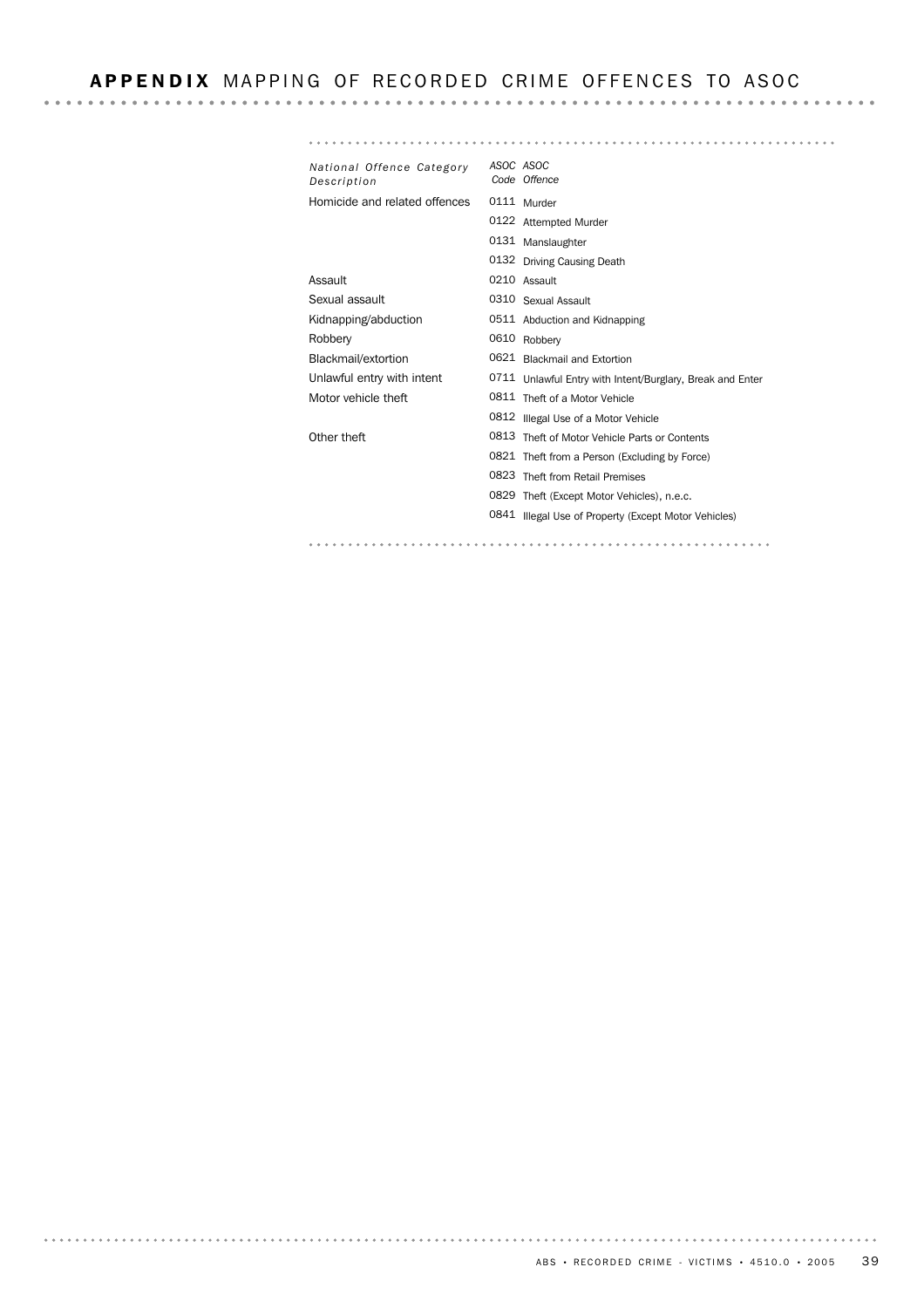# APPENDIX MAPPING OF RECORDED CRIME OFFENCES TO ASOC

| *National Offence Category Description* | *ASOC Code* | *ASOC Offence* |
|---|---|---|
| Homicide and related offences | 0111 | Murder |
| | 0122 | Attempted Murder |
| | 0131 | Manslaughter |
| | 0132 | Driving Causing Death |
| Assault | 0210 | Assault |
| Sexual assault | 0310 | Sexual Assault |
| Kidnapping/abduction | 0511 | Abduction and Kidnapping |
| Robbery | 0610 | Robbery |
| Blackmail/extortion | 0621 | Blackmail and Extortion |
| Unlawful entry with intent | 0711 | Unlawful Entry with Intent/Burglary, Break and Enter |
| Motor vehicle theft | 0811 | Theft of a Motor Vehicle |
| | 0812 | Illegal Use of a Motor Vehicle |
| Other theft | 0813 | Theft of Motor Vehicle Parts or Contents |
| | 0821 | Theft from a Person (Excluding by Force) |
| | 0823 | Theft from Retail Premises |
| | 0829 | Theft (Except Motor Vehicles), n.e.c. |
| | 0841 | Illegal Use of Property (Except Motor Vehicles) |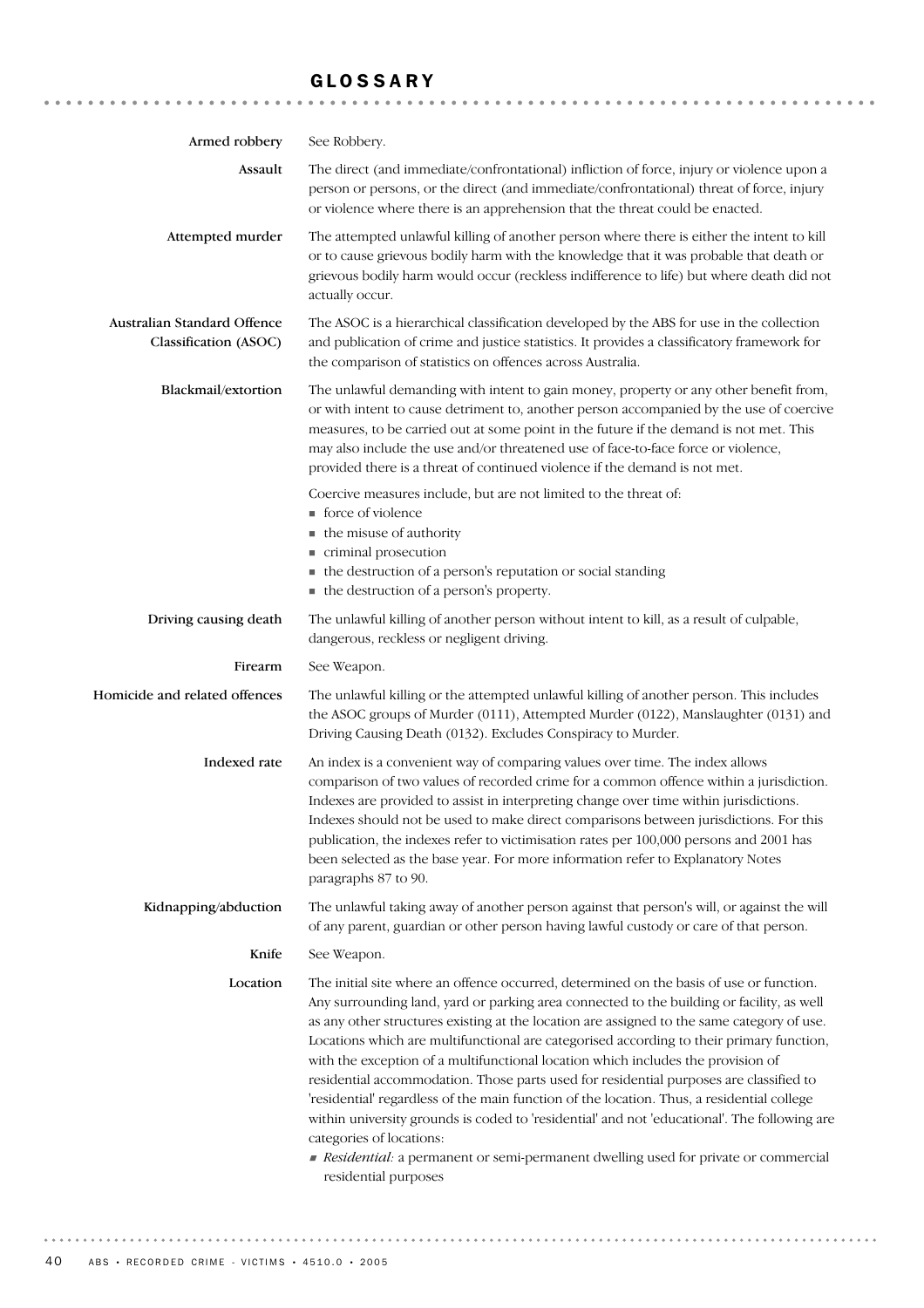# GLOSSARY

**Armed robbery**
See Robbery.

**Assault**
The direct (and immediate/confrontational) infliction of force, injury or violence upon a person or persons, or the direct (and immediate/confrontational) threat of force, injury or violence where there is an apprehension that the threat could be enacted.

**Attempted murder**
The attempted unlawful killing of another person where there is either the intent to kill or to cause grievous bodily harm with the knowledge that it was probable that death or grievous bodily harm would occur (reckless indifference to life) but where death did not actually occur.

**Australian Standard Offence Classification (ASOC)**
The ASOC is a hierarchical classification developed by the ABS for use in the collection and publication of crime and justice statistics. It provides a classificatory framework for the comparison of statistics on offences across Australia.

**Blackmail/extortion**
The unlawful demanding with intent to gain money, property or any other benefit from, or with intent to cause detriment to, another person accompanied by the use of coercive measures, to be carried out at some point in the future if the demand is not met. This may also include the use and/or threatened use of face-to-face force or violence, provided there is a threat of continued violence if the demand is not met.

Coercive measures include, but are not limited to the threat of:
- force of violence
- the misuse of authority
- criminal prosecution
- the destruction of a person's reputation or social standing
- the destruction of a person's property.

**Driving causing death**
The unlawful killing of another person without intent to kill, as a result of culpable, dangerous, reckless or negligent driving.

**Firearm**
See Weapon.

**Homicide and related offences**
The unlawful killing or the attempted unlawful killing of another person. This includes the ASOC groups of Murder (0111), Attempted Murder (0122), Manslaughter (0131) and Driving Causing Death (0132). Excludes Conspiracy to Murder.

**Indexed rate**
An index is a convenient way of comparing values over time. The index allows comparison of two values of recorded crime for a common offence within a jurisdiction. Indexes are provided to assist in interpreting change over time within jurisdictions. Indexes should not be used to make direct comparisons between jurisdictions. For this publication, the indexes refer to victimisation rates per 100,000 persons and 2001 has been selected as the base year. For more information refer to Explanatory Notes paragraphs 87 to 90.

**Kidnapping/abduction**
The unlawful taking away of another person against that person's will, or against the will of any parent, guardian or other person having lawful custody or care of that person.

**Knife**
See Weapon.

**Location**
The initial site where an offence occurred, determined on the basis of use or function. Any surrounding land, yard or parking area connected to the building or facility, as well as any other structures existing at the location are assigned to the same category of use. Locations which are multifunctional are categorised according to their primary function, with the exception of a multifunctional location which includes the provision of residential accommodation. Those parts used for residential purposes are classified to 'residential' regardless of the main function of the location. Thus, a residential college within university grounds is coded to 'residential' and not 'educational'. The following are categories of locations:
- *Residential:* a permanent or semi-permanent dwelling used for private or commercial residential purposes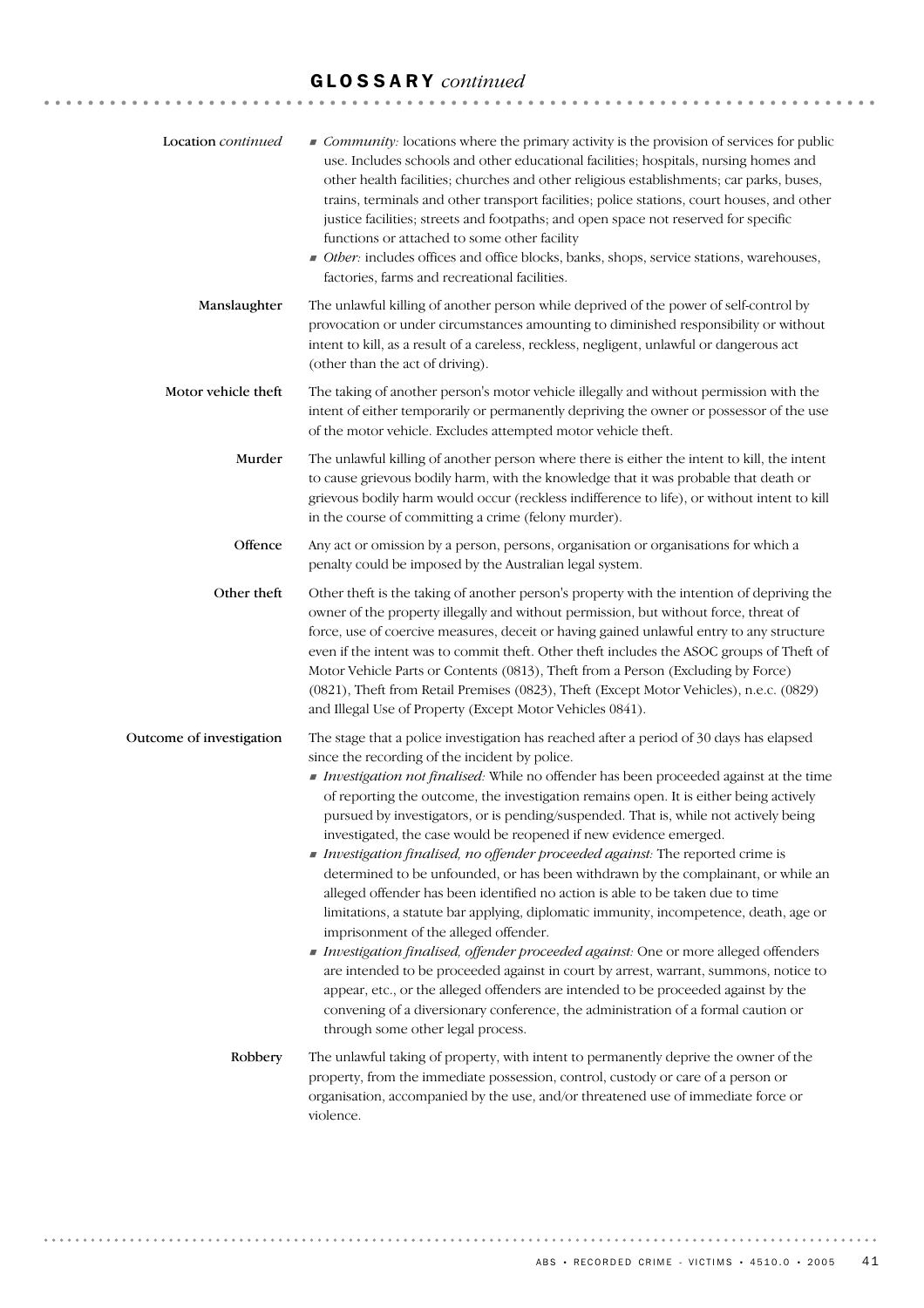## GLOSSARY *continued*

**Location** *continued*

- *Community:* locations where the primary activity is the provision of services for public use. Includes schools and other educational facilities; hospitals, nursing homes and other health facilities; churches and other religious establishments; car parks, buses, trains, terminals and other transport facilities; police stations, court houses, and other justice facilities; streets and footpaths; and open space not reserved for specific functions or attached to some other facility
- *Other:* includes offices and office blocks, banks, shops, service stations, warehouses, factories, farms and recreational facilities.

**Manslaughter**

The unlawful killing of another person while deprived of the power of self-control by provocation or under circumstances amounting to diminished responsibility or without intent to kill, as a result of a careless, reckless, negligent, unlawful or dangerous act (other than the act of driving).

**Motor vehicle theft**

The taking of another person's motor vehicle illegally and without permission with the intent of either temporarily or permanently depriving the owner or possessor of the use of the motor vehicle. Excludes attempted motor vehicle theft.

**Murder**

The unlawful killing of another person where there is either the intent to kill, the intent to cause grievous bodily harm, with the knowledge that it was probable that death or grievous bodily harm would occur (reckless indifference to life), or without intent to kill in the course of committing a crime (felony murder).

**Offence**

Any act or omission by a person, persons, organisation or organisations for which a penalty could be imposed by the Australian legal system.

**Other theft**

Other theft is the taking of another person's property with the intention of depriving the owner of the property illegally and without permission, but without force, threat of force, use of coercive measures, deceit or having gained unlawful entry to any structure even if the intent was to commit theft. Other theft includes the ASOC groups of Theft of Motor Vehicle Parts or Contents (0813), Theft from a Person (Excluding by Force) (0821), Theft from Retail Premises (0823), Theft (Except Motor Vehicles), n.e.c. (0829) and Illegal Use of Property (Except Motor Vehicles 0841).

**Outcome of investigation**

The stage that a police investigation has reached after a period of 30 days has elapsed since the recording of the incident by police.

- *Investigation not finalised:* While no offender has been proceeded against at the time of reporting the outcome, the investigation remains open. It is either being actively pursued by investigators, or is pending/suspended. That is, while not actively being investigated, the case would be reopened if new evidence emerged.
- *Investigation finalised, no offender proceeded against:* The reported crime is determined to be unfounded, or has been withdrawn by the complainant, or while an alleged offender has been identified no action is able to be taken due to time limitations, a statute bar applying, diplomatic immunity, incompetence, death, age or imprisonment of the alleged offender.
- *Investigation finalised, offender proceeded against:* One or more alleged offenders are intended to be proceeded against in court by arrest, warrant, summons, notice to appear, etc., or the alleged offenders are intended to be proceeded against by the convening of a diversionary conference, the administration of a formal caution or through some other legal process.

**Robbery**

The unlawful taking of property, with intent to permanently deprive the owner of the property, from the immediate possession, control, custody or care of a person or organisation, accompanied by the use, and/or threatened use of immediate force or violence.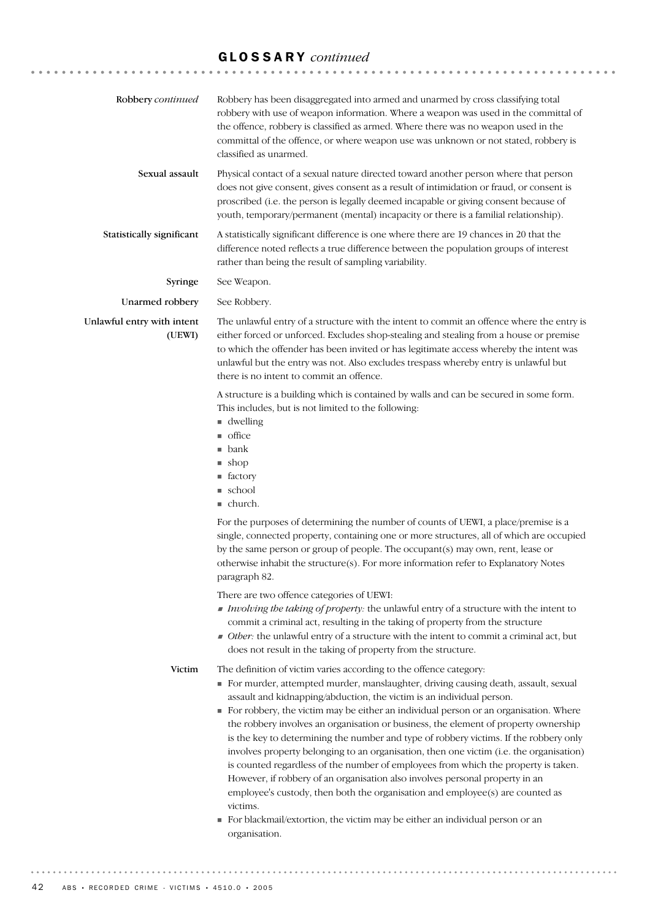## GLOSSARY *continued*

**Robbery** *continued*

Robbery has been disaggregated into armed and unarmed by cross classifying total robbery with use of weapon information. Where a weapon was used in the committal of the offence, robbery is classified as armed. Where there was no weapon used in the committal of the offence, or where weapon use was unknown or not stated, robbery is classified as unarmed.

**Sexual assault**

Physical contact of a sexual nature directed toward another person where that person does not give consent, gives consent as a result of intimidation or fraud, or consent is proscribed (i.e. the person is legally deemed incapable or giving consent because of youth, temporary/permanent (mental) incapacity or there is a familial relationship).

**Statistically significant**

A statistically significant difference is one where there are 19 chances in 20 that the difference noted reflects a true difference between the population groups of interest rather than being the result of sampling variability.

**Syringe**

See Weapon.

**Unarmed robbery**

See Robbery.

**Unlawful entry with intent (UEWI)**

The unlawful entry of a structure with the intent to commit an offence where the entry is either forced or unforced. Excludes shop-stealing and stealing from a house or premise to which the offender has been invited or has legitimate access whereby the intent was unlawful but the entry was not. Also excludes trespass whereby entry is unlawful but there is no intent to commit an offence.

A structure is a building which is contained by walls and can be secured in some form. This includes, but is not limited to the following:

- dwelling
- office
- bank
- shop
- factory
- school
- church.

For the purposes of determining the number of counts of UEWI, a place/premise is a single, connected property, containing one or more structures, all of which are occupied by the same person or group of people. The occupant(s) may own, rent, lease or otherwise inhabit the structure(s). For more information refer to Explanatory Notes paragraph 82.

There are two offence categories of UEWI:

- *Involving the taking of property:* the unlawful entry of a structure with the intent to commit a criminal act, resulting in the taking of property from the structure
- *Other:* the unlawful entry of a structure with the intent to commit a criminal act, but does not result in the taking of property from the structure.

**Victim**

The definition of victim varies according to the offence category:

- For murder, attempted murder, manslaughter, driving causing death, assault, sexual assault and kidnapping/abduction, the victim is an individual person.
- For robbery, the victim may be either an individual person or an organisation. Where the robbery involves an organisation or business, the element of property ownership is the key to determining the number and type of robbery victims. If the robbery only involves property belonging to an organisation, then one victim (i.e. the organisation) is counted regardless of the number of employees from which the property is taken. However, if robbery of an organisation also involves personal property in an employee's custody, then both the organisation and employee(s) are counted as victims.
- For blackmail/extortion, the victim may be either an individual person or an organisation.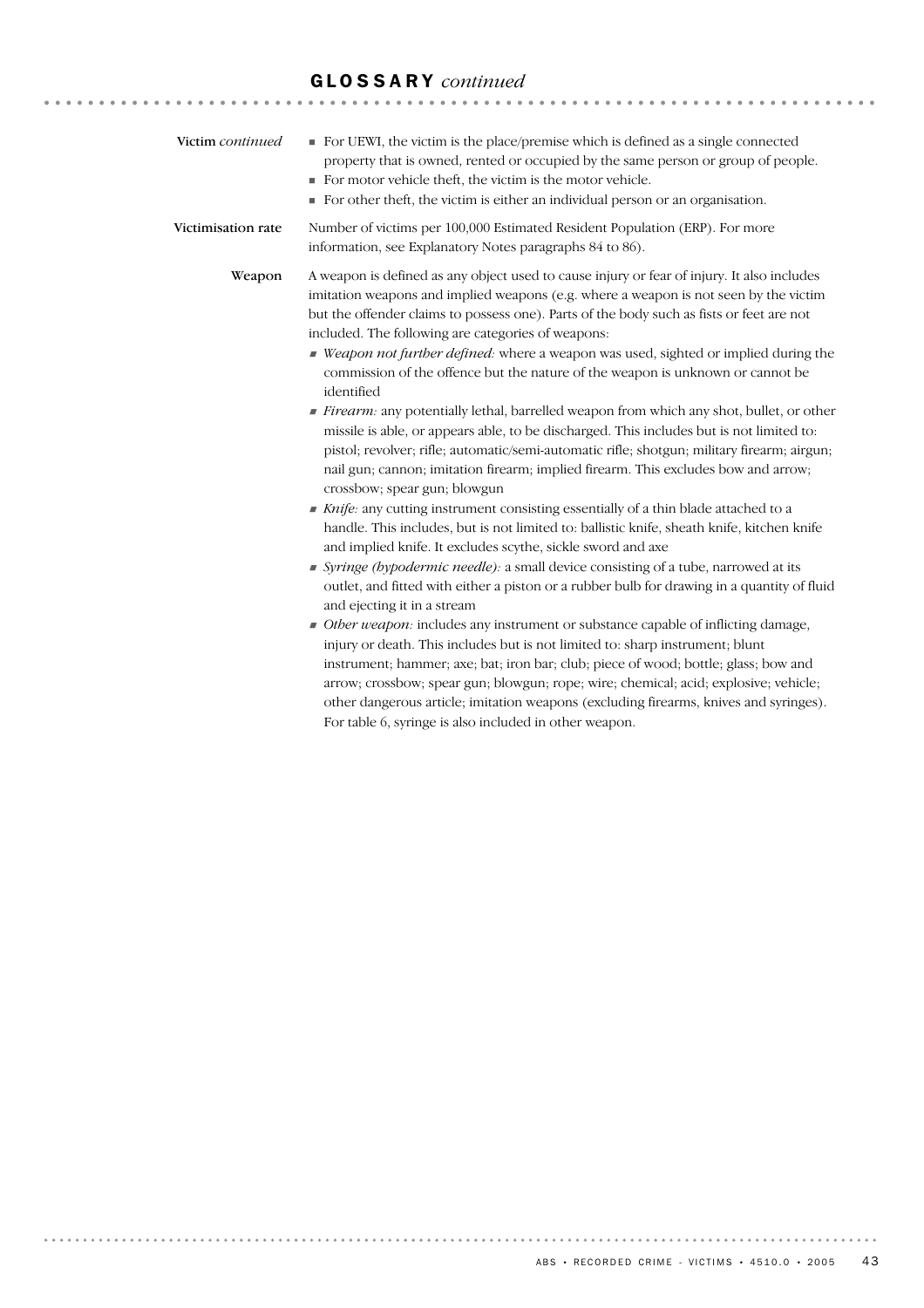## GLOSSARY *continued*

**Victim** *continued*

- For UEWI, the victim is the place/premise which is defined as a single connected property that is owned, rented or occupied by the same person or group of people.
- For motor vehicle theft, the victim is the motor vehicle.
- For other theft, the victim is either an individual person or an organisation.

**Victimisation rate**

Number of victims per 100,000 Estimated Resident Population (ERP). For more information, see Explanatory Notes paragraphs 84 to 86).

**Weapon**

A weapon is defined as any object used to cause injury or fear of injury. It also includes imitation weapons and implied weapons (e.g. where a weapon is not seen by the victim but the offender claims to possess one). Parts of the body such as fists or feet are not included. The following are categories of weapons:

- *Weapon not further defined:* where a weapon was used, sighted or implied during the commission of the offence but the nature of the weapon is unknown or cannot be identified
- *Firearm:* any potentially lethal, barrelled weapon from which any shot, bullet, or other missile is able, or appears able, to be discharged. This includes but is not limited to: pistol; revolver; rifle; automatic/semi-automatic rifle; shotgun; military firearm; airgun; nail gun; cannon; imitation firearm; implied firearm. This excludes bow and arrow; crossbow; spear gun; blowgun
- *Knife:* any cutting instrument consisting essentially of a thin blade attached to a handle. This includes, but is not limited to: ballistic knife, sheath knife, kitchen knife and implied knife. It excludes scythe, sickle sword and axe
- *Syringe (hypodermic needle):* a small device consisting of a tube, narrowed at its outlet, and fitted with either a piston or a rubber bulb for drawing in a quantity of fluid and ejecting it in a stream
- *Other weapon:* includes any instrument or substance capable of inflicting damage, injury or death. This includes but is not limited to: sharp instrument; blunt instrument; hammer; axe; bat; iron bar; club; piece of wood; bottle; glass; bow and arrow; crossbow; spear gun; blowgun; rope; wire; chemical; acid; explosive; vehicle; other dangerous article; imitation weapons (excluding firearms, knives and syringes). For table 6, syringe is also included in other weapon.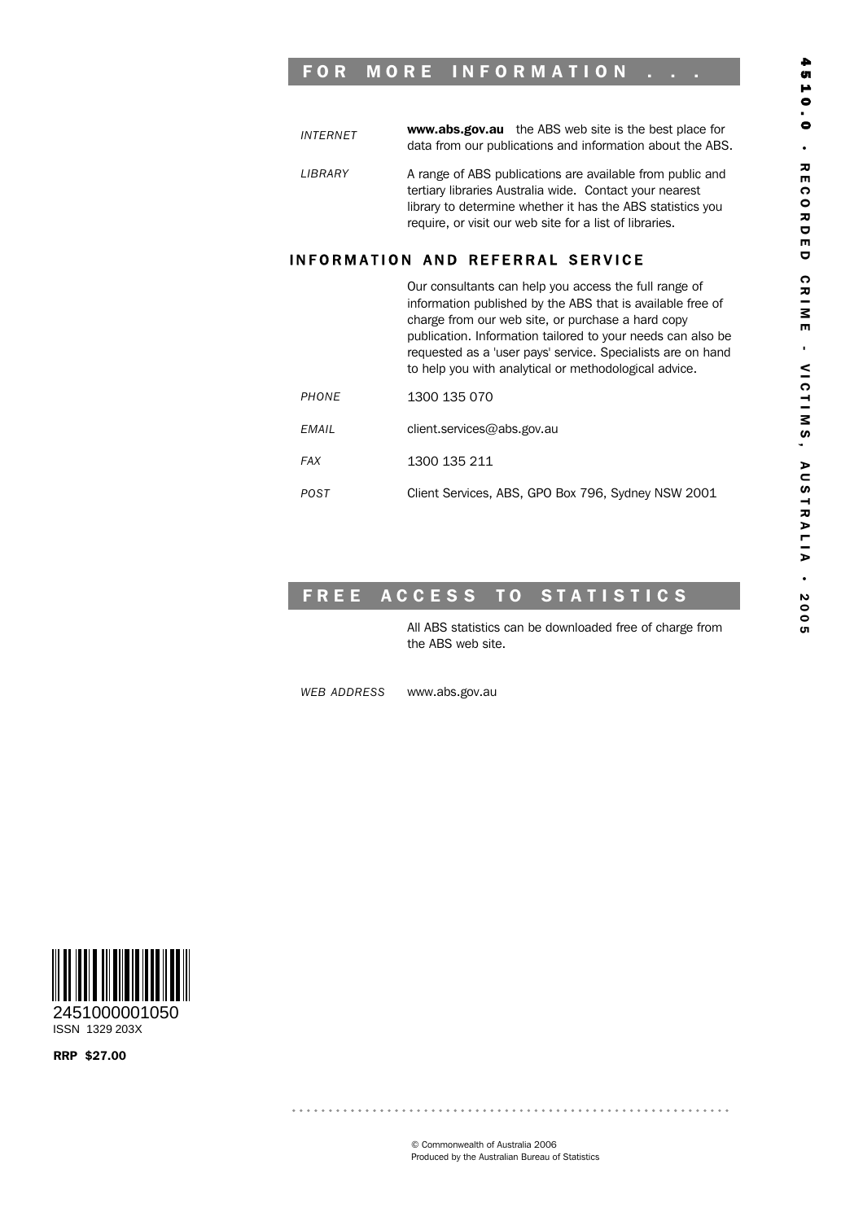## FOR MORE INFORMATION . . .

*INTERNET* **www.abs.gov.au** the ABS web site is the best place for data from our publications and information about the ABS.

*LIBRARY* A range of ABS publications are available from public and tertiary libraries Australia wide. Contact your nearest library to determine whether it has the ABS statistics you require, or visit our web site for a list of libraries.

### INFORMATION AND REFERRAL SERVICE

Our consultants can help you access the full range of information published by the ABS that is available free of charge from our web site, or purchase a hard copy publication. Information tailored to your needs can also be requested as a 'user pays' service. Specialists are on hand to help you with analytical or methodological advice.

*PHONE* 1300 135 070

*EMAIL* client.services@abs.gov.au

*FAX* 1300 135 211

*POST* Client Services, ABS, GPO Box 796, Sydney NSW 2001

## FREE ACCESS TO STATISTICS

All ABS statistics can be downloaded free of charge from the ABS web site.

*WEB ADDRESS* www.abs.gov.au

2451000001050

ISSN 1329 203X

**RRP $27.00**

© Commonwealth of Australia 2006
Produced by the Australian Bureau of Statistics